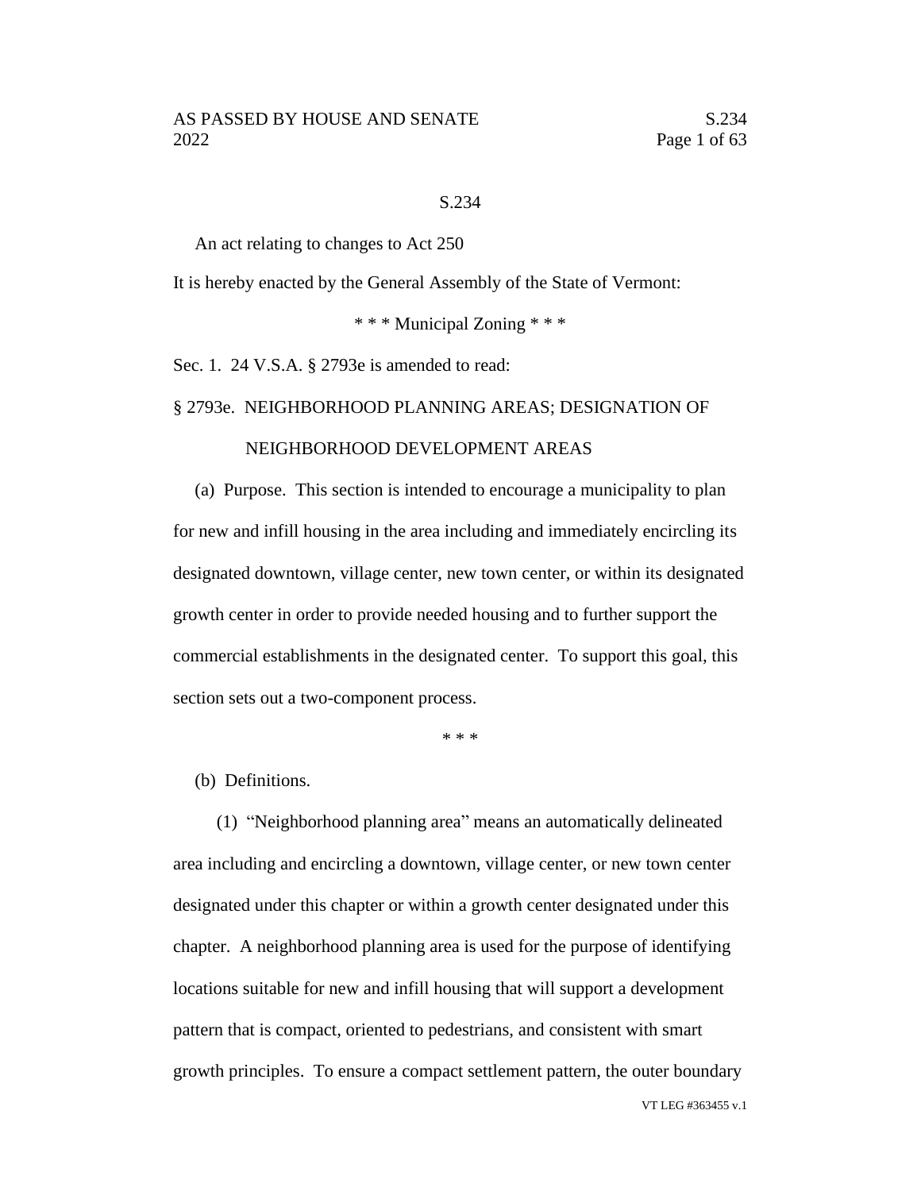S.234

An act relating to changes to Act 250

It is hereby enacted by the General Assembly of the State of Vermont:

\* \* \* Municipal Zoning \* \* \*

Sec. 1. 24 V.S.A. § 2793e is amended to read:

§ 2793e. NEIGHBORHOOD PLANNING AREAS; DESIGNATION OF NEIGHBORHOOD DEVELOPMENT AREAS

(a) Purpose. This section is intended to encourage a municipality to plan for new and infill housing in the area including and immediately encircling its designated downtown, village center, new town center, or within its designated growth center in order to provide needed housing and to further support the commercial establishments in the designated center. To support this goal, this section sets out a two-component process.

\* \* \*

(b) Definitions.

(1) "Neighborhood planning area" means an automatically delineated area including and encircling a downtown, village center, or new town center designated under this chapter or within a growth center designated under this chapter. A neighborhood planning area is used for the purpose of identifying locations suitable for new and infill housing that will support a development pattern that is compact, oriented to pedestrians, and consistent with smart growth principles. To ensure a compact settlement pattern, the outer boundary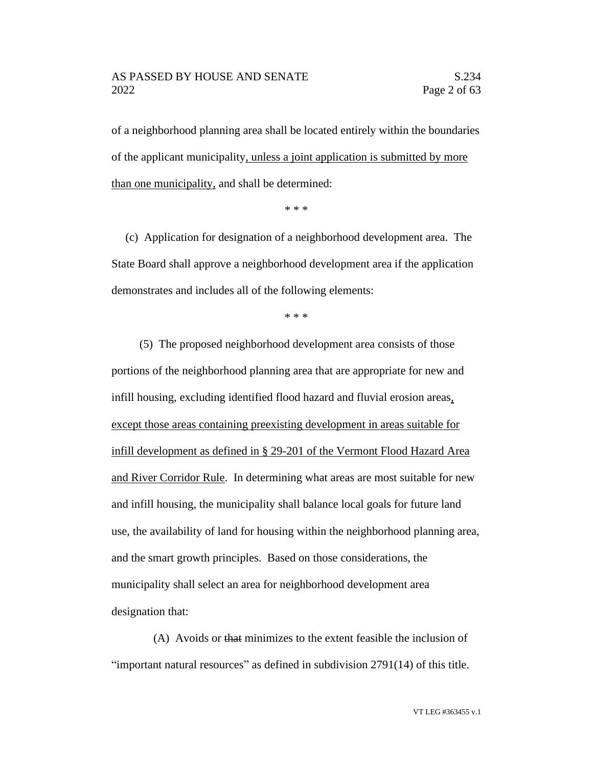of a neighborhood planning area shall be located entirely within the boundaries of the applicant municipality<u>, unless a joint application is submitted by more than one municipality,</u> and shall be determined:

\* \* \*

(c) Application for designation of a neighborhood development area. The State Board shall approve a neighborhood development area if the application demonstrates and includes all of the following elements:

\* \* \*

(5) The proposed neighborhood development area consists of those portions of the neighborhood planning area that are appropriate for new and infill housing, excluding identified flood hazard and fluvial erosion areas<u>, except those areas containing preexisting development in areas suitable for infill development as defined in § 29-201 of the Vermont Flood Hazard Area and River Corridor Rule</u>. In determining what areas are most suitable for new and infill housing, the municipality shall balance local goals for future land use, the availability of land for housing within the neighborhood planning area, and the smart growth principles. Based on those considerations, the municipality shall select an area for neighborhood development area designation that:

(A) Avoids or ~~that~~ minimizes to the extent feasible the inclusion of "important natural resources" as defined in subdivision 2791(14) of this title.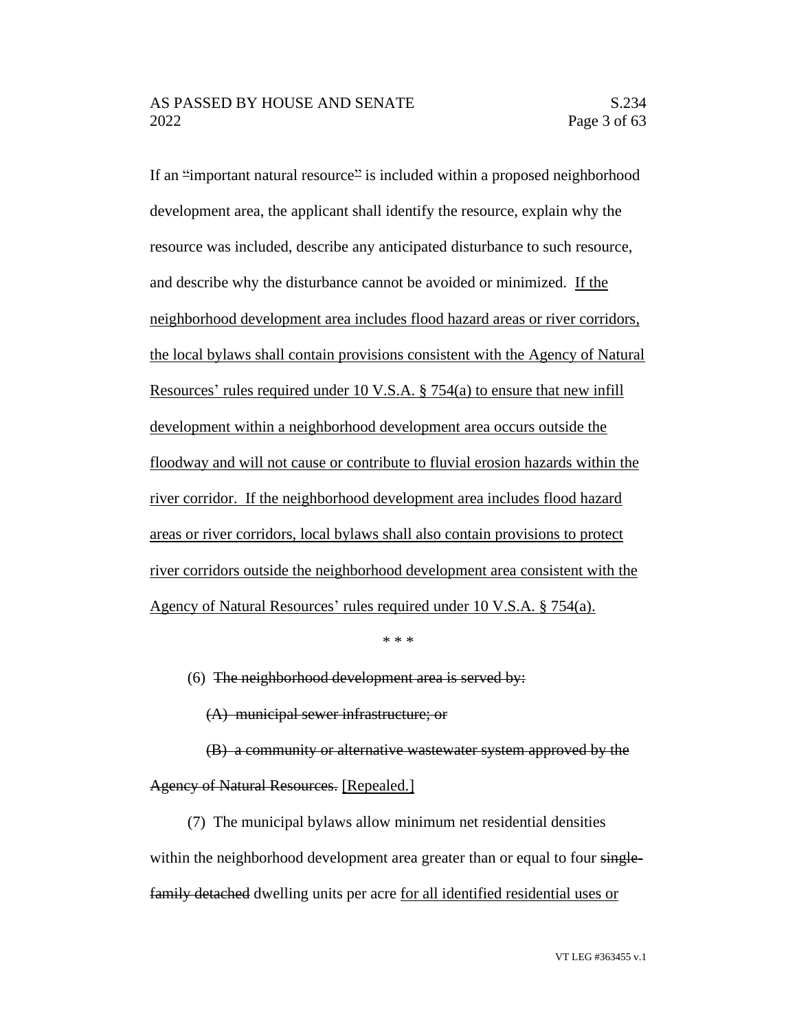If an "important natural resource" is included within a proposed neighborhood development area, the applicant shall identify the resource, explain why the resource was included, describe any anticipated disturbance to such resource, and describe why the disturbance cannot be avoided or minimized. If the neighborhood development area includes flood hazard areas or river corridors, the local bylaws shall contain provisions consistent with the Agency of Natural Resources' rules required under 10 V.S.A. § 754(a) to ensure that new infill development within a neighborhood development area occurs outside the floodway and will not cause or contribute to fluvial erosion hazards within the river corridor. If the neighborhood development area includes flood hazard areas or river corridors, local bylaws shall also contain provisions to protect river corridors outside the neighborhood development area consistent with the Agency of Natural Resources' rules required under 10 V.S.A. § 754(a).

\* \* \*

(6) ~~The neighborhood development area is served by:~~

~~(A) municipal sewer infrastructure; or~~

~~(B) a community or alternative wastewater system approved by the Agency of Natural Resources.~~ [Repealed.]

(7) The municipal bylaws allow minimum net residential densities within the neighborhood development area greater than or equal to four ~~single-family detached~~ dwelling units per acre for all identified residential uses or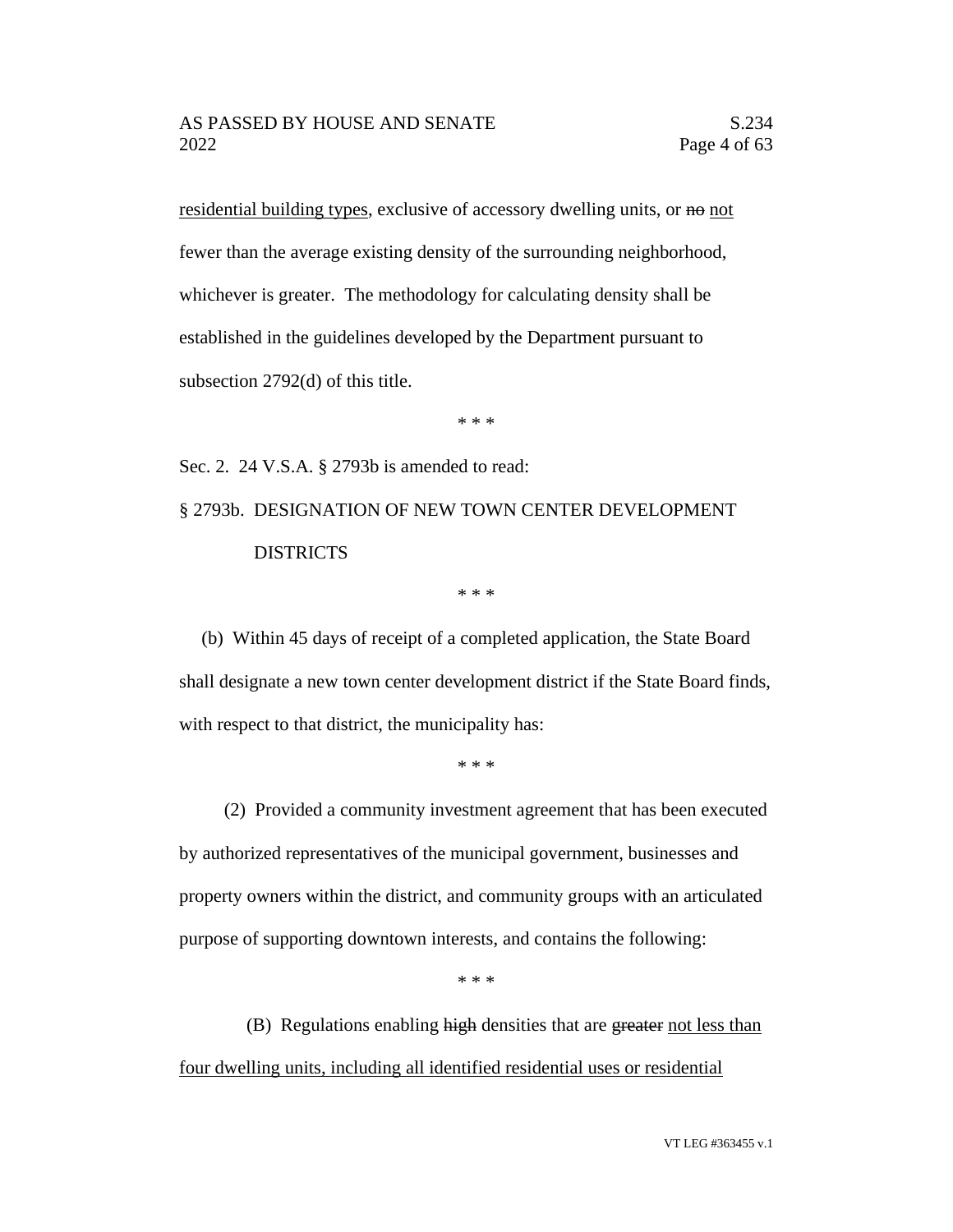residential building types, exclusive of accessory dwelling units, or ~~no~~ not fewer than the average existing density of the surrounding neighborhood, whichever is greater. The methodology for calculating density shall be established in the guidelines developed by the Department pursuant to subsection 2792(d) of this title.

\* \* \*

Sec. 2. 24 V.S.A. § 2793b is amended to read:

§ 2793b. DESIGNATION OF NEW TOWN CENTER DEVELOPMENT DISTRICTS

\* \* \*

(b) Within 45 days of receipt of a completed application, the State Board shall designate a new town center development district if the State Board finds, with respect to that district, the municipality has:

\* \* \*

(2) Provided a community investment agreement that has been executed by authorized representatives of the municipal government, businesses and property owners within the district, and community groups with an articulated purpose of supporting downtown interests, and contains the following:

\* \* \*

(B) Regulations enabling ~~high~~ densities that are ~~greater~~ not less than four dwelling units, including all identified residential uses or residential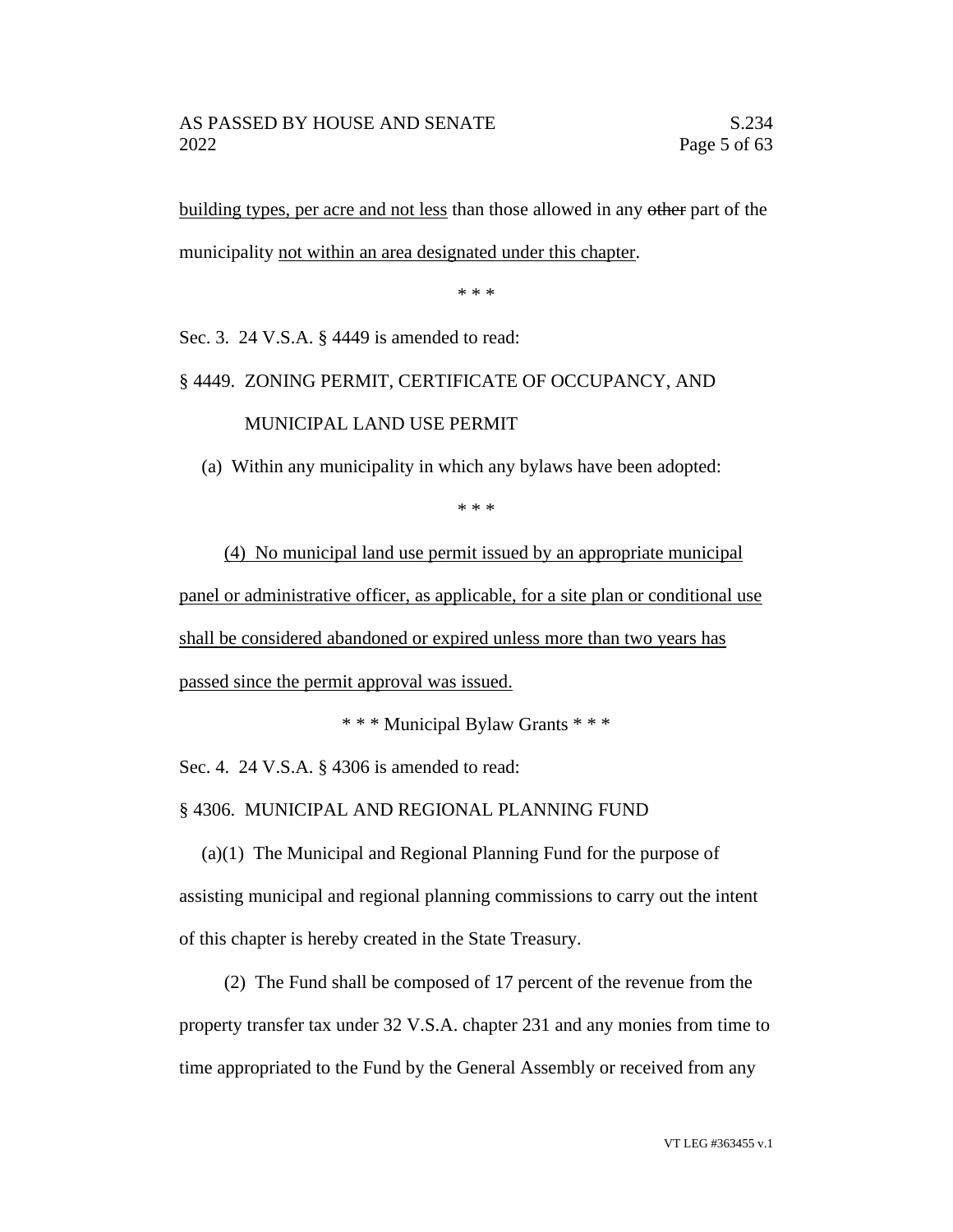building types, per acre and not less than those allowed in any ~~other~~ part of the municipality not within an area designated under this chapter.

\* \* \*

Sec. 3. 24 V.S.A. § 4449 is amended to read:

§ 4449. ZONING PERMIT, CERTIFICATE OF OCCUPANCY, AND MUNICIPAL LAND USE PERMIT

(a) Within any municipality in which any bylaws have been adopted:

\* \* \*

(4) No municipal land use permit issued by an appropriate municipal panel or administrative officer, as applicable, for a site plan or conditional use shall be considered abandoned or expired unless more than two years has passed since the permit approval was issued.

\* \* \* Municipal Bylaw Grants \* \* \*

Sec. 4. 24 V.S.A. § 4306 is amended to read:

§ 4306. MUNICIPAL AND REGIONAL PLANNING FUND

(a)(1) The Municipal and Regional Planning Fund for the purpose of assisting municipal and regional planning commissions to carry out the intent of this chapter is hereby created in the State Treasury.

(2) The Fund shall be composed of 17 percent of the revenue from the property transfer tax under 32 V.S.A. chapter 231 and any monies from time to time appropriated to the Fund by the General Assembly or received from any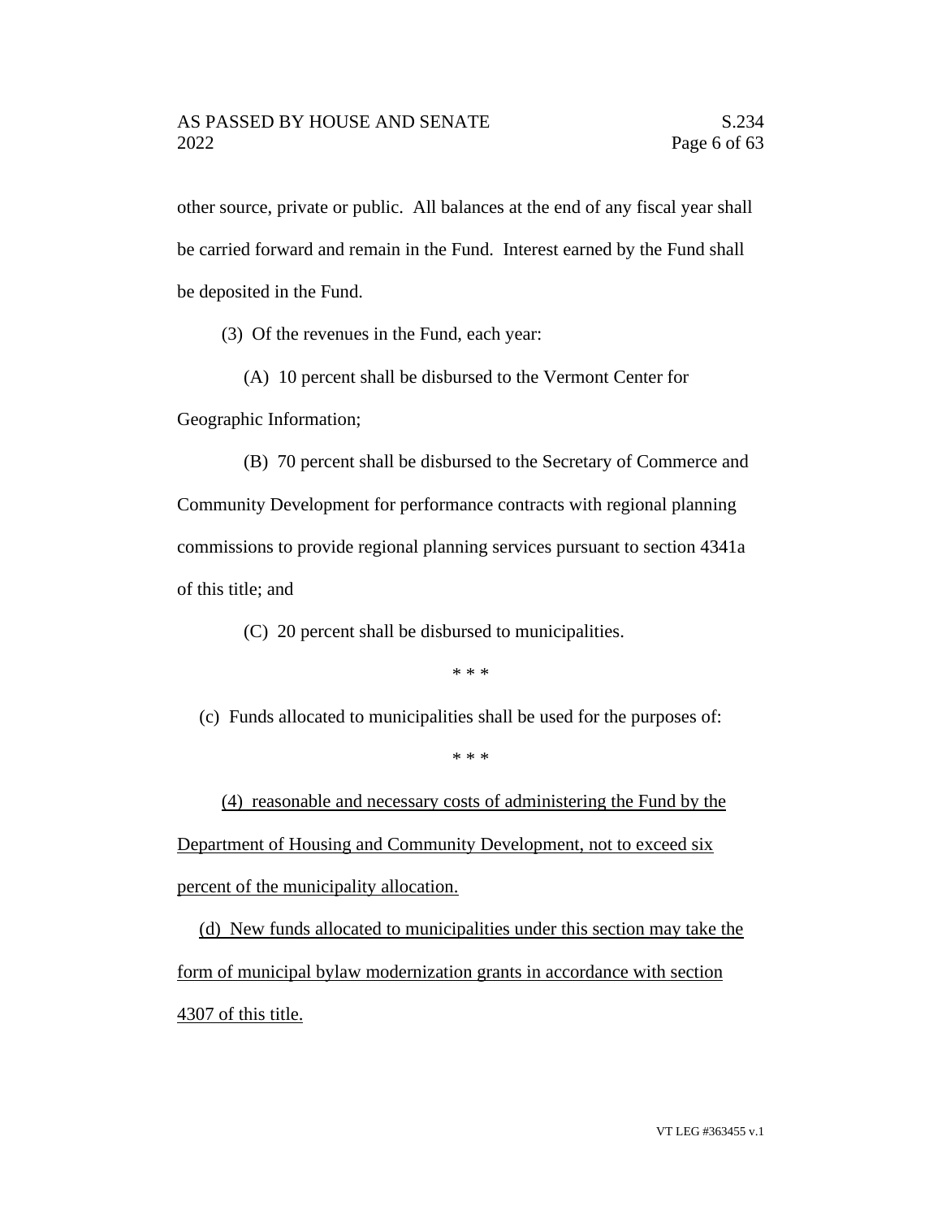other source, private or public. All balances at the end of any fiscal year shall be carried forward and remain in the Fund. Interest earned by the Fund shall be deposited in the Fund.

(3) Of the revenues in the Fund, each year:

(A) 10 percent shall be disbursed to the Vermont Center for Geographic Information;

(B) 70 percent shall be disbursed to the Secretary of Commerce and Community Development for performance contracts with regional planning commissions to provide regional planning services pursuant to section 4341a of this title; and

(C) 20 percent shall be disbursed to municipalities.

\* \* \*

(c) Funds allocated to municipalities shall be used for the purposes of:

\* \* \*

<u>(4) reasonable and necessary costs of administering the Fund by the Department of Housing and Community Development, not to exceed six percent of the municipality allocation.</u>

<u>(d) New funds allocated to municipalities under this section may take the form of municipal bylaw modernization grants in accordance with section 4307 of this title.</u>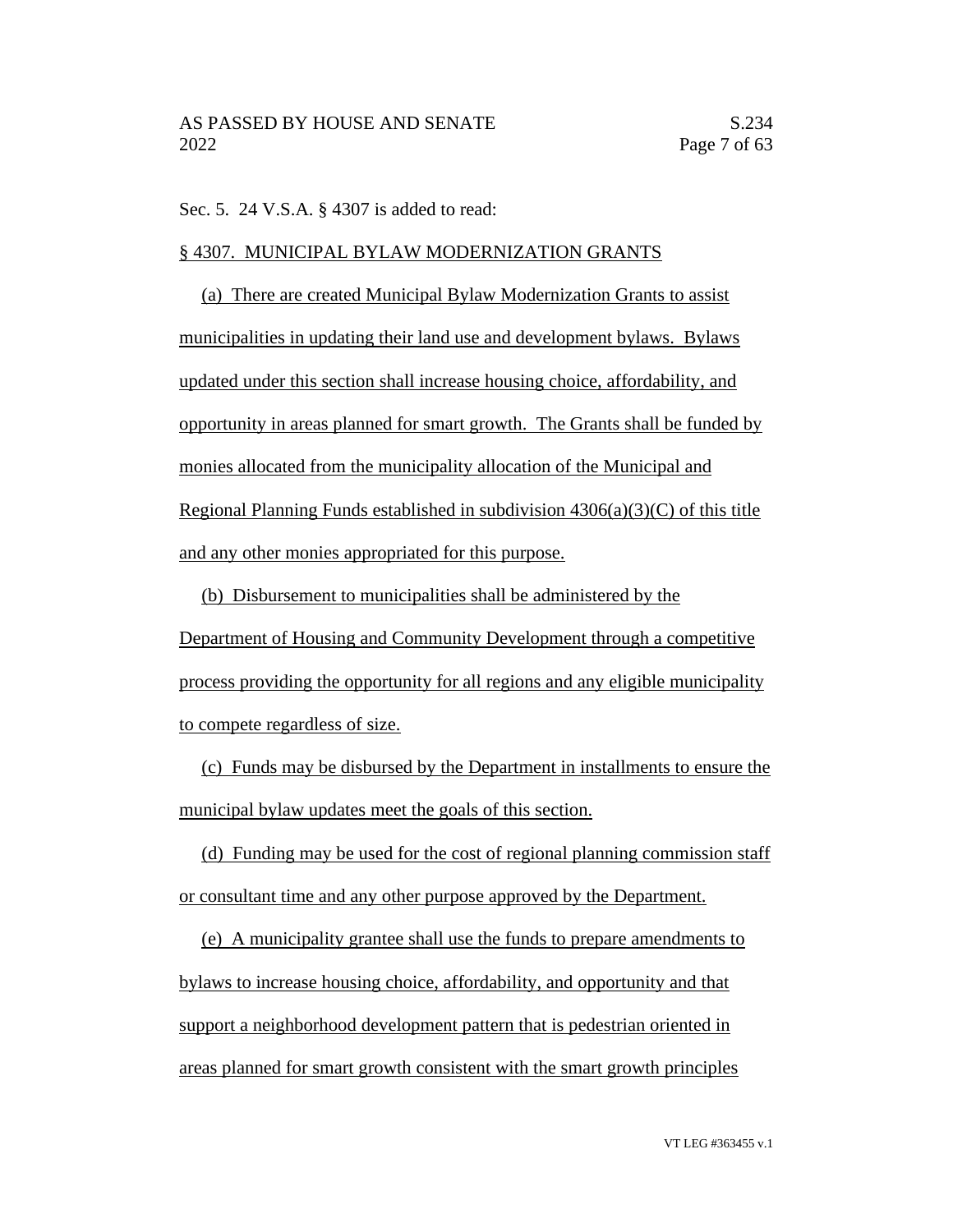Sec. 5. 24 V.S.A. § 4307 is added to read:

§ 4307. MUNICIPAL BYLAW MODERNIZATION GRANTS

(a) There are created Municipal Bylaw Modernization Grants to assist municipalities in updating their land use and development bylaws. Bylaws updated under this section shall increase housing choice, affordability, and opportunity in areas planned for smart growth. The Grants shall be funded by monies allocated from the municipality allocation of the Municipal and Regional Planning Funds established in subdivision 4306(a)(3)(C) of this title and any other monies appropriated for this purpose.

(b) Disbursement to municipalities shall be administered by the Department of Housing and Community Development through a competitive process providing the opportunity for all regions and any eligible municipality to compete regardless of size.

(c) Funds may be disbursed by the Department in installments to ensure the municipal bylaw updates meet the goals of this section.

(d) Funding may be used for the cost of regional planning commission staff or consultant time and any other purpose approved by the Department.

(e) A municipality grantee shall use the funds to prepare amendments to bylaws to increase housing choice, affordability, and opportunity and that support a neighborhood development pattern that is pedestrian oriented in areas planned for smart growth consistent with the smart growth principles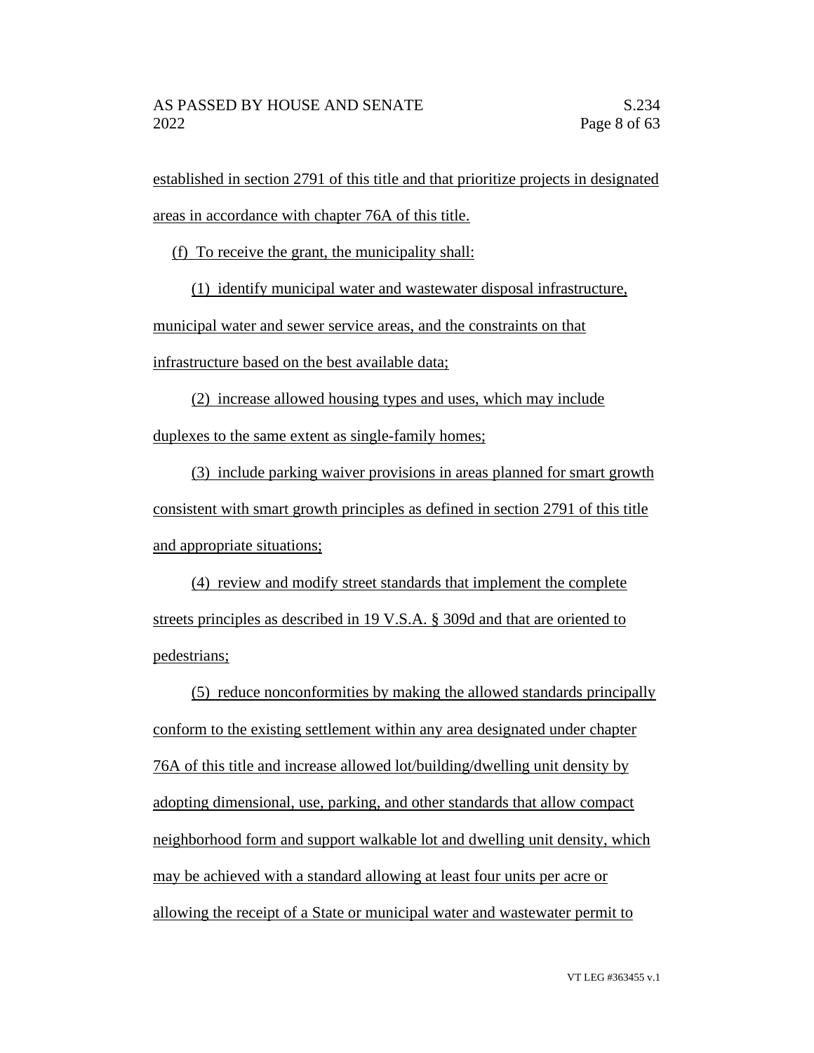established in section 2791 of this title and that prioritize projects in designated areas in accordance with chapter 76A of this title.

(f) To receive the grant, the municipality shall:

(1) identify municipal water and wastewater disposal infrastructure, municipal water and sewer service areas, and the constraints on that infrastructure based on the best available data;

(2) increase allowed housing types and uses, which may include duplexes to the same extent as single-family homes;

(3) include parking waiver provisions in areas planned for smart growth consistent with smart growth principles as defined in section 2791 of this title and appropriate situations;

(4) review and modify street standards that implement the complete streets principles as described in 19 V.S.A. § 309d and that are oriented to pedestrians;

(5) reduce nonconformities by making the allowed standards principally conform to the existing settlement within any area designated under chapter 76A of this title and increase allowed lot/building/dwelling unit density by adopting dimensional, use, parking, and other standards that allow compact neighborhood form and support walkable lot and dwelling unit density, which may be achieved with a standard allowing at least four units per acre or allowing the receipt of a State or municipal water and wastewater permit to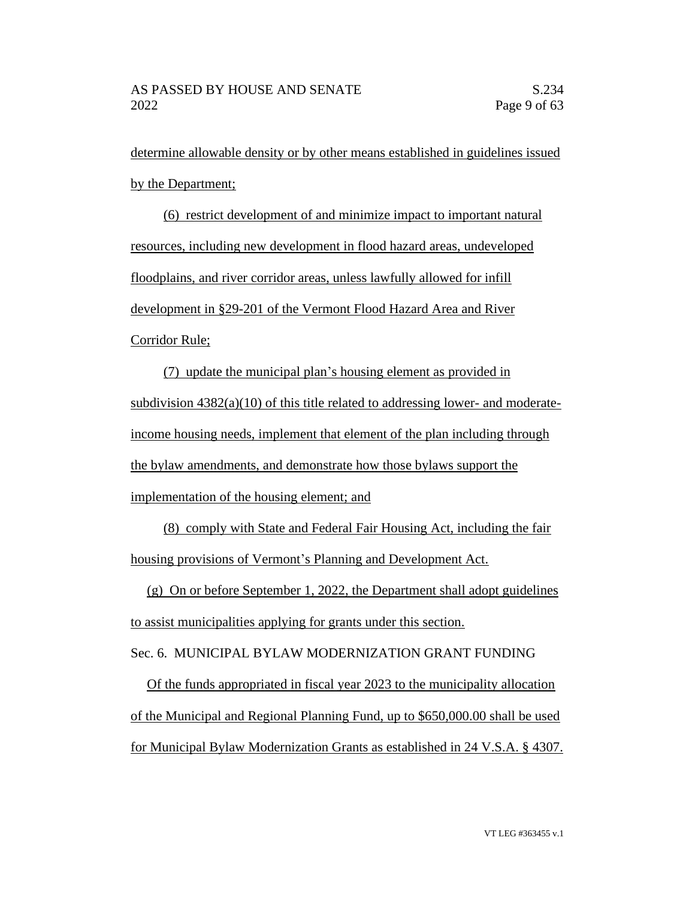determine allowable density or by other means established in guidelines issued by the Department;

(6) restrict development of and minimize impact to important natural resources, including new development in flood hazard areas, undeveloped floodplains, and river corridor areas, unless lawfully allowed for infill development in §29-201 of the Vermont Flood Hazard Area and River Corridor Rule;

(7) update the municipal plan's housing element as provided in subdivision 4382(a)(10) of this title related to addressing lower- and moderate-income housing needs, implement that element of the plan including through the bylaw amendments, and demonstrate how those bylaws support the implementation of the housing element; and

(8) comply with State and Federal Fair Housing Act, including the fair housing provisions of Vermont's Planning and Development Act.

(g) On or before September 1, 2022, the Department shall adopt guidelines to assist municipalities applying for grants under this section.

Sec. 6. MUNICIPAL BYLAW MODERNIZATION GRANT FUNDING

Of the funds appropriated in fiscal year 2023 to the municipality allocation of the Municipal and Regional Planning Fund, up to $650,000.00 shall be used for Municipal Bylaw Modernization Grants as established in 24 V.S.A. § 4307.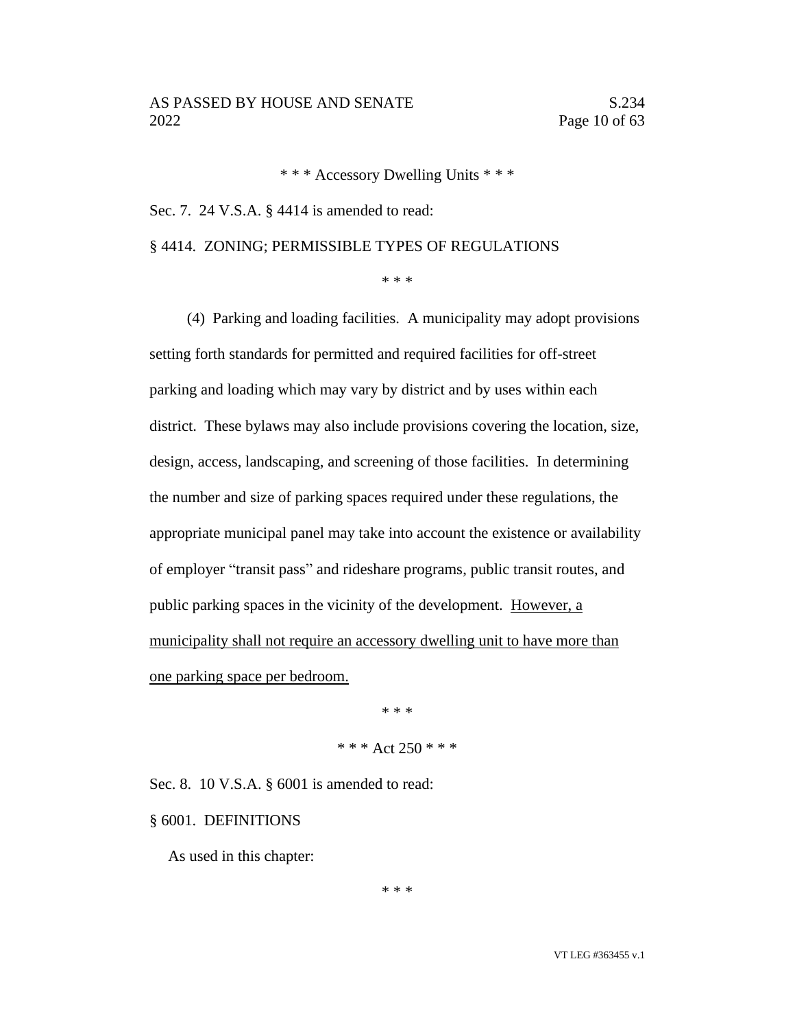\* \* \* Accessory Dwelling Units \* \* \*

Sec. 7. 24 V.S.A. § 4414 is amended to read:

§ 4414. ZONING; PERMISSIBLE TYPES OF REGULATIONS

\* \* \*

(4) Parking and loading facilities. A municipality may adopt provisions setting forth standards for permitted and required facilities for off-street parking and loading which may vary by district and by uses within each district. These bylaws may also include provisions covering the location, size, design, access, landscaping, and screening of those facilities. In determining the number and size of parking spaces required under these regulations, the appropriate municipal panel may take into account the existence or availability of employer "transit pass" and rideshare programs, public transit routes, and public parking spaces in the vicinity of the development. <u>However, a municipality shall not require an accessory dwelling unit to have more than one parking space per bedroom.</u>

\* \* \*

\* \* \* Act 250 \* \* \*

Sec. 8. 10 V.S.A. § 6001 is amended to read:

§ 6001. DEFINITIONS

As used in this chapter:

\* \* \*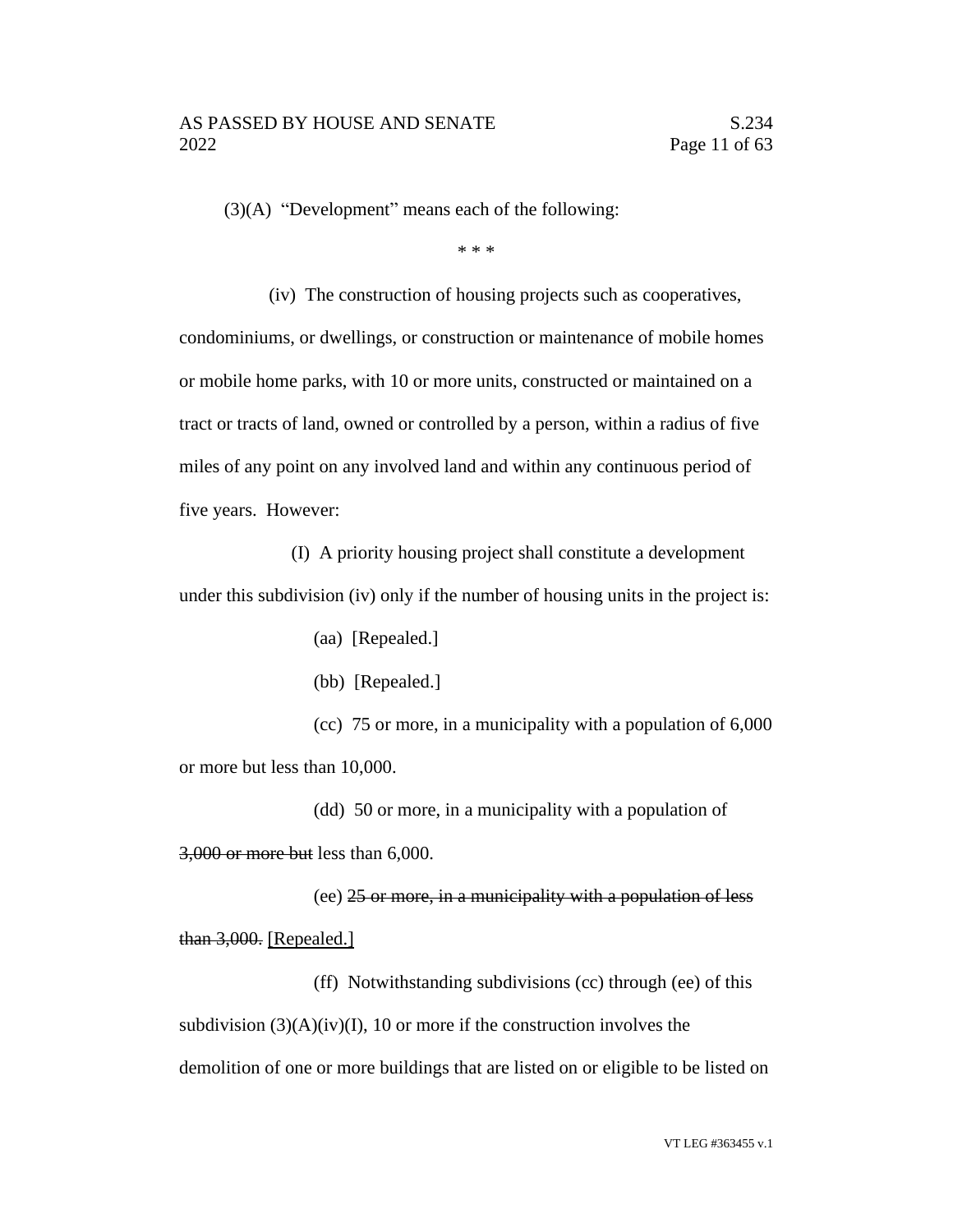(3)(A) "Development" means each of the following:

\* \* \*

(iv) The construction of housing projects such as cooperatives, condominiums, or dwellings, or construction or maintenance of mobile homes or mobile home parks, with 10 or more units, constructed or maintained on a tract or tracts of land, owned or controlled by a person, within a radius of five miles of any point on any involved land and within any continuous period of five years. However:

(I) A priority housing project shall constitute a development under this subdivision (iv) only if the number of housing units in the project is:

(aa) [Repealed.]

(bb) [Repealed.]

(cc) 75 or more, in a municipality with a population of 6,000 or more but less than 10,000.

(dd) 50 or more, in a municipality with a population of ~~3,000 or more but~~ less than 6,000.

(ee) ~~25 or more, in a municipality with a population of less than 3,000.~~ <u>[Repealed.]</u>

(ff) Notwithstanding subdivisions (cc) through (ee) of this subdivision (3)(A)(iv)(I), 10 or more if the construction involves the demolition of one or more buildings that are listed on or eligible to be listed on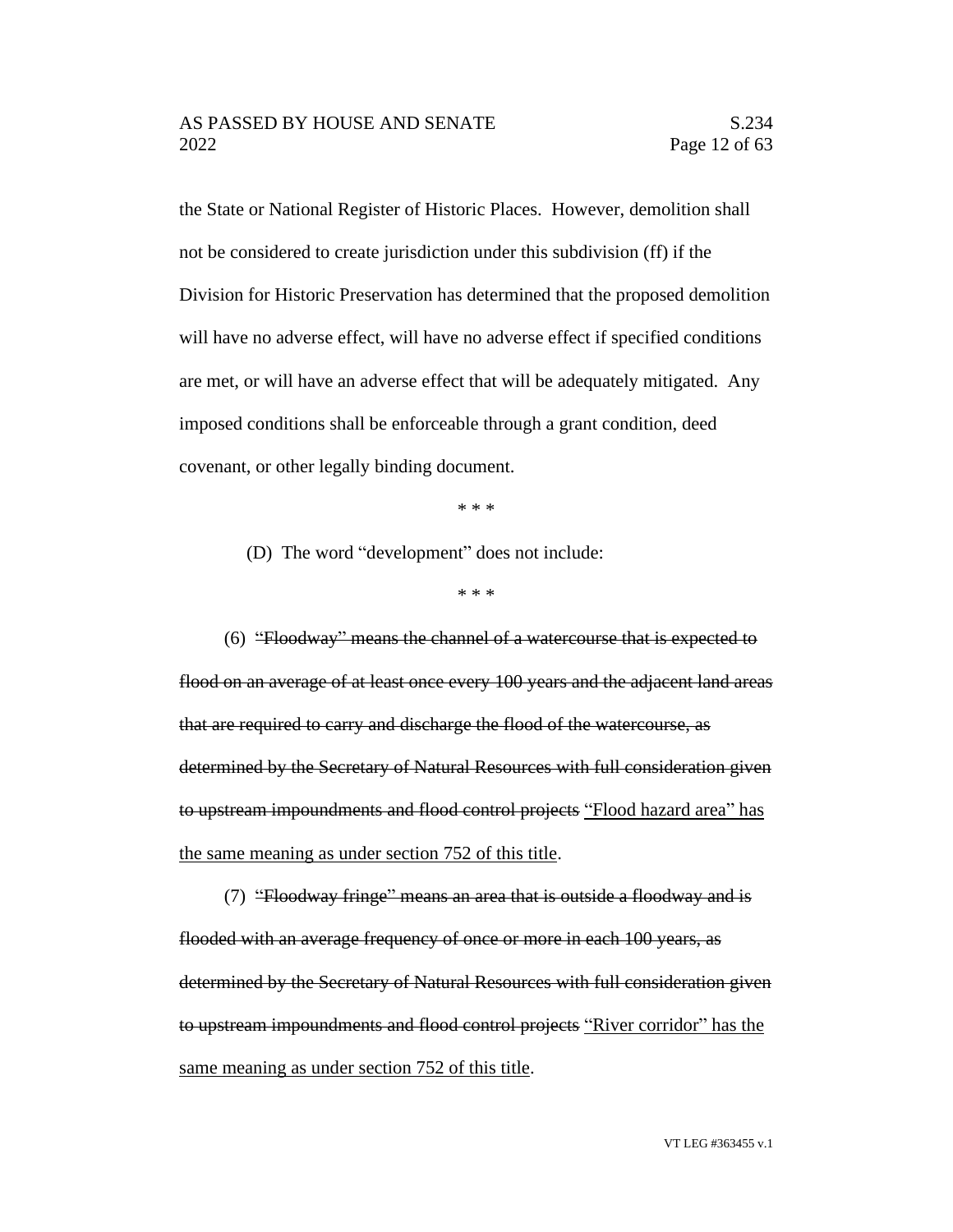the State or National Register of Historic Places. However, demolition shall not be considered to create jurisdiction under this subdivision (ff) if the Division for Historic Preservation has determined that the proposed demolition will have no adverse effect, will have no adverse effect if specified conditions are met, or will have an adverse effect that will be adequately mitigated. Any imposed conditions shall be enforceable through a grant condition, deed covenant, or other legally binding document.

\* \* \*

(D) The word "development" does not include:

\* \* \*

(6) ~~"Floodway" means the channel of a watercourse that is expected to flood on an average of at least once every 100 years and the adjacent land areas that are required to carry and discharge the flood of the watercourse, as determined by the Secretary of Natural Resources with full consideration given to upstream impoundments and flood control projects~~ <u>"Flood hazard area" has the same meaning as under section 752 of this title</u>.

(7) ~~"Floodway fringe" means an area that is outside a floodway and is flooded with an average frequency of once or more in each 100 years, as determined by the Secretary of Natural Resources with full consideration given to upstream impoundments and flood control projects~~ <u>"River corridor" has the same meaning as under section 752 of this title</u>.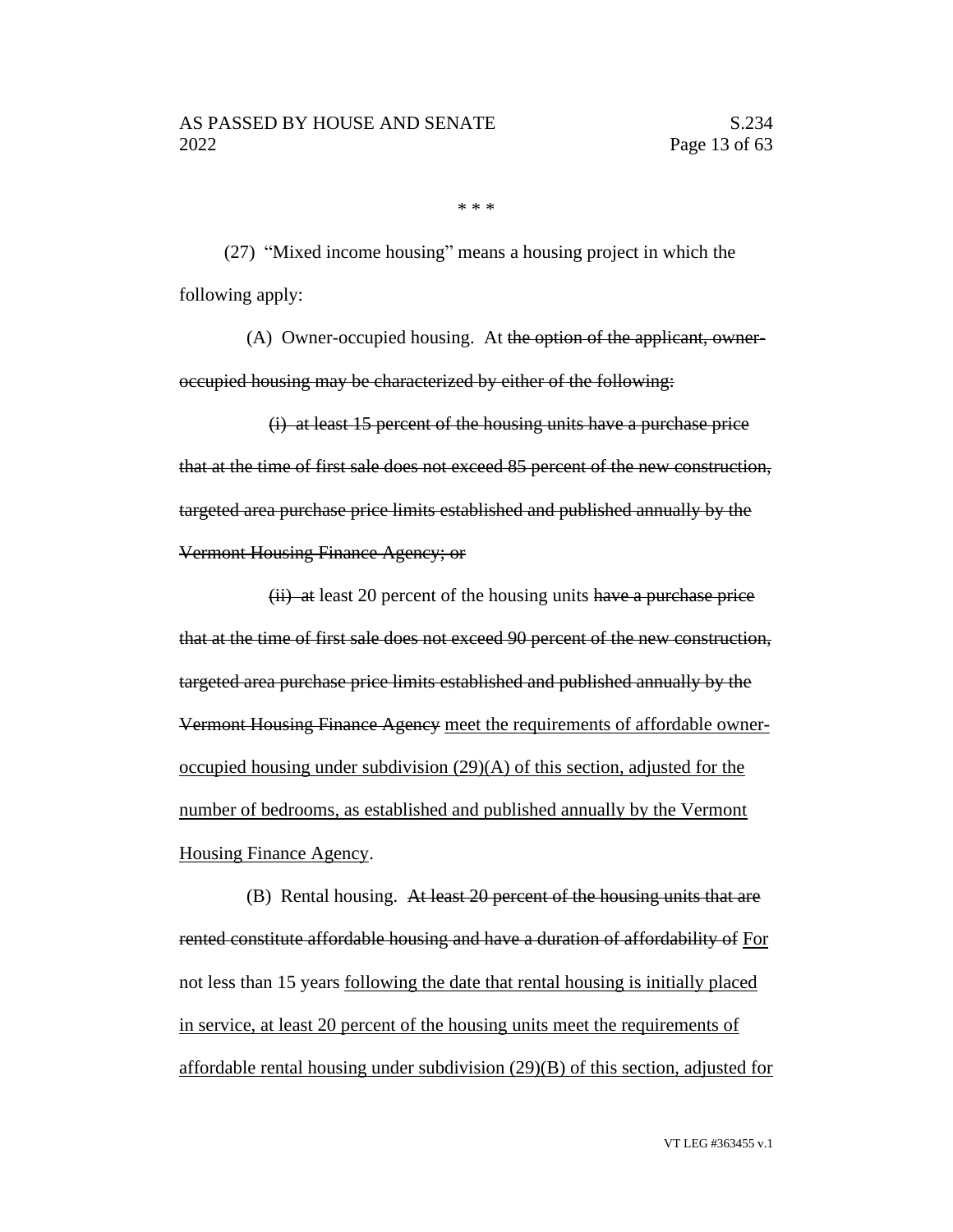\* \* \*

(27) “Mixed income housing” means a housing project in which the following apply:

(A) Owner-occupied housing. At ~~the option of the applicant, owner-occupied housing may be characterized by either of the following:~~

~~(i) at least 15 percent of the housing units have a purchase price that at the time of first sale does not exceed 85 percent of the new construction, targeted area purchase price limits established and published annually by the Vermont Housing Finance Agency; or~~

~~(ii) at~~ least 20 percent of the housing units ~~have a purchase price that at the time of first sale does not exceed 90 percent of the new construction, targeted area purchase price limits established and published annually by the Vermont Housing Finance Agency~~ <u>meet the requirements of affordable owner-occupied housing under subdivision (29)(A) of this section, adjusted for the number of bedrooms, as established and published annually by the Vermont Housing Finance Agency</u>.

(B) Rental housing. ~~At least 20 percent of the housing units that are rented constitute affordable housing and have a duration of affordability of~~ <u>For</u> not less than 15 years <u>following the date that rental housing is initially placed in service, at least 20 percent of the housing units meet the requirements of affordable rental housing under subdivision (29)(B) of this section, adjusted for</u>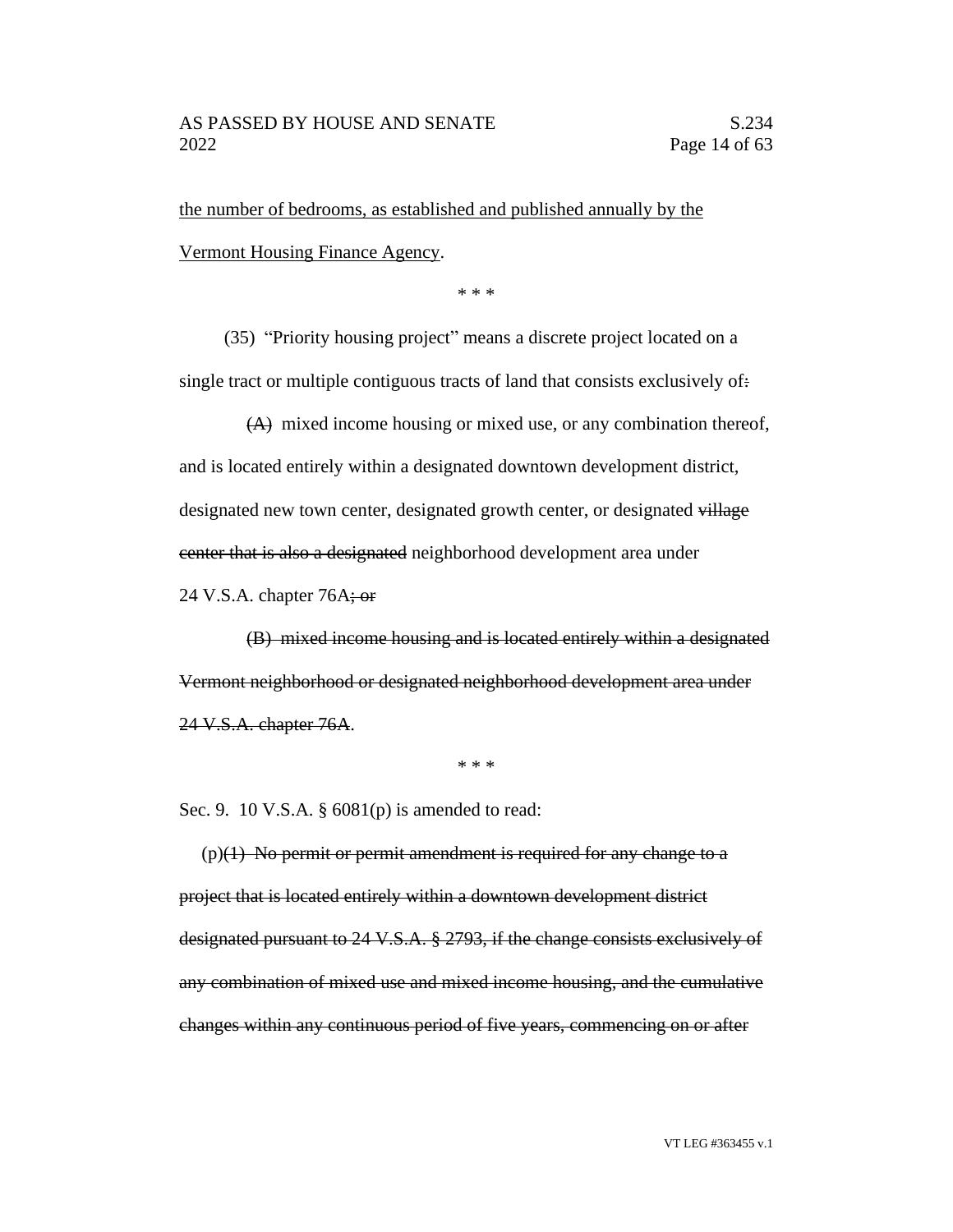the number of bedrooms, as established and published annually by the Vermont Housing Finance Agency.

\* \* \*

(35) "Priority housing project" means a discrete project located on a single tract or multiple contiguous tracts of land that consists exclusively of~~:~~

~~(A)~~ mixed income housing or mixed use, or any combination thereof, and is located entirely within a designated downtown development district, designated new town center, designated growth center, or designated ~~village center that is also a designated~~ neighborhood development area under 24 V.S.A. chapter 76A~~; or~~

~~(B) mixed income housing and is located entirely within a designated Vermont neighborhood or designated neighborhood development area under 24 V.S.A. chapter 76A~~.

\* \* \*

Sec. 9. 10 V.S.A. § 6081(p) is amended to read:

(p)~~(1) No permit or permit amendment is required for any change to a project that is located entirely within a downtown development district designated pursuant to 24 V.S.A. § 2793, if the change consists exclusively of any combination of mixed use and mixed income housing, and the cumulative changes within any continuous period of five years, commencing on or after~~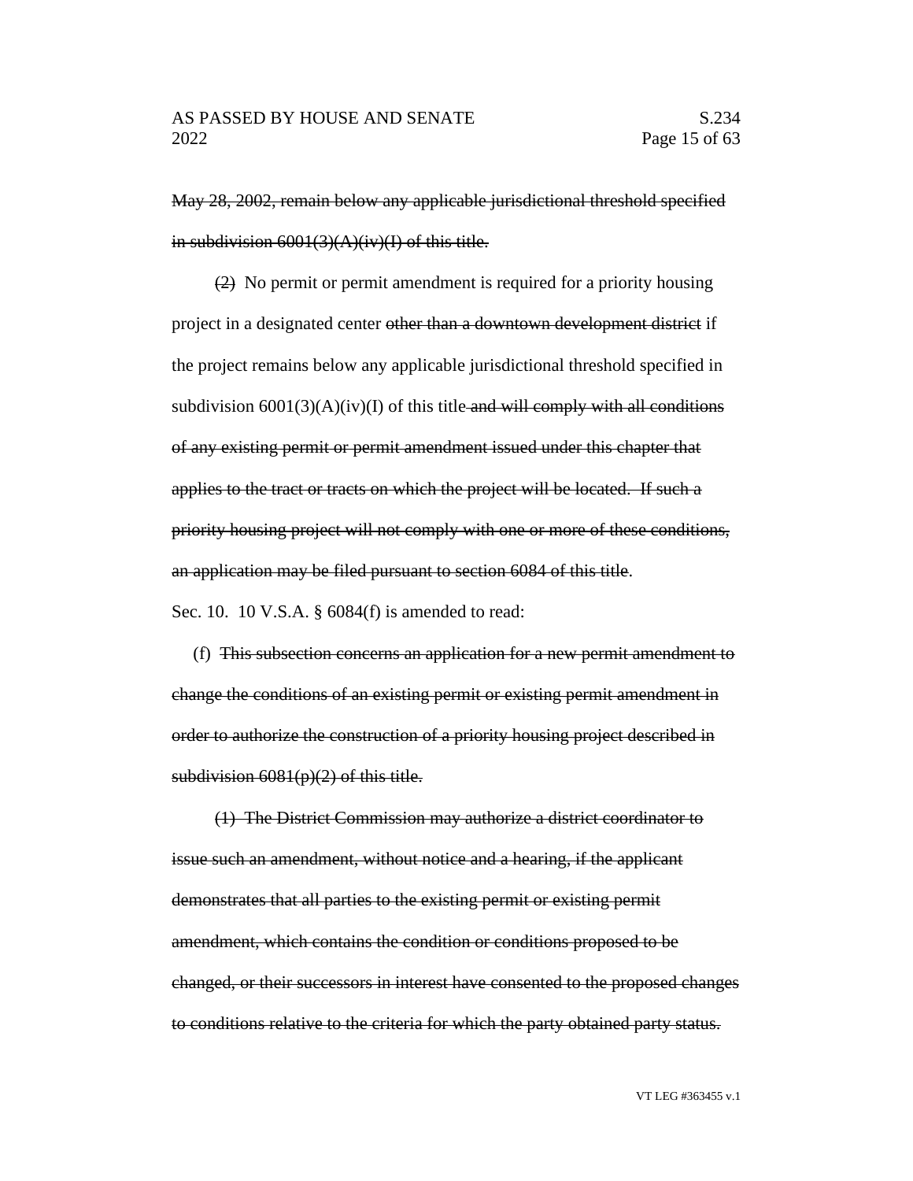~~May 28, 2002, remain below any applicable jurisdictional threshold specified in subdivision 6001(3)(A)(iv)(I) of this title.~~

~~(2)~~ No permit or permit amendment is required for a priority housing project in a designated center ~~other than a downtown development district~~ if the project remains below any applicable jurisdictional threshold specified in subdivision 6001(3)(A)(iv)(I) of this title ~~and will comply with all conditions of any existing permit or permit amendment issued under this chapter that applies to the tract or tracts on which the project will be located. If such a priority housing project will not comply with one or more of these conditions, an application may be filed pursuant to section 6084 of this title~~.

Sec. 10. 10 V.S.A. § 6084(f) is amended to read:

(f) ~~This subsection concerns an application for a new permit amendment to change the conditions of an existing permit or existing permit amendment in order to authorize the construction of a priority housing project described in subdivision 6081(p)(2) of this title.~~

~~(1) The District Commission may authorize a district coordinator to issue such an amendment, without notice and a hearing, if the applicant demonstrates that all parties to the existing permit or existing permit amendment, which contains the condition or conditions proposed to be changed, or their successors in interest have consented to the proposed changes to conditions relative to the criteria for which the party obtained party status.~~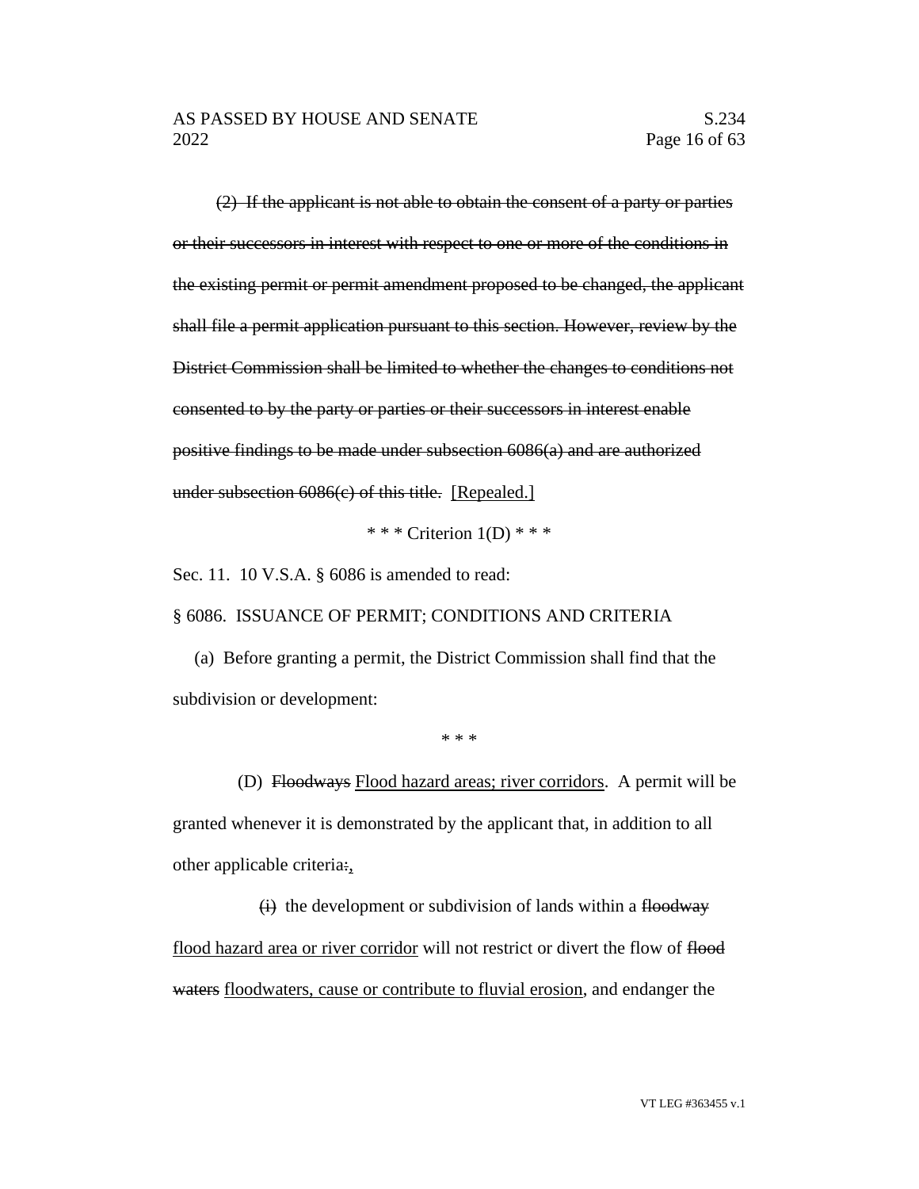(2) ~~If the applicant is not able to obtain the consent of a party or parties or their successors in interest with respect to one or more of the conditions in the existing permit or permit amendment proposed to be changed, the applicant shall file a permit application pursuant to this section. However, review by the District Commission shall be limited to whether the changes to conditions not consented to by the party or parties or their successors in interest enable positive findings to be made under subsection 6086(a) and are authorized under subsection 6086(c) of this title.~~ <u>[Repealed.]</u>

\* \* \* Criterion 1(D) \* \* \*

Sec. 11. 10 V.S.A. § 6086 is amended to read:

§ 6086. ISSUANCE OF PERMIT; CONDITIONS AND CRITERIA

(a) Before granting a permit, the District Commission shall find that the subdivision or development:

\* \* \*

(D) ~~Floodways~~ <u>Flood hazard areas; river corridors</u>. A permit will be granted whenever it is demonstrated by the applicant that, in addition to all other applicable criteria~~:~~<u>,</u>

~~(i)~~ the development or subdivision of lands within a ~~floodway~~ <u>flood hazard area or river corridor</u> will not restrict or divert the flow of ~~flood waters~~ <u>floodwaters, cause or contribute to fluvial erosion</u>, and endanger the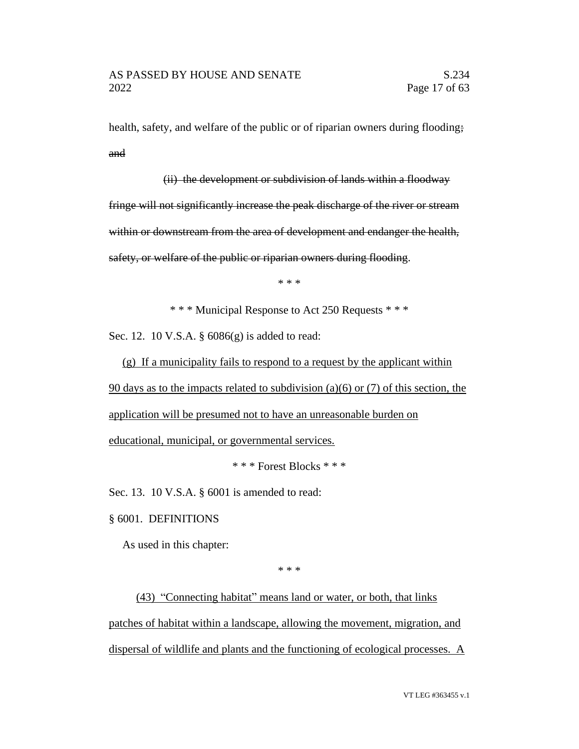health, safety, and welfare of the public or of riparian owners during flooding~~;~~ ~~and~~

~~(ii) the development or subdivision of lands within a floodway fringe will not significantly increase the peak discharge of the river or stream within or downstream from the area of development and endanger the health, safety, or welfare of the public or riparian owners during flooding~~.

\* \* \*

\* \* \* Municipal Response to Act 250 Requests \* \* \*

Sec. 12. 10 V.S.A. § 6086(g) is added to read:

<u>(g) If a municipality fails to respond to a request by the applicant within 90 days as to the impacts related to subdivision (a)(6) or (7) of this section, the application will be presumed not to have an unreasonable burden on educational, municipal, or governmental services.</u>

\* \* \* Forest Blocks \* \* \*

Sec. 13. 10 V.S.A. § 6001 is amended to read:

§ 6001. DEFINITIONS

As used in this chapter:

\* \* \*

<u>(43) "Connecting habitat" means land or water, or both, that links patches of habitat within a landscape, allowing the movement, migration, and dispersal of wildlife and plants and the functioning of ecological processes. A</u>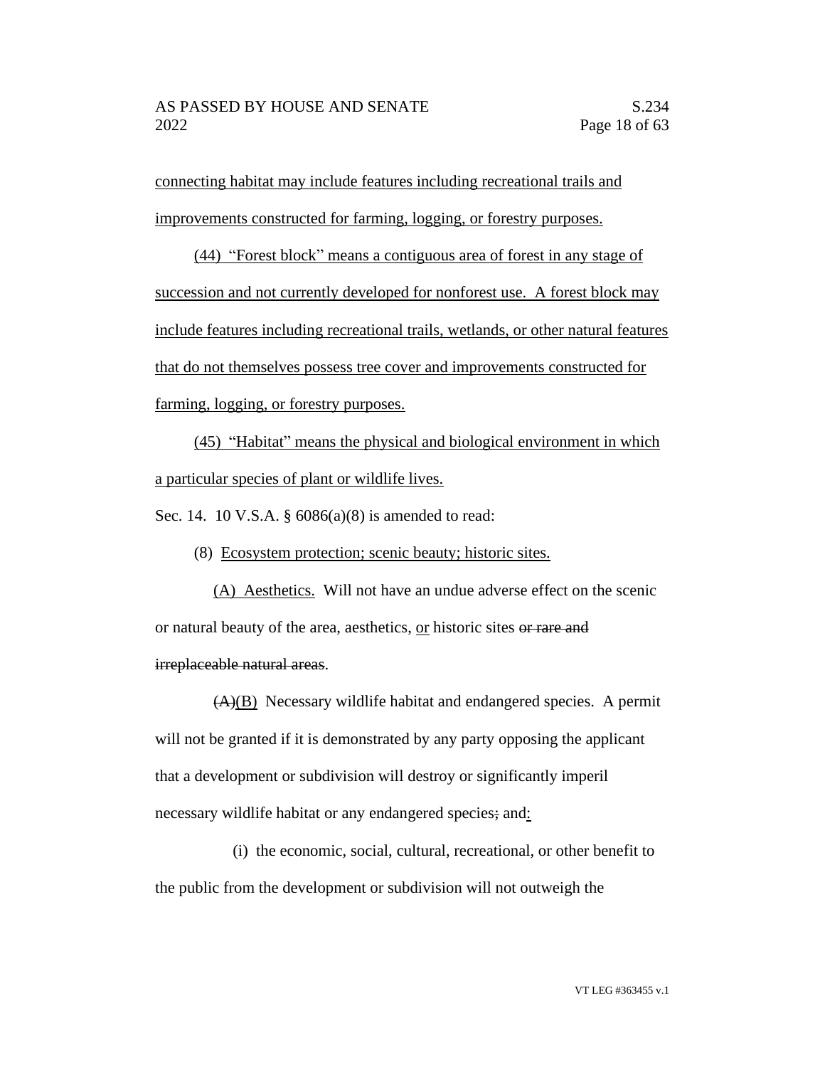connecting habitat may include features including recreational trails and improvements constructed for farming, logging, or forestry purposes.

(44) "Forest block" means a contiguous area of forest in any stage of succession and not currently developed for nonforest use. A forest block may include features including recreational trails, wetlands, or other natural features that do not themselves possess tree cover and improvements constructed for farming, logging, or forestry purposes.

(45) "Habitat" means the physical and biological environment in which a particular species of plant or wildlife lives.

Sec. 14. 10 V.S.A. § 6086(a)(8) is amended to read:

(8) Ecosystem protection; scenic beauty; historic sites.

(A) Aesthetics. Will not have an undue adverse effect on the scenic or natural beauty of the area, aesthetics, or historic sites ~~or rare and irreplaceable natural areas~~.

~~(A)~~(B) Necessary wildlife habitat and endangered species. A permit will not be granted if it is demonstrated by any party opposing the applicant that a development or subdivision will destroy or significantly imperil necessary wildlife habitat or any endangered species~~;~~ and:

(i) the economic, social, cultural, recreational, or other benefit to the public from the development or subdivision will not outweigh the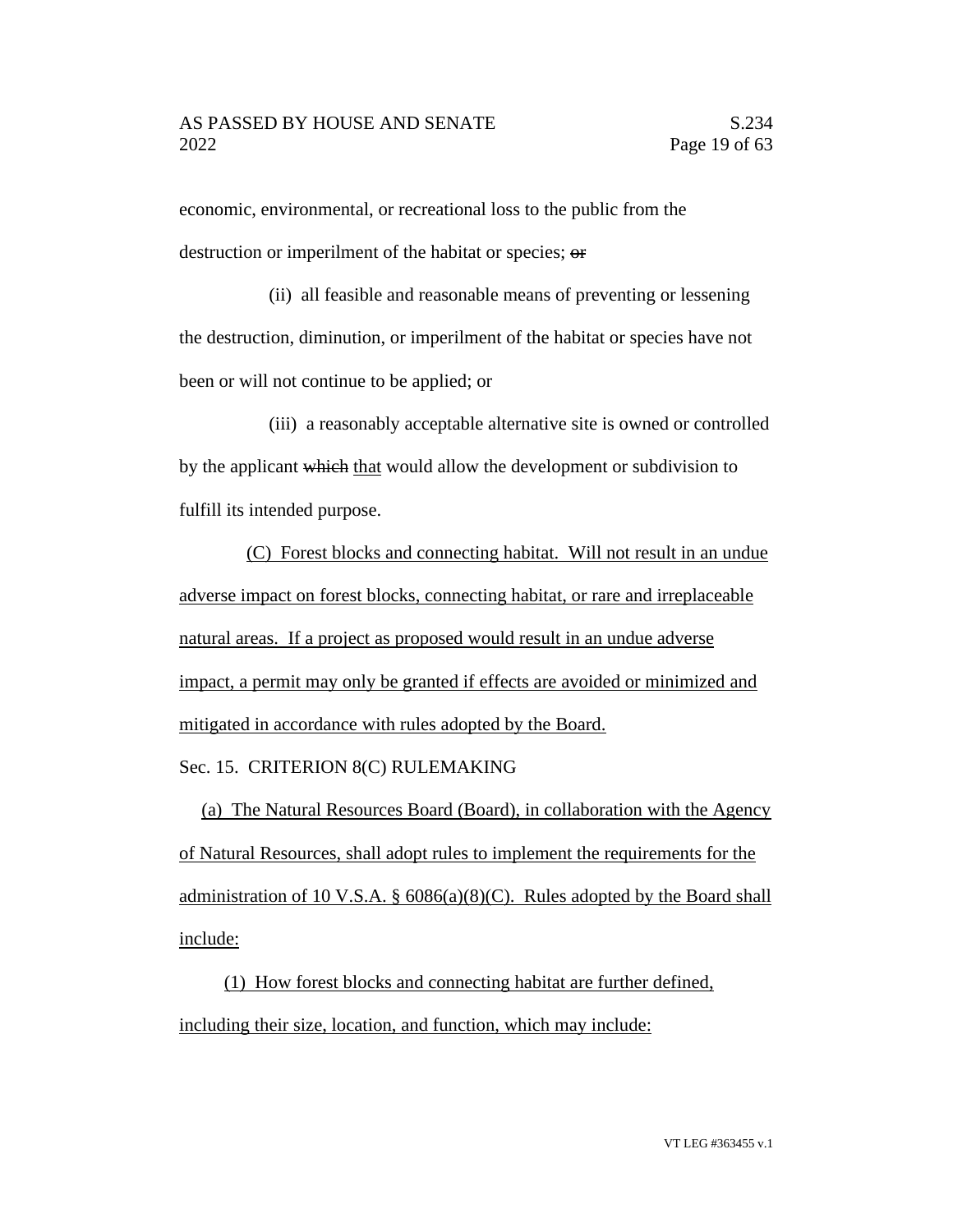economic, environmental, or recreational loss to the public from the destruction or imperilment of the habitat or species; ~~or~~

(ii) all feasible and reasonable means of preventing or lessening the destruction, diminution, or imperilment of the habitat or species have not been or will not continue to be applied; or

(iii) a reasonably acceptable alternative site is owned or controlled by the applicant ~~which~~ <u>that</u> would allow the development or subdivision to fulfill its intended purpose.

<u>(C) Forest blocks and connecting habitat. Will not result in an undue adverse impact on forest blocks, connecting habitat, or rare and irreplaceable natural areas. If a project as proposed would result in an undue adverse impact, a permit may only be granted if effects are avoided or minimized and mitigated in accordance with rules adopted by the Board.</u>

Sec. 15. CRITERION 8(C) RULEMAKING

<u>(a) The Natural Resources Board (Board), in collaboration with the Agency of Natural Resources, shall adopt rules to implement the requirements for the administration of 10 V.S.A. § 6086(a)(8)(C). Rules adopted by the Board shall include:</u>

<u>(1) How forest blocks and connecting habitat are further defined, including their size, location, and function, which may include:</u>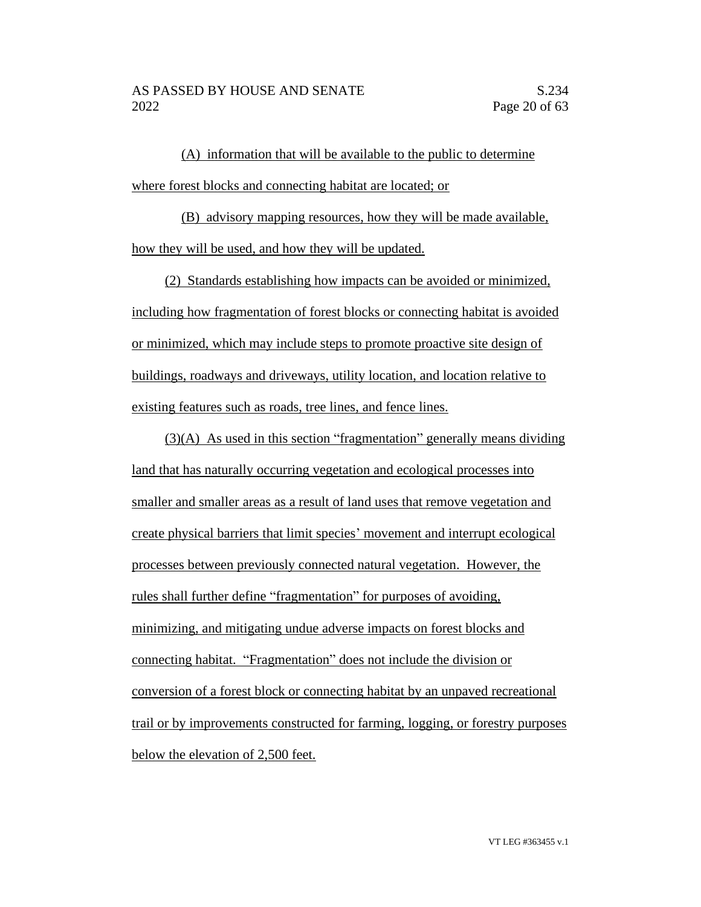(A) information that will be available to the public to determine where forest blocks and connecting habitat are located; or

(B) advisory mapping resources, how they will be made available, how they will be used, and how they will be updated.

(2) Standards establishing how impacts can be avoided or minimized, including how fragmentation of forest blocks or connecting habitat is avoided or minimized, which may include steps to promote proactive site design of buildings, roadways and driveways, utility location, and location relative to existing features such as roads, tree lines, and fence lines.

(3)(A) As used in this section "fragmentation" generally means dividing land that has naturally occurring vegetation and ecological processes into smaller and smaller areas as a result of land uses that remove vegetation and create physical barriers that limit species' movement and interrupt ecological processes between previously connected natural vegetation. However, the rules shall further define "fragmentation" for purposes of avoiding, minimizing, and mitigating undue adverse impacts on forest blocks and connecting habitat. "Fragmentation" does not include the division or conversion of a forest block or connecting habitat by an unpaved recreational trail or by improvements constructed for farming, logging, or forestry purposes below the elevation of 2,500 feet.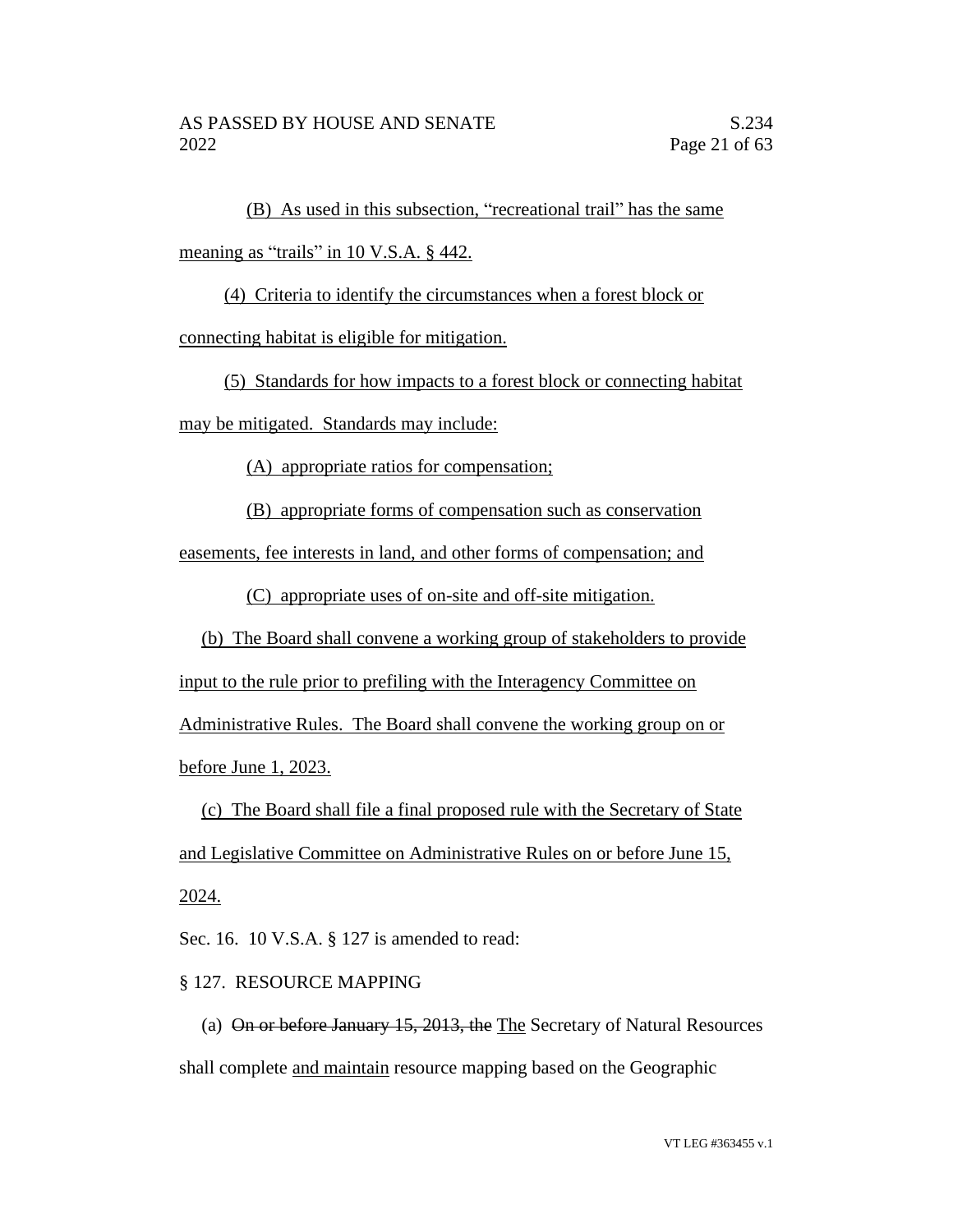(B) As used in this subsection, "recreational trail" has the same meaning as "trails" in 10 V.S.A. § 442.

(4) Criteria to identify the circumstances when a forest block or connecting habitat is eligible for mitigation.

(5) Standards for how impacts to a forest block or connecting habitat may be mitigated. Standards may include:

(A) appropriate ratios for compensation;

(B) appropriate forms of compensation such as conservation easements, fee interests in land, and other forms of compensation; and

(C) appropriate uses of on-site and off-site mitigation.

(b) The Board shall convene a working group of stakeholders to provide input to the rule prior to prefiling with the Interagency Committee on Administrative Rules. The Board shall convene the working group on or before June 1, 2023.

(c) The Board shall file a final proposed rule with the Secretary of State and Legislative Committee on Administrative Rules on or before June 15, 2024.

Sec. 16. 10 V.S.A. § 127 is amended to read:

§ 127. RESOURCE MAPPING

(a) ~~On or before January 15, 2013, the~~ The Secretary of Natural Resources shall complete and maintain resource mapping based on the Geographic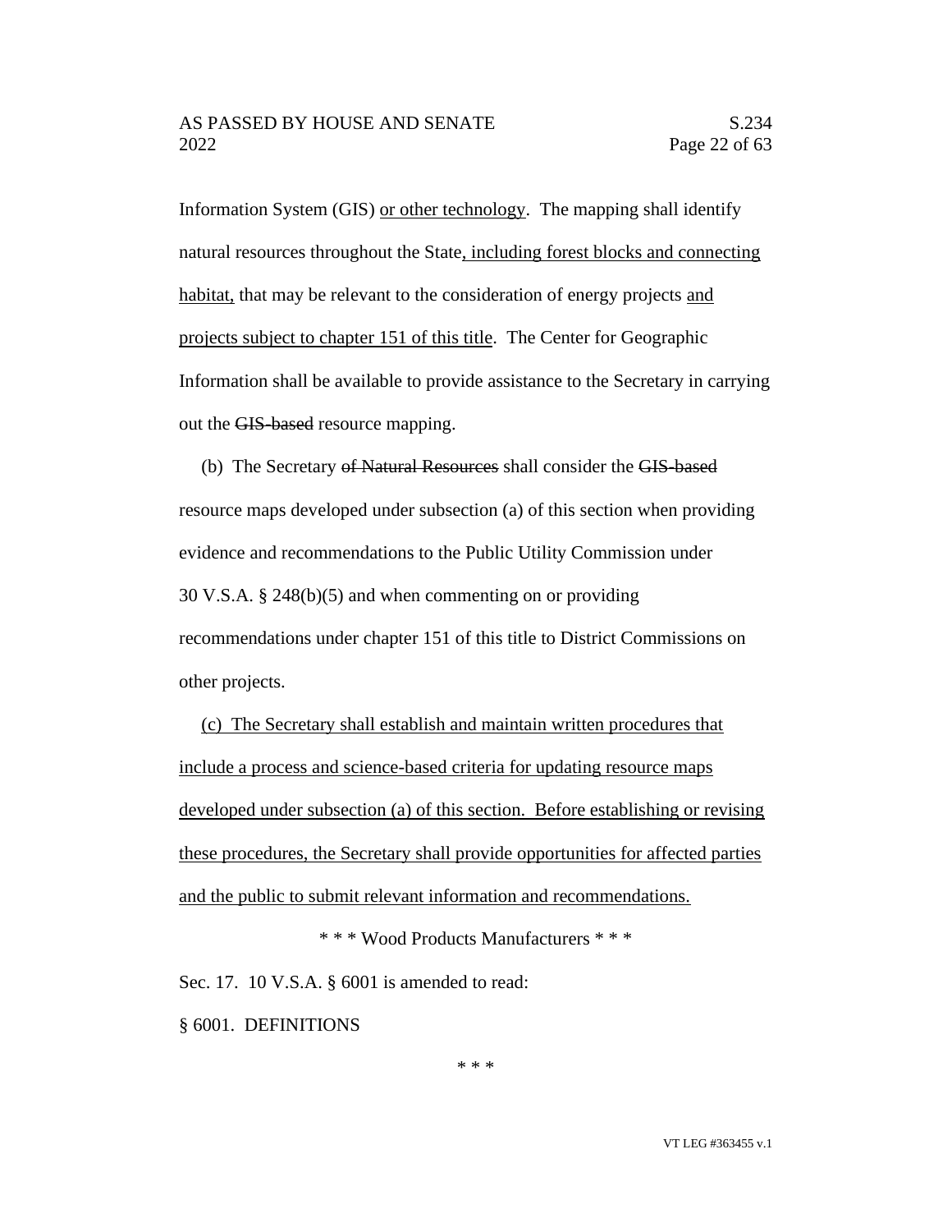Information System (GIS) <u>or other technology</u>. The mapping shall identify natural resources throughout the State<u>, including forest blocks and connecting habitat,</u> that may be relevant to the consideration of energy projects <u>and projects subject to chapter 151 of this title</u>. The Center for Geographic Information shall be available to provide assistance to the Secretary in carrying out the ~~GIS-based~~ resource mapping.

(b) The Secretary ~~of Natural Resources~~ shall consider the ~~GIS-based~~ resource maps developed under subsection (a) of this section when providing evidence and recommendations to the Public Utility Commission under 30 V.S.A. § 248(b)(5) and when commenting on or providing recommendations under chapter 151 of this title to District Commissions on other projects.

<u>(c) The Secretary shall establish and maintain written procedures that include a process and science-based criteria for updating resource maps developed under subsection (a) of this section. Before establishing or revising these procedures, the Secretary shall provide opportunities for affected parties and the public to submit relevant information and recommendations.</u>

\* \* \* Wood Products Manufacturers \* \* \*

Sec. 17. 10 V.S.A. § 6001 is amended to read:

§ 6001. DEFINITIONS

\* \* \*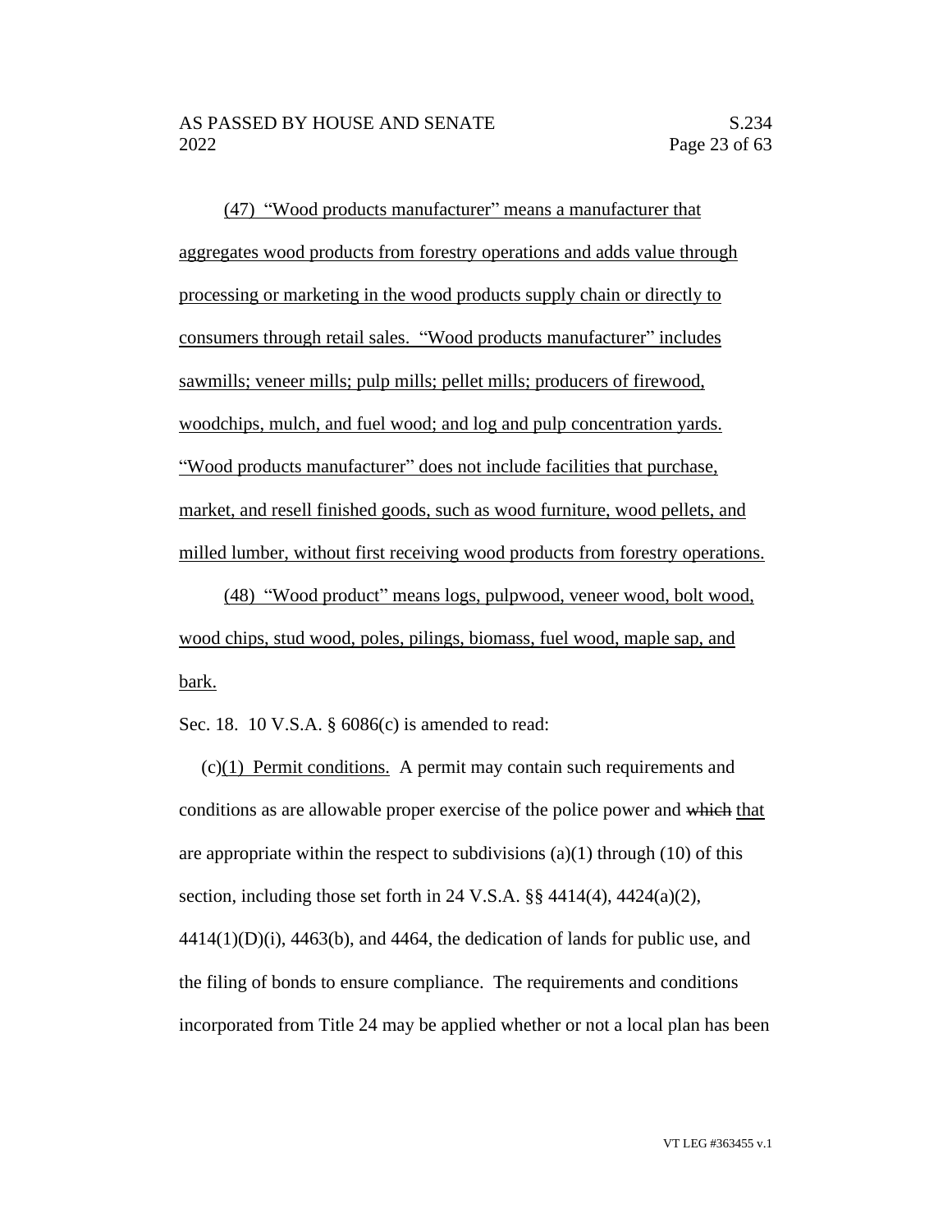<u>(47) "Wood products manufacturer" means a manufacturer that aggregates wood products from forestry operations and adds value through processing or marketing in the wood products supply chain or directly to consumers through retail sales. "Wood products manufacturer" includes sawmills; veneer mills; pulp mills; pellet mills; producers of firewood, woodchips, mulch, and fuel wood; and log and pulp concentration yards. "Wood products manufacturer" does not include facilities that purchase, market, and resell finished goods, such as wood furniture, wood pellets, and milled lumber, without first receiving wood products from forestry operations.</u>

<u>(48) "Wood product" means logs, pulpwood, veneer wood, bolt wood, wood chips, stud wood, poles, pilings, biomass, fuel wood, maple sap, and bark.</u>

Sec. 18. 10 V.S.A. § 6086(c) is amended to read:

(c)<u>(1) Permit conditions.</u> A permit may contain such requirements and conditions as are allowable proper exercise of the police power and ~~which~~ <u>that</u> are appropriate within the respect to subdivisions (a)(1) through (10) of this section, including those set forth in 24 V.S.A. §§ 4414(4), 4424(a)(2), 4414(1)(D)(i), 4463(b), and 4464, the dedication of lands for public use, and the filing of bonds to ensure compliance. The requirements and conditions incorporated from Title 24 may be applied whether or not a local plan has been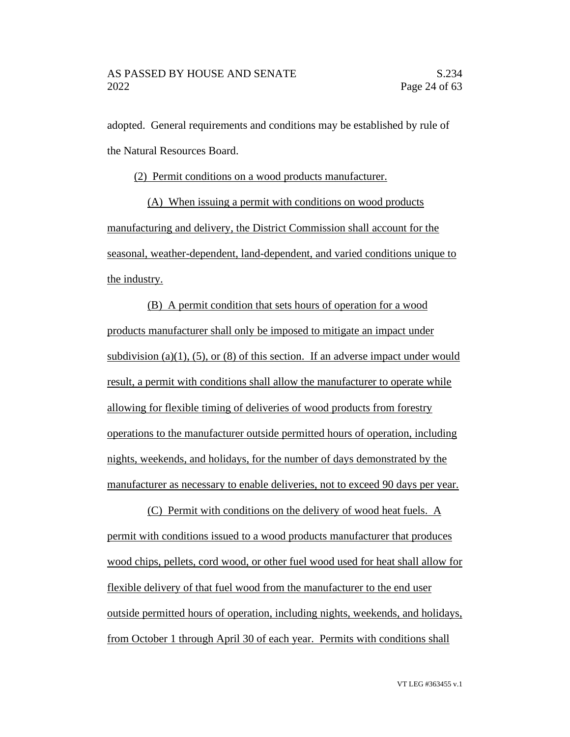adopted. General requirements and conditions may be established by rule of the Natural Resources Board.

(2) Permit conditions on a wood products manufacturer.

(A) When issuing a permit with conditions on wood products manufacturing and delivery, the District Commission shall account for the seasonal, weather-dependent, land-dependent, and varied conditions unique to the industry.

(B) A permit condition that sets hours of operation for a wood products manufacturer shall only be imposed to mitigate an impact under subdivision (a)(1), (5), or (8) of this section. If an adverse impact under would result, a permit with conditions shall allow the manufacturer to operate while allowing for flexible timing of deliveries of wood products from forestry operations to the manufacturer outside permitted hours of operation, including nights, weekends, and holidays, for the number of days demonstrated by the manufacturer as necessary to enable deliveries, not to exceed 90 days per year.

(C) Permit with conditions on the delivery of wood heat fuels. A permit with conditions issued to a wood products manufacturer that produces wood chips, pellets, cord wood, or other fuel wood used for heat shall allow for flexible delivery of that fuel wood from the manufacturer to the end user outside permitted hours of operation, including nights, weekends, and holidays, from October 1 through April 30 of each year. Permits with conditions shall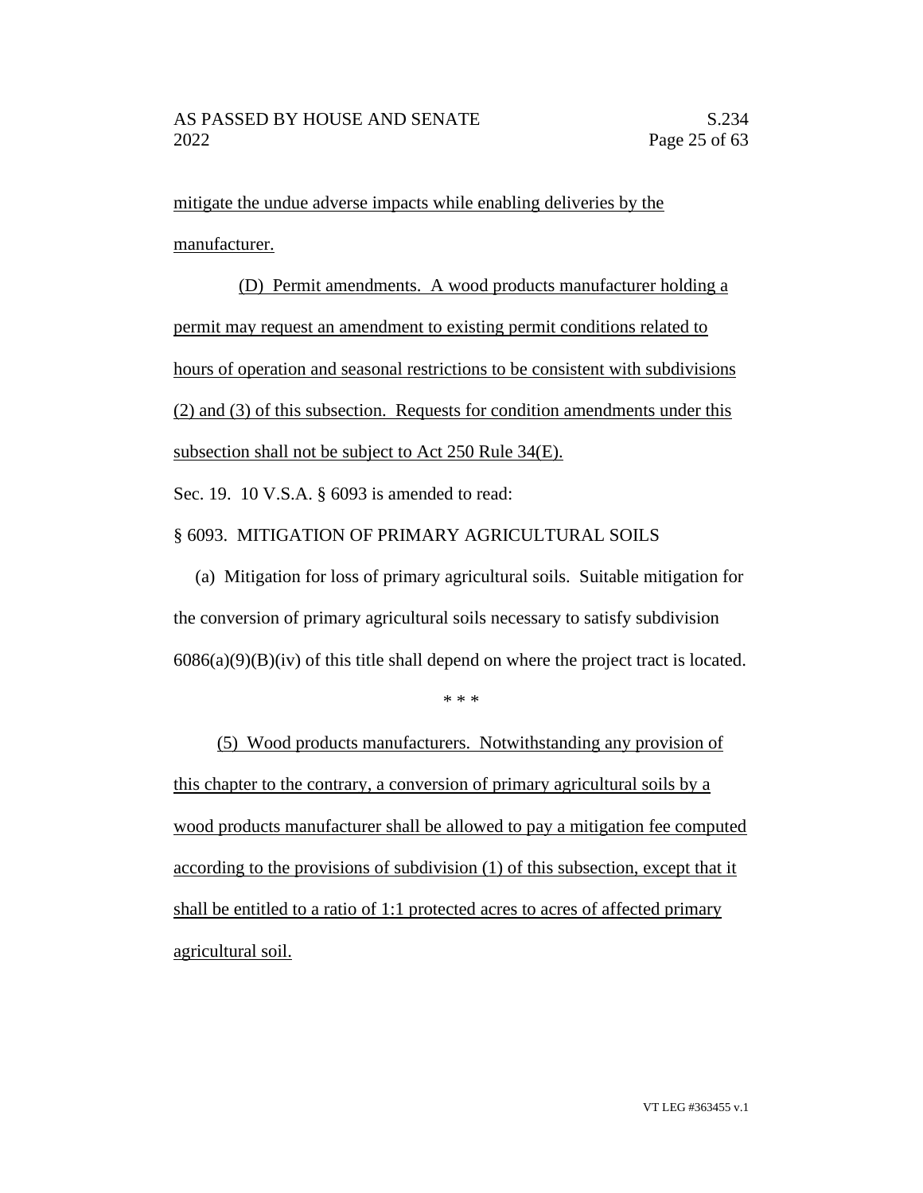mitigate the undue adverse impacts while enabling deliveries by the manufacturer.

(D) Permit amendments. A wood products manufacturer holding a permit may request an amendment to existing permit conditions related to hours of operation and seasonal restrictions to be consistent with subdivisions (2) and (3) of this subsection. Requests for condition amendments under this subsection shall not be subject to Act 250 Rule 34(E).

Sec. 19. 10 V.S.A. § 6093 is amended to read:

§ 6093. MITIGATION OF PRIMARY AGRICULTURAL SOILS

(a) Mitigation for loss of primary agricultural soils. Suitable mitigation for the conversion of primary agricultural soils necessary to satisfy subdivision 6086(a)(9)(B)(iv) of this title shall depend on where the project tract is located.

\* \* \*

(5) Wood products manufacturers. Notwithstanding any provision of this chapter to the contrary, a conversion of primary agricultural soils by a wood products manufacturer shall be allowed to pay a mitigation fee computed according to the provisions of subdivision (1) of this subsection, except that it shall be entitled to a ratio of 1:1 protected acres to acres of affected primary agricultural soil.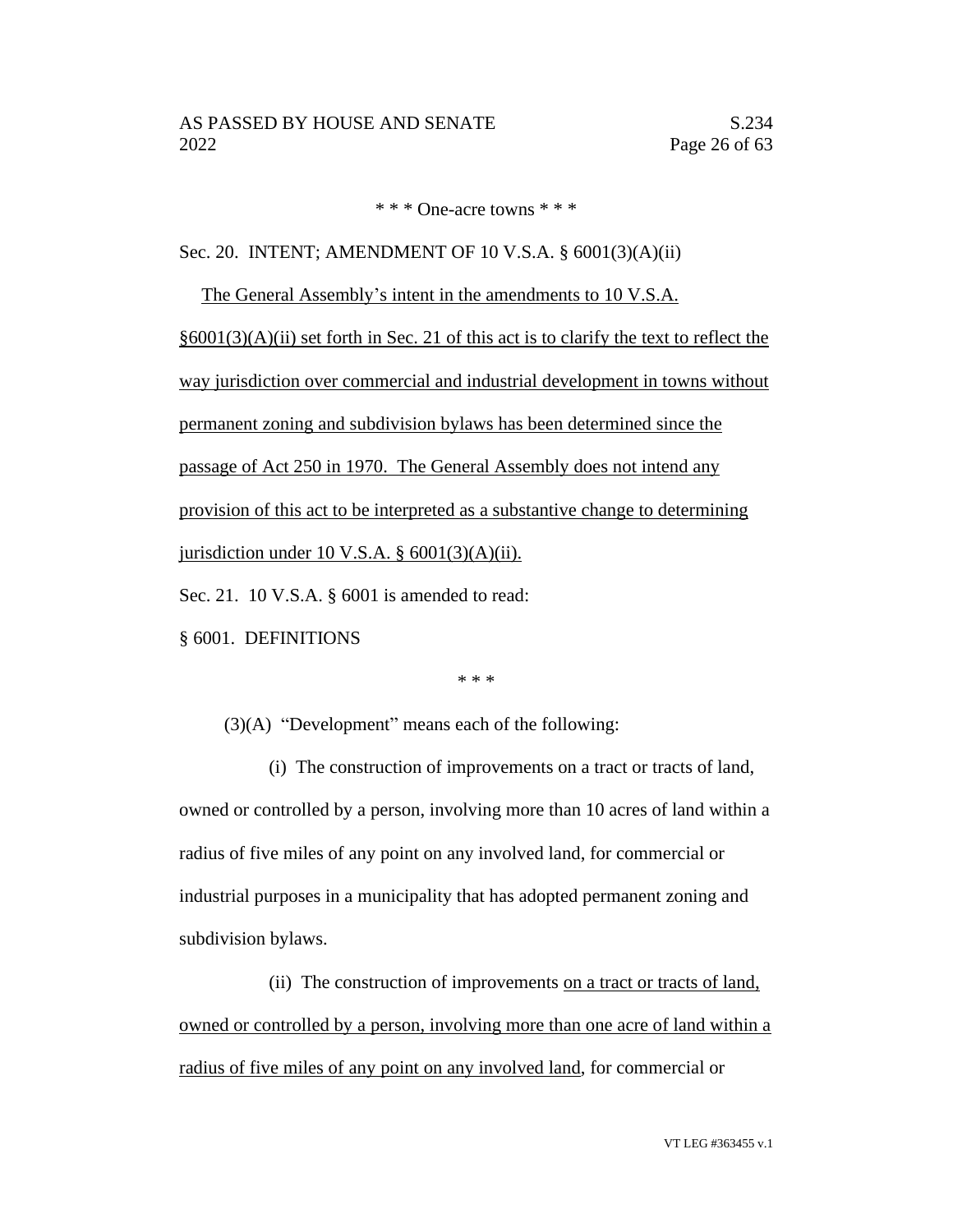\* \* \* One-acre towns \* \* \*

Sec. 20. INTENT; AMENDMENT OF 10 V.S.A. § 6001(3)(A)(ii)

<u>The General Assembly's intent in the amendments to 10 V.S.A. §6001(3)(A)(ii) set forth in Sec. 21 of this act is to clarify the text to reflect the way jurisdiction over commercial and industrial development in towns without permanent zoning and subdivision bylaws has been determined since the passage of Act 250 in 1970. The General Assembly does not intend any provision of this act to be interpreted as a substantive change to determining jurisdiction under 10 V.S.A. § 6001(3)(A)(ii).</u>

Sec. 21. 10 V.S.A. § 6001 is amended to read:

§ 6001. DEFINITIONS

\* \* \*

(3)(A) "Development" means each of the following:

(i) The construction of improvements on a tract or tracts of land, owned or controlled by a person, involving more than 10 acres of land within a radius of five miles of any point on any involved land, for commercial or industrial purposes in a municipality that has adopted permanent zoning and subdivision bylaws.

(ii) The construction of improvements <u>on a tract or tracts of land, owned or controlled by a person, involving more than one acre of land within a radius of five miles of any point on any involved land</u>, for commercial or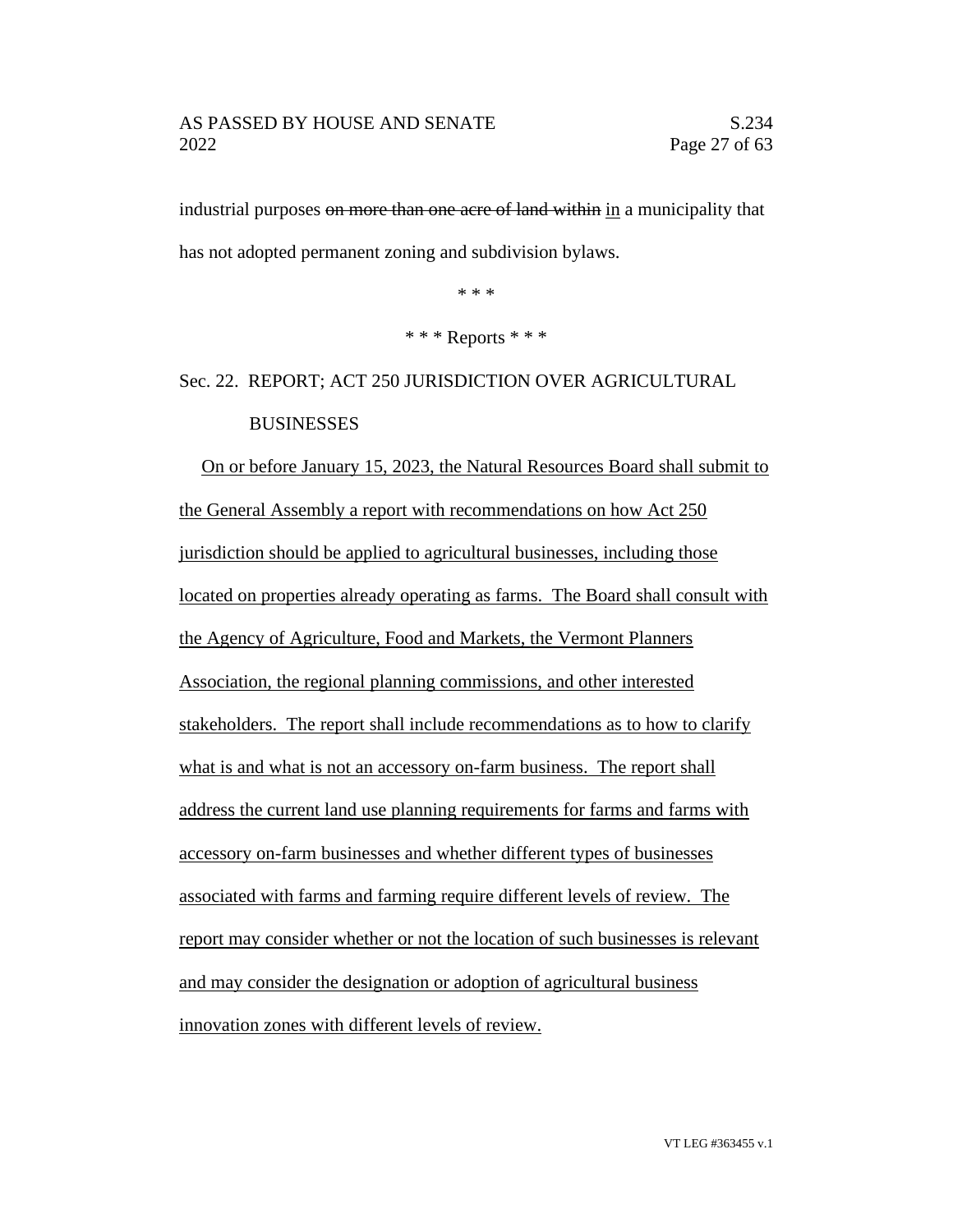industrial purposes ~~on more than one acre of land within~~ <u>in</u> a municipality that has not adopted permanent zoning and subdivision bylaws.

\* \* \*

\* \* \* Reports \* \* \*

Sec. 22. REPORT; ACT 250 JURISDICTION OVER AGRICULTURAL BUSINESSES

<u>On or before January 15, 2023, the Natural Resources Board shall submit to the General Assembly a report with recommendations on how Act 250 jurisdiction should be applied to agricultural businesses, including those located on properties already operating as farms. The Board shall consult with the Agency of Agriculture, Food and Markets, the Vermont Planners Association, the regional planning commissions, and other interested stakeholders. The report shall include recommendations as to how to clarify what is and what is not an accessory on-farm business. The report shall address the current land use planning requirements for farms and farms with accessory on-farm businesses and whether different types of businesses associated with farms and farming require different levels of review. The report may consider whether or not the location of such businesses is relevant and may consider the designation or adoption of agricultural business innovation zones with different levels of review.</u>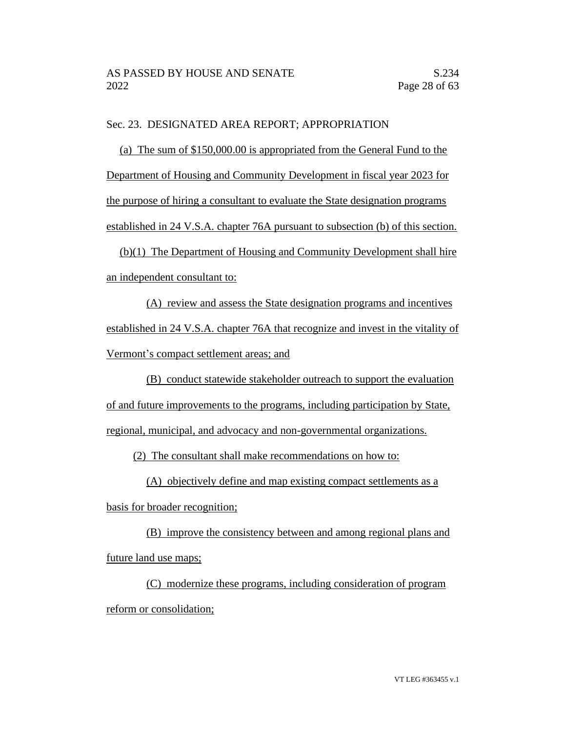Sec. 23. DESIGNATED AREA REPORT; APPROPRIATION

(a) The sum of $150,000.00 is appropriated from the General Fund to the Department of Housing and Community Development in fiscal year 2023 for the purpose of hiring a consultant to evaluate the State designation programs established in 24 V.S.A. chapter 76A pursuant to subsection (b) of this section.

(b)(1) The Department of Housing and Community Development shall hire an independent consultant to:

(A) review and assess the State designation programs and incentives established in 24 V.S.A. chapter 76A that recognize and invest in the vitality of Vermont's compact settlement areas; and

(B) conduct statewide stakeholder outreach to support the evaluation of and future improvements to the programs, including participation by State, regional, municipal, and advocacy and non-governmental organizations.

(2) The consultant shall make recommendations on how to:

(A) objectively define and map existing compact settlements as a basis for broader recognition;

(B) improve the consistency between and among regional plans and future land use maps;

(C) modernize these programs, including consideration of program reform or consolidation;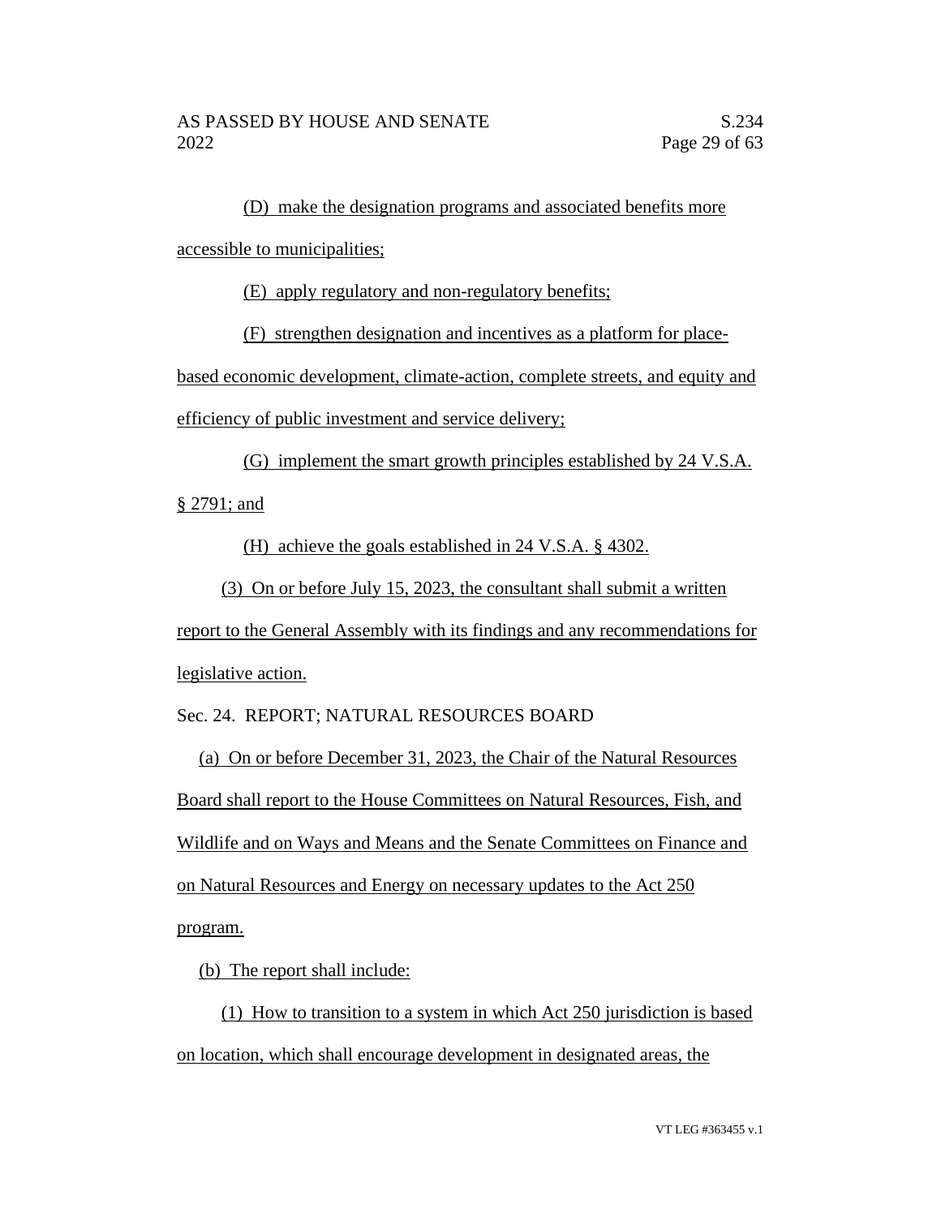(D) make the designation programs and associated benefits more accessible to municipalities;

(E) apply regulatory and non-regulatory benefits;

(F) strengthen designation and incentives as a platform for place-based economic development, climate-action, complete streets, and equity and efficiency of public investment and service delivery;

(G) implement the smart growth principles established by 24 V.S.A. § 2791; and

(H) achieve the goals established in 24 V.S.A. § 4302.

(3) On or before July 15, 2023, the consultant shall submit a written report to the General Assembly with its findings and any recommendations for legislative action.

Sec. 24. REPORT; NATURAL RESOURCES BOARD

(a) On or before December 31, 2023, the Chair of the Natural Resources Board shall report to the House Committees on Natural Resources, Fish, and Wildlife and on Ways and Means and the Senate Committees on Finance and on Natural Resources and Energy on necessary updates to the Act 250 program.

(b) The report shall include:

(1) How to transition to a system in which Act 250 jurisdiction is based on location, which shall encourage development in designated areas, the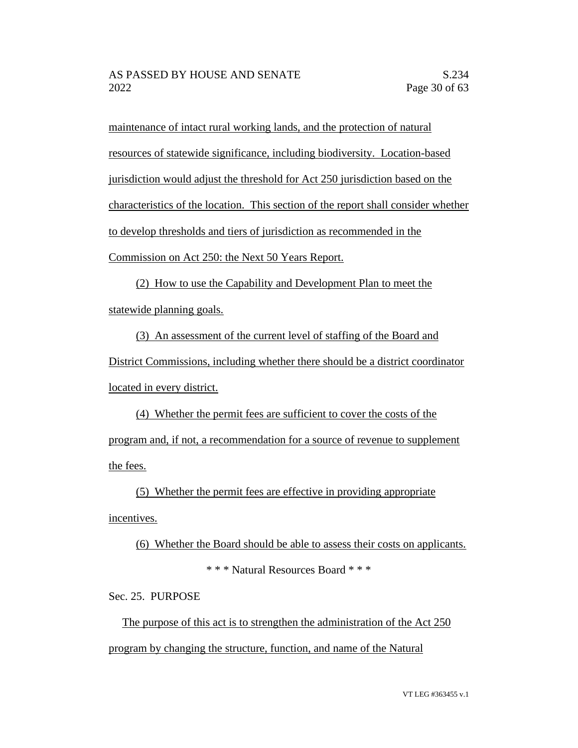maintenance of intact rural working lands, and the protection of natural resources of statewide significance, including biodiversity. Location-based jurisdiction would adjust the threshold for Act 250 jurisdiction based on the characteristics of the location. This section of the report shall consider whether to develop thresholds and tiers of jurisdiction as recommended in the Commission on Act 250: the Next 50 Years Report.

(2) How to use the Capability and Development Plan to meet the statewide planning goals.

(3) An assessment of the current level of staffing of the Board and District Commissions, including whether there should be a district coordinator located in every district.

(4) Whether the permit fees are sufficient to cover the costs of the program and, if not, a recommendation for a source of revenue to supplement the fees.

(5) Whether the permit fees are effective in providing appropriate incentives.

(6) Whether the Board should be able to assess their costs on applicants.

\* \* \* Natural Resources Board \* \* \*

Sec. 25. PURPOSE

The purpose of this act is to strengthen the administration of the Act 250 program by changing the structure, function, and name of the Natural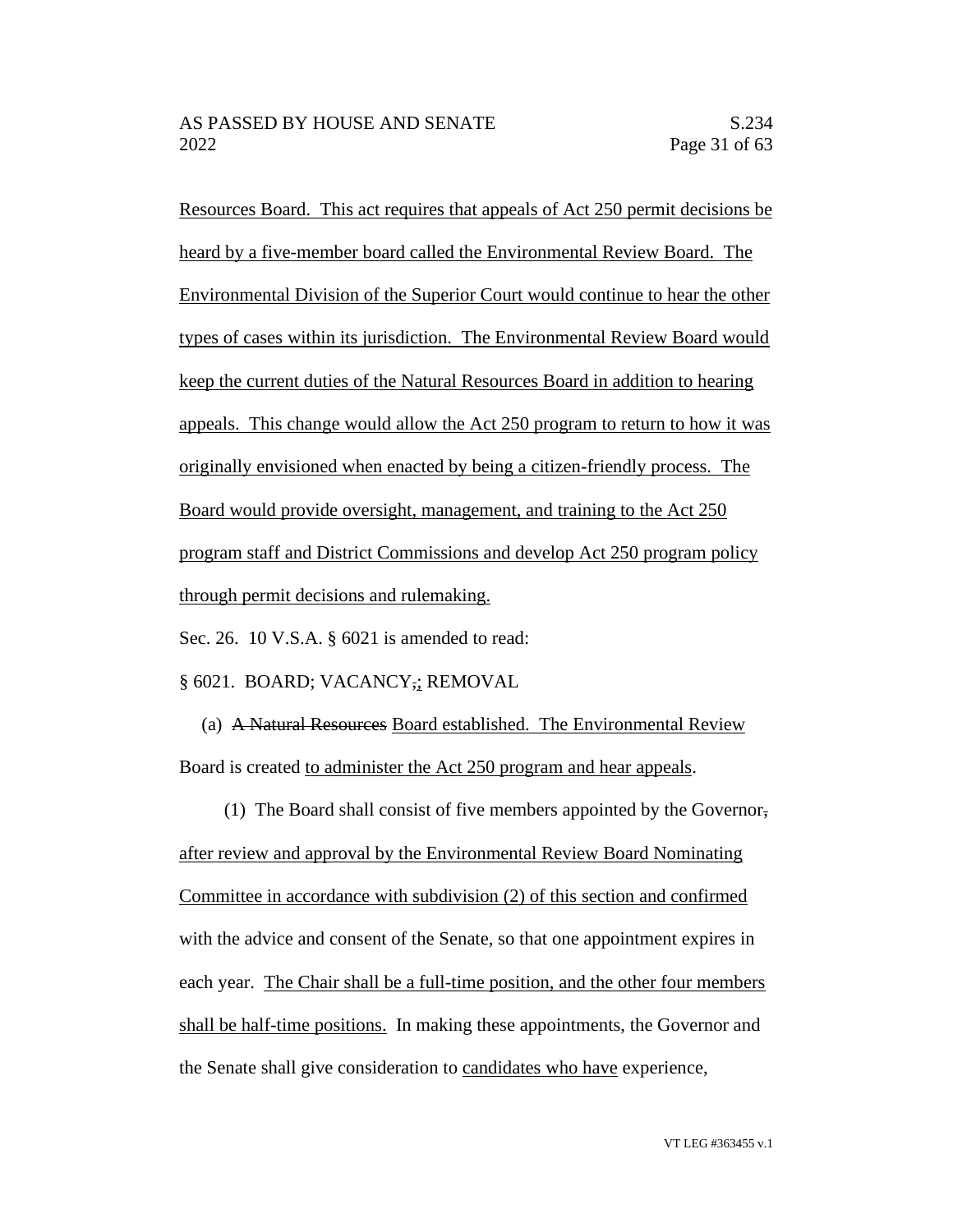Resources Board. This act requires that appeals of Act 250 permit decisions be heard by a five-member board called the Environmental Review Board. The Environmental Division of the Superior Court would continue to hear the other types of cases within its jurisdiction. The Environmental Review Board would keep the current duties of the Natural Resources Board in addition to hearing appeals. This change would allow the Act 250 program to return to how it was originally envisioned when enacted by being a citizen-friendly process. The Board would provide oversight, management, and training to the Act 250 program staff and District Commissions and develop Act 250 program policy through permit decisions and rulemaking.

Sec. 26. 10 V.S.A. § 6021 is amended to read:

§ 6021. BOARD; VACANCY,; REMOVAL

(a) ~~A Natural Resources~~ Board established. The Environmental Review Board is created to administer the Act 250 program and hear appeals.

(1) The Board shall consist of five members appointed by the Governor, after review and approval by the Environmental Review Board Nominating Committee in accordance with subdivision (2) of this section and confirmed with the advice and consent of the Senate, so that one appointment expires in each year. The Chair shall be a full-time position, and the other four members shall be half-time positions. In making these appointments, the Governor and the Senate shall give consideration to candidates who have experience,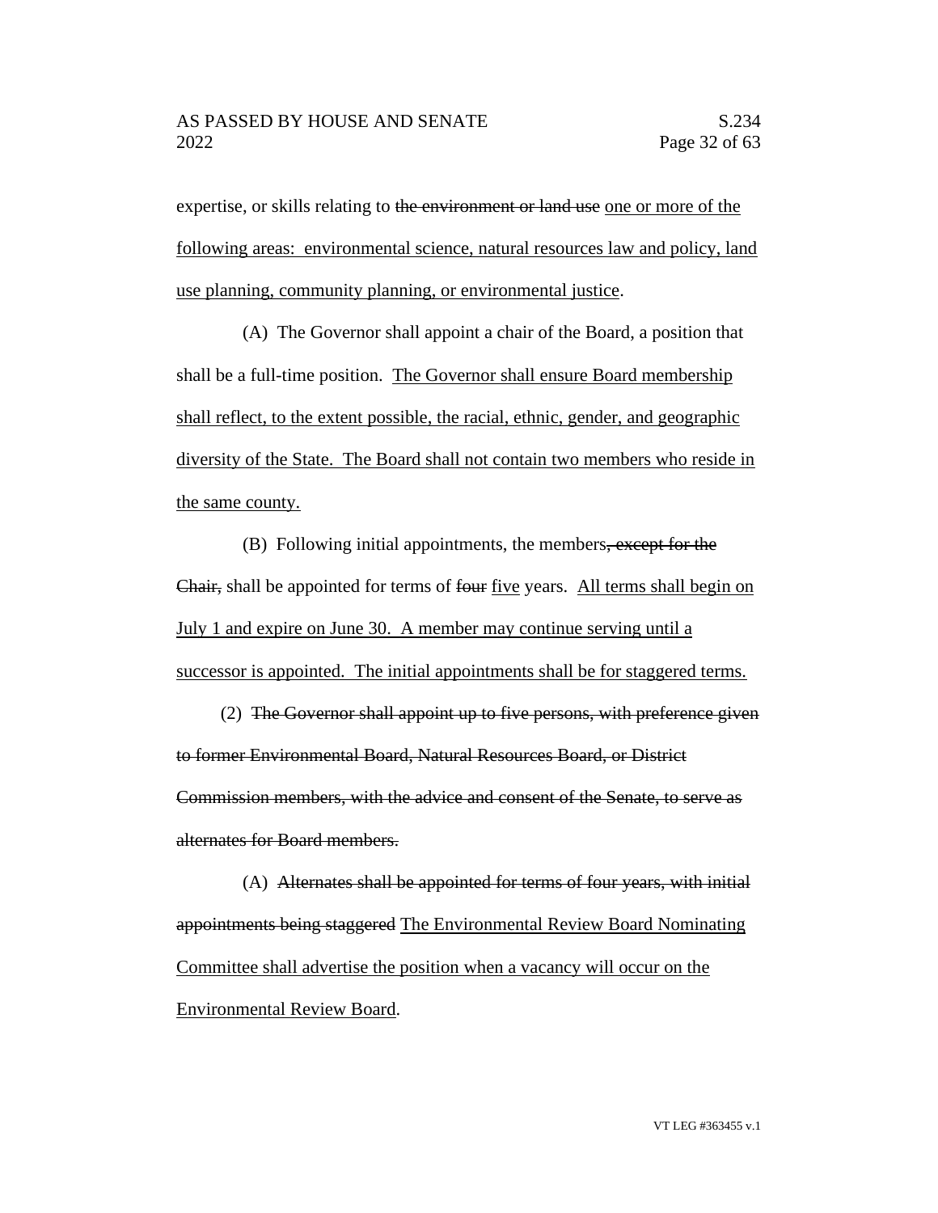expertise, or skills relating to ~~the environment or land use~~ <u>one or more of the following areas: environmental science, natural resources law and policy, land use planning, community planning, or environmental justice</u>.

(A) The Governor shall appoint a chair of the Board, a position that shall be a full-time position. <u>The Governor shall ensure Board membership shall reflect, to the extent possible, the racial, ethnic, gender, and geographic diversity of the State. The Board shall not contain two members who reside in the same county.</u>

(B) Following initial appointments, the members~~, except for the Chair,~~ shall be appointed for terms of ~~four~~ <u>five</u> years. <u>All terms shall begin on July 1 and expire on June 30. A member may continue serving until a successor is appointed. The initial appointments shall be for staggered terms.</u>

(2) ~~The Governor shall appoint up to five persons, with preference given to former Environmental Board, Natural Resources Board, or District Commission members, with the advice and consent of the Senate, to serve as alternates for Board members.~~

(A) ~~Alternates shall be appointed for terms of four years, with initial appointments being staggered~~ <u>The Environmental Review Board Nominating Committee shall advertise the position when a vacancy will occur on the Environmental Review Board</u>.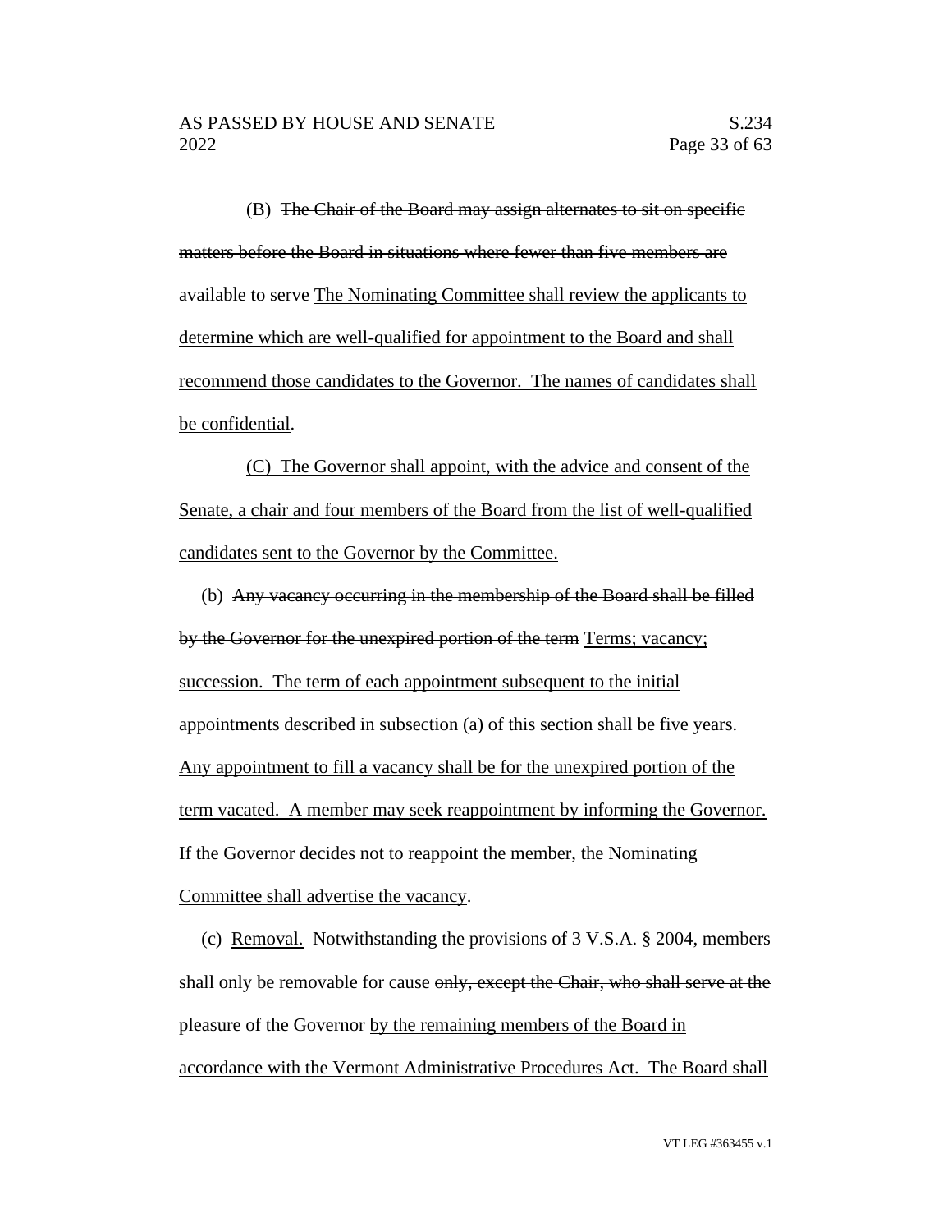(B) ~~The Chair of the Board may assign alternates to sit on specific matters before the Board in situations where fewer than five members are available to serve~~ <u>The Nominating Committee shall review the applicants to determine which are well-qualified for appointment to the Board and shall recommend those candidates to the Governor. The names of candidates shall be confidential</u>.

<u>(C) The Governor shall appoint, with the advice and consent of the Senate, a chair and four members of the Board from the list of well-qualified candidates sent to the Governor by the Committee.</u>

(b) ~~Any vacancy occurring in the membership of the Board shall be filled by the Governor for the unexpired portion of the term~~ <u>Terms; vacancy; succession. The term of each appointment subsequent to the initial appointments described in subsection (a) of this section shall be five years. Any appointment to fill a vacancy shall be for the unexpired portion of the term vacated. A member may seek reappointment by informing the Governor. If the Governor decides not to reappoint the member, the Nominating Committee shall advertise the vacancy</u>.

(c) <u>Removal.</u> Notwithstanding the provisions of 3 V.S.A. § 2004, members shall <u>only</u> be removable for cause ~~only, except the Chair, who shall serve at the pleasure of the Governor~~ <u>by the remaining members of the Board in accordance with the Vermont Administrative Procedures Act. The Board shall</u>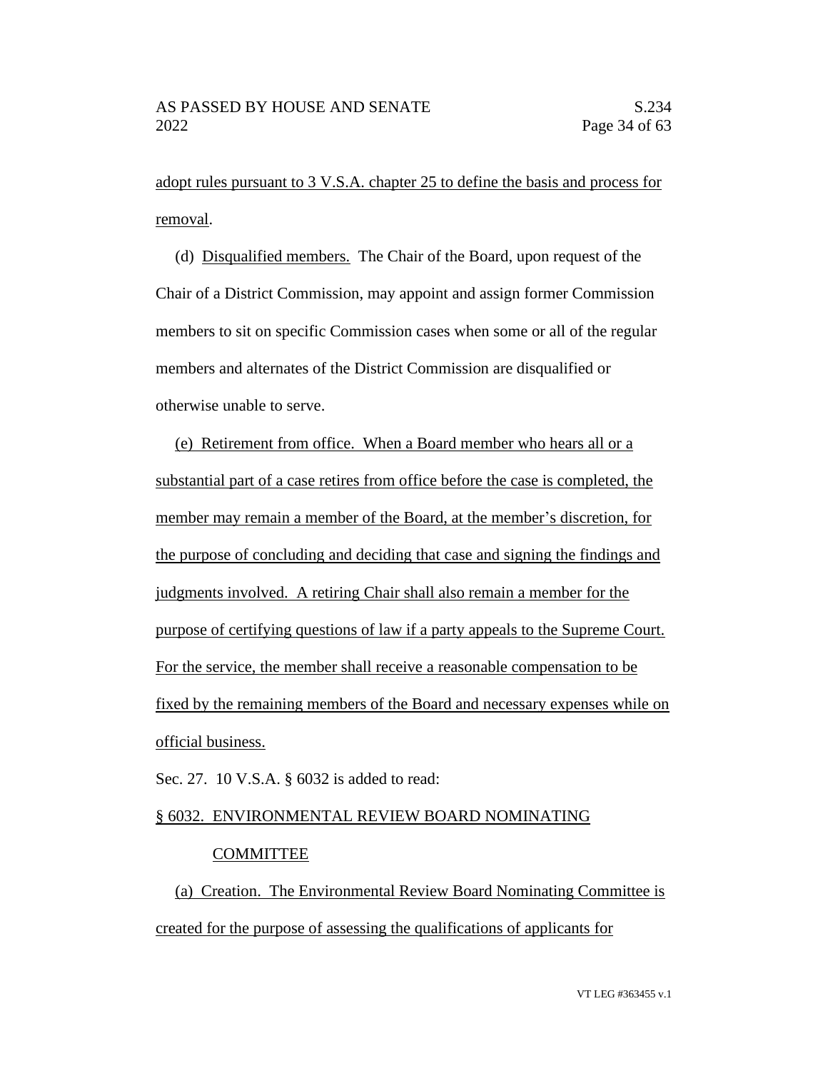adopt rules pursuant to 3 V.S.A. chapter 25 to define the basis and process for removal.

(d) Disqualified members. The Chair of the Board, upon request of the Chair of a District Commission, may appoint and assign former Commission members to sit on specific Commission cases when some or all of the regular members and alternates of the District Commission are disqualified or otherwise unable to serve.

(e) Retirement from office. When a Board member who hears all or a substantial part of a case retires from office before the case is completed, the member may remain a member of the Board, at the member's discretion, for the purpose of concluding and deciding that case and signing the findings and judgments involved. A retiring Chair shall also remain a member for the purpose of certifying questions of law if a party appeals to the Supreme Court. For the service, the member shall receive a reasonable compensation to be fixed by the remaining members of the Board and necessary expenses while on official business.

Sec. 27. 10 V.S.A. § 6032 is added to read:

§ 6032. ENVIRONMENTAL REVIEW BOARD NOMINATING COMMITTEE

(a) Creation. The Environmental Review Board Nominating Committee is created for the purpose of assessing the qualifications of applicants for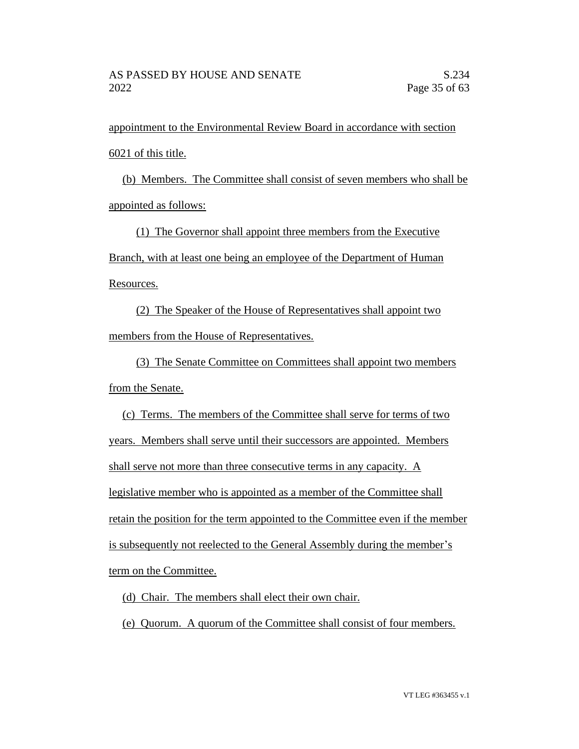appointment to the Environmental Review Board in accordance with section 6021 of this title.

(b) Members. The Committee shall consist of seven members who shall be appointed as follows:

(1) The Governor shall appoint three members from the Executive Branch, with at least one being an employee of the Department of Human Resources.

(2) The Speaker of the House of Representatives shall appoint two members from the House of Representatives.

(3) The Senate Committee on Committees shall appoint two members from the Senate.

(c) Terms. The members of the Committee shall serve for terms of two years. Members shall serve until their successors are appointed. Members shall serve not more than three consecutive terms in any capacity. A legislative member who is appointed as a member of the Committee shall retain the position for the term appointed to the Committee even if the member is subsequently not reelected to the General Assembly during the member's term on the Committee.

(d) Chair. The members shall elect their own chair.

(e) Quorum. A quorum of the Committee shall consist of four members.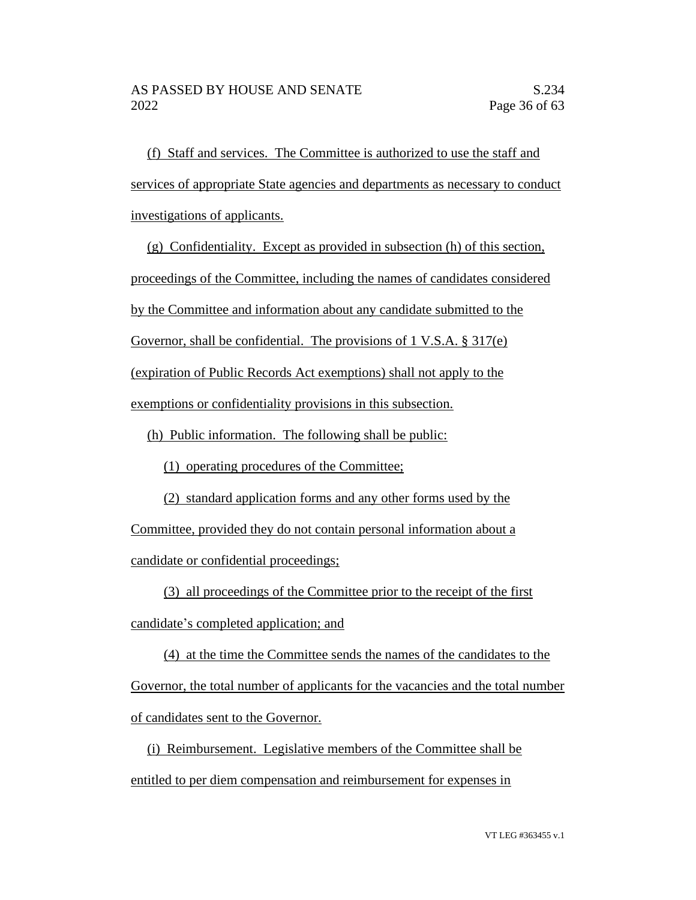(f) Staff and services. The Committee is authorized to use the staff and services of appropriate State agencies and departments as necessary to conduct investigations of applicants.

(g) Confidentiality. Except as provided in subsection (h) of this section, proceedings of the Committee, including the names of candidates considered by the Committee and information about any candidate submitted to the Governor, shall be confidential. The provisions of 1 V.S.A. § 317(e) (expiration of Public Records Act exemptions) shall not apply to the exemptions or confidentiality provisions in this subsection.

(h) Public information. The following shall be public:

(1) operating procedures of the Committee;

(2) standard application forms and any other forms used by the Committee, provided they do not contain personal information about a candidate or confidential proceedings;

(3) all proceedings of the Committee prior to the receipt of the first candidate's completed application; and

(4) at the time the Committee sends the names of the candidates to the Governor, the total number of applicants for the vacancies and the total number of candidates sent to the Governor.

(i) Reimbursement. Legislative members of the Committee shall be entitled to per diem compensation and reimbursement for expenses in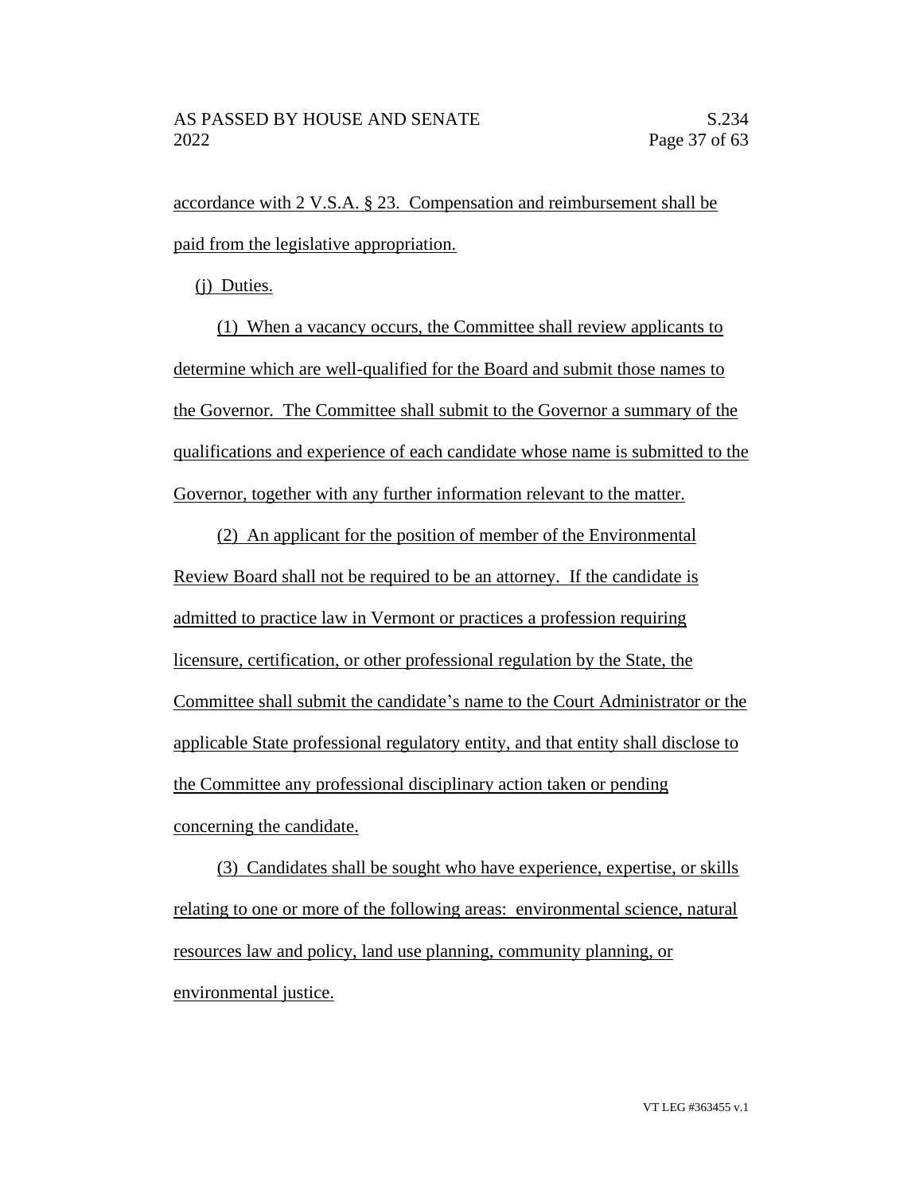accordance with 2 V.S.A. § 23. Compensation and reimbursement shall be paid from the legislative appropriation.

(j) Duties.

(1) When a vacancy occurs, the Committee shall review applicants to determine which are well-qualified for the Board and submit those names to the Governor. The Committee shall submit to the Governor a summary of the qualifications and experience of each candidate whose name is submitted to the Governor, together with any further information relevant to the matter.

(2) An applicant for the position of member of the Environmental Review Board shall not be required to be an attorney. If the candidate is admitted to practice law in Vermont or practices a profession requiring licensure, certification, or other professional regulation by the State, the Committee shall submit the candidate's name to the Court Administrator or the applicable State professional regulatory entity, and that entity shall disclose to the Committee any professional disciplinary action taken or pending concerning the candidate.

(3) Candidates shall be sought who have experience, expertise, or skills relating to one or more of the following areas: environmental science, natural resources law and policy, land use planning, community planning, or environmental justice.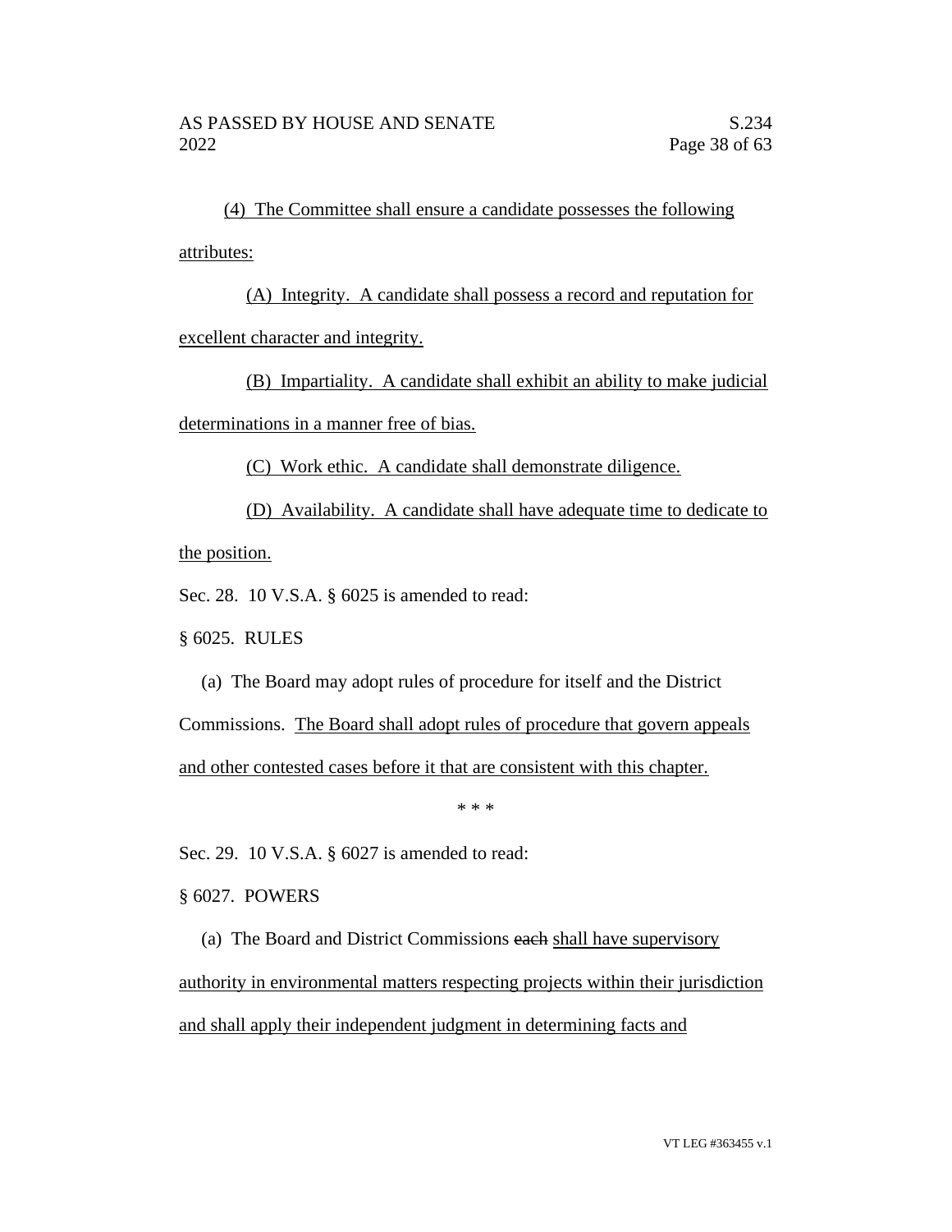(4) The Committee shall ensure a candidate possesses the following attributes:

(A) Integrity. A candidate shall possess a record and reputation for excellent character and integrity.

(B) Impartiality. A candidate shall exhibit an ability to make judicial determinations in a manner free of bias.

(C) Work ethic. A candidate shall demonstrate diligence.

(D) Availability. A candidate shall have adequate time to dedicate to the position.

Sec. 28. 10 V.S.A. § 6025 is amended to read:

§ 6025. RULES

(a) The Board may adopt rules of procedure for itself and the District Commissions. The Board shall adopt rules of procedure that govern appeals and other contested cases before it that are consistent with this chapter.

\* \* \*

Sec. 29. 10 V.S.A. § 6027 is amended to read:

§ 6027. POWERS

(a) The Board and District Commissions ~~each~~ shall have supervisory authority in environmental matters respecting projects within their jurisdiction and shall apply their independent judgment in determining facts and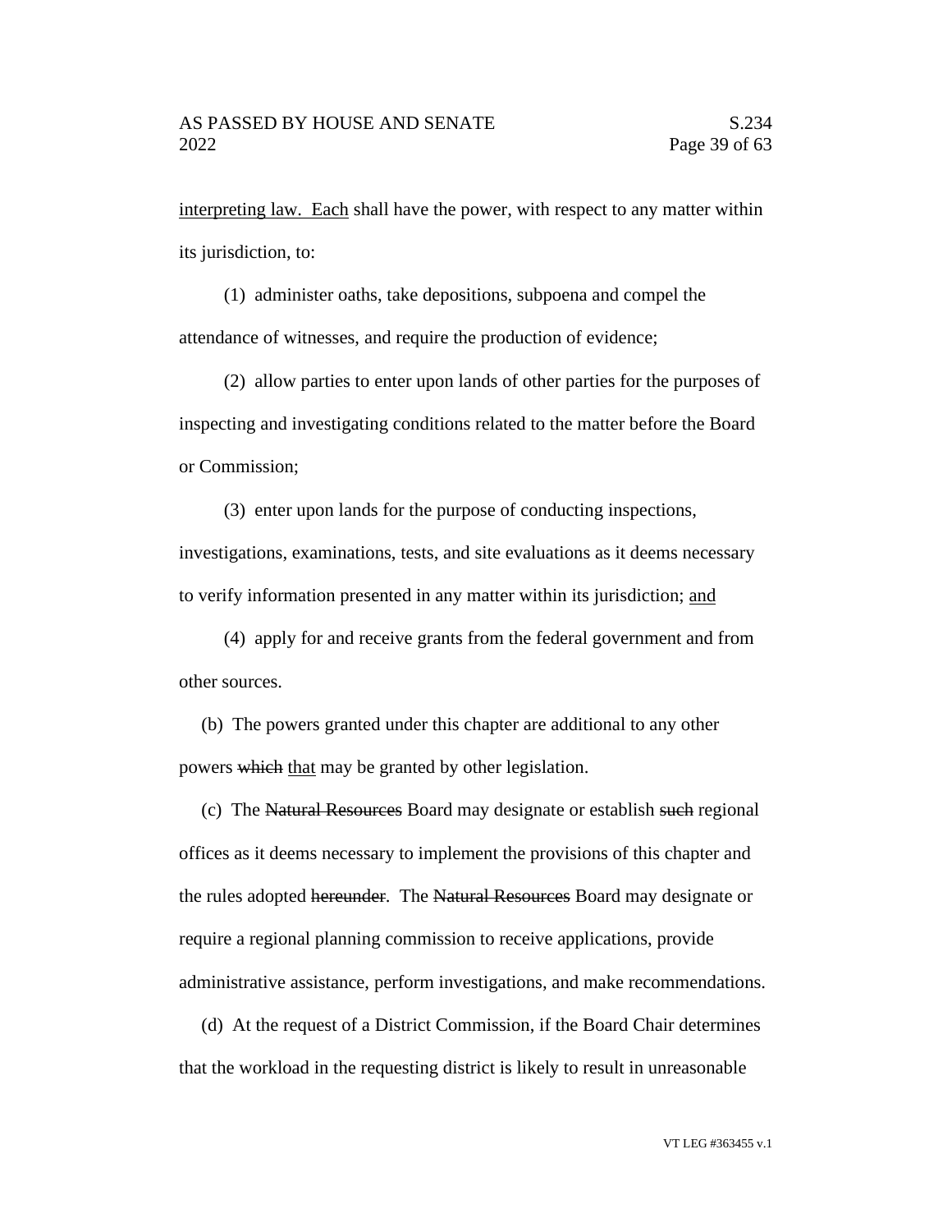interpreting law. Each shall have the power, with respect to any matter within its jurisdiction, to:

(1) administer oaths, take depositions, subpoena and compel the attendance of witnesses, and require the production of evidence;

(2) allow parties to enter upon lands of other parties for the purposes of inspecting and investigating conditions related to the matter before the Board or Commission;

(3) enter upon lands for the purpose of conducting inspections, investigations, examinations, tests, and site evaluations as it deems necessary to verify information presented in any matter within its jurisdiction; and

(4) apply for and receive grants from the federal government and from other sources.

(b) The powers granted under this chapter are additional to any other powers ~~which~~ that may be granted by other legislation.

(c) The ~~Natural Resources~~ Board may designate or establish ~~such~~ regional offices as it deems necessary to implement the provisions of this chapter and the rules adopted ~~hereunder~~. The ~~Natural Resources~~ Board may designate or require a regional planning commission to receive applications, provide administrative assistance, perform investigations, and make recommendations.

(d) At the request of a District Commission, if the Board Chair determines that the workload in the requesting district is likely to result in unreasonable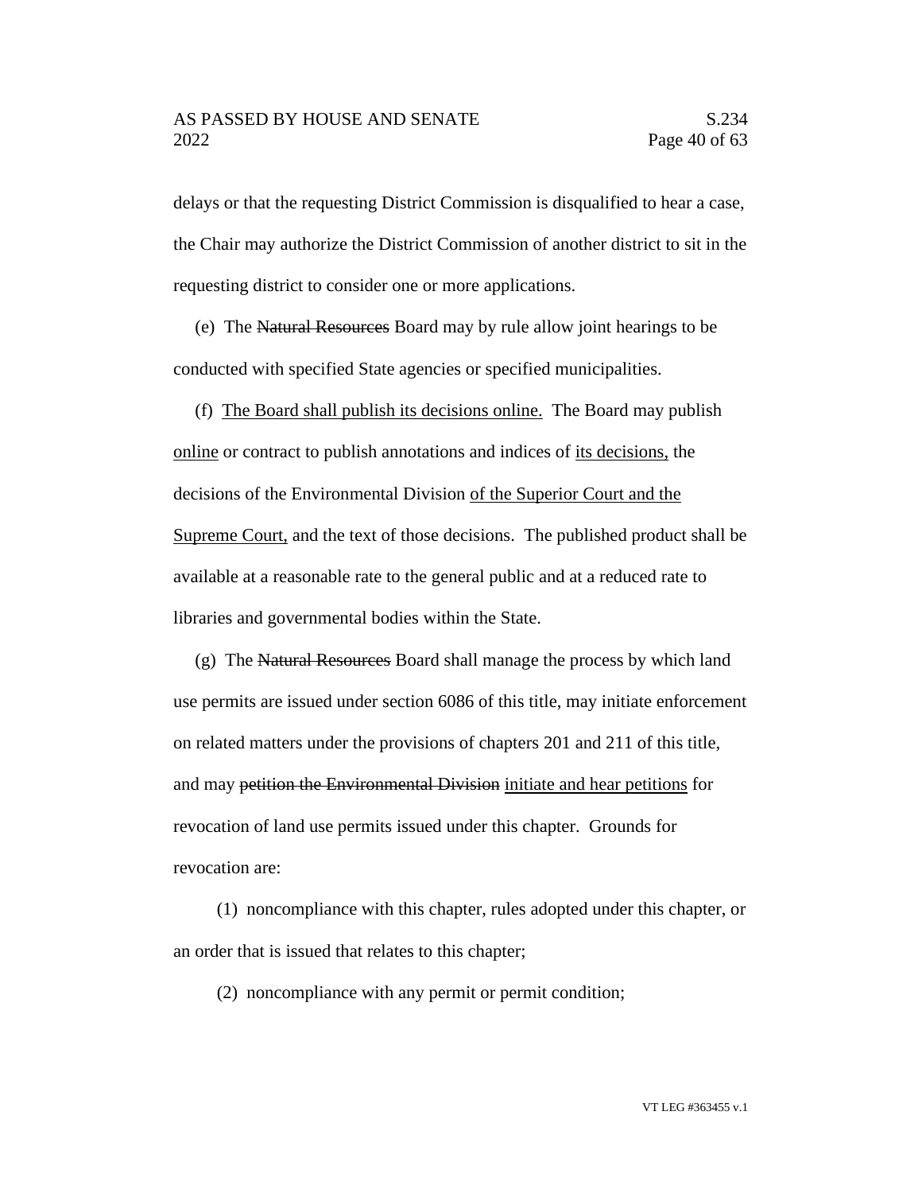delays or that the requesting District Commission is disqualified to hear a case, the Chair may authorize the District Commission of another district to sit in the requesting district to consider one or more applications.

(e) The ~~Natural Resources~~ Board may by rule allow joint hearings to be conducted with specified State agencies or specified municipalities.

(f) <u>The Board shall publish its decisions online.</u> The Board may publish <u>online</u> or contract to publish annotations and indices of <u>its decisions,</u> the decisions of the Environmental Division <u>of the Superior Court and the Supreme Court,</u> and the text of those decisions. The published product shall be available at a reasonable rate to the general public and at a reduced rate to libraries and governmental bodies within the State.

(g) The ~~Natural Resources~~ Board shall manage the process by which land use permits are issued under section 6086 of this title, may initiate enforcement on related matters under the provisions of chapters 201 and 211 of this title, and may ~~petition the Environmental Division~~ <u>initiate and hear petitions</u> for revocation of land use permits issued under this chapter. Grounds for revocation are:

(1) noncompliance with this chapter, rules adopted under this chapter, or an order that is issued that relates to this chapter;

(2) noncompliance with any permit or permit condition;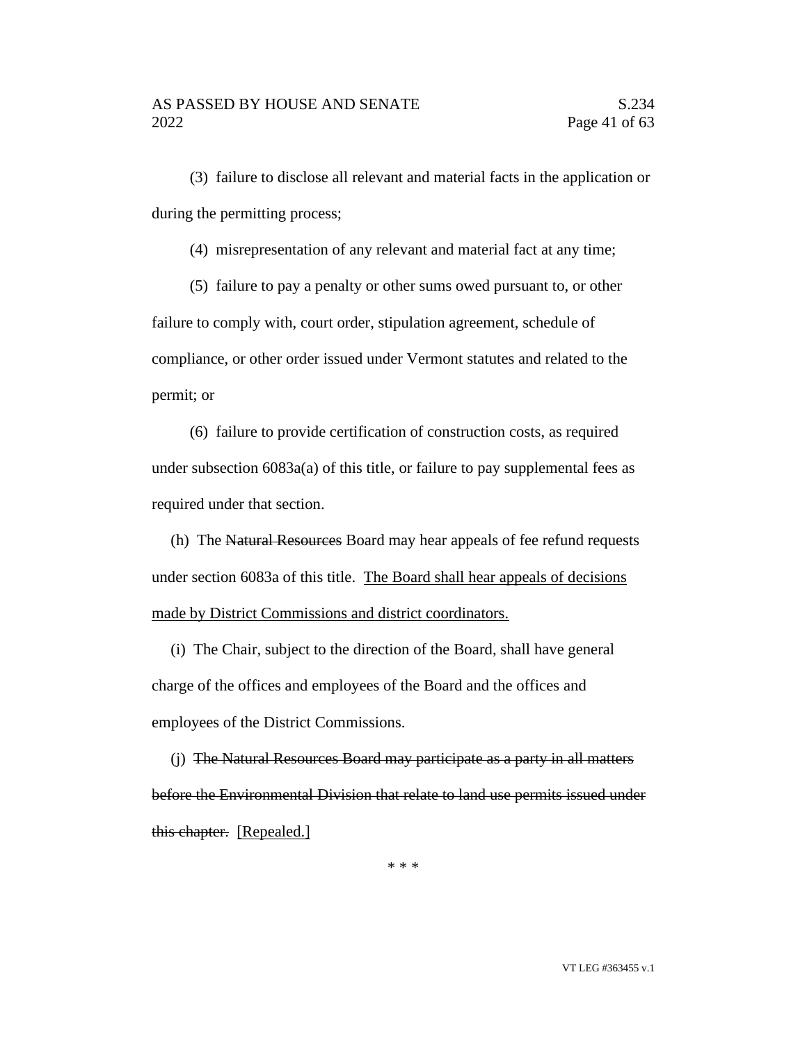(3) failure to disclose all relevant and material facts in the application or during the permitting process;

(4) misrepresentation of any relevant and material fact at any time;

(5) failure to pay a penalty or other sums owed pursuant to, or other failure to comply with, court order, stipulation agreement, schedule of compliance, or other order issued under Vermont statutes and related to the permit; or

(6) failure to provide certification of construction costs, as required under subsection 6083a(a) of this title, or failure to pay supplemental fees as required under that section.

(h) The ~~Natural Resources~~ Board may hear appeals of fee refund requests under section 6083a of this title. The Board shall hear appeals of decisions made by District Commissions and district coordinators.

(i) The Chair, subject to the direction of the Board, shall have general charge of the offices and employees of the Board and the offices and employees of the District Commissions.

(j) ~~The Natural Resources Board may participate as a party in all matters before the Environmental Division that relate to land use permits issued under this chapter.~~ [Repealed.]

\* \* \*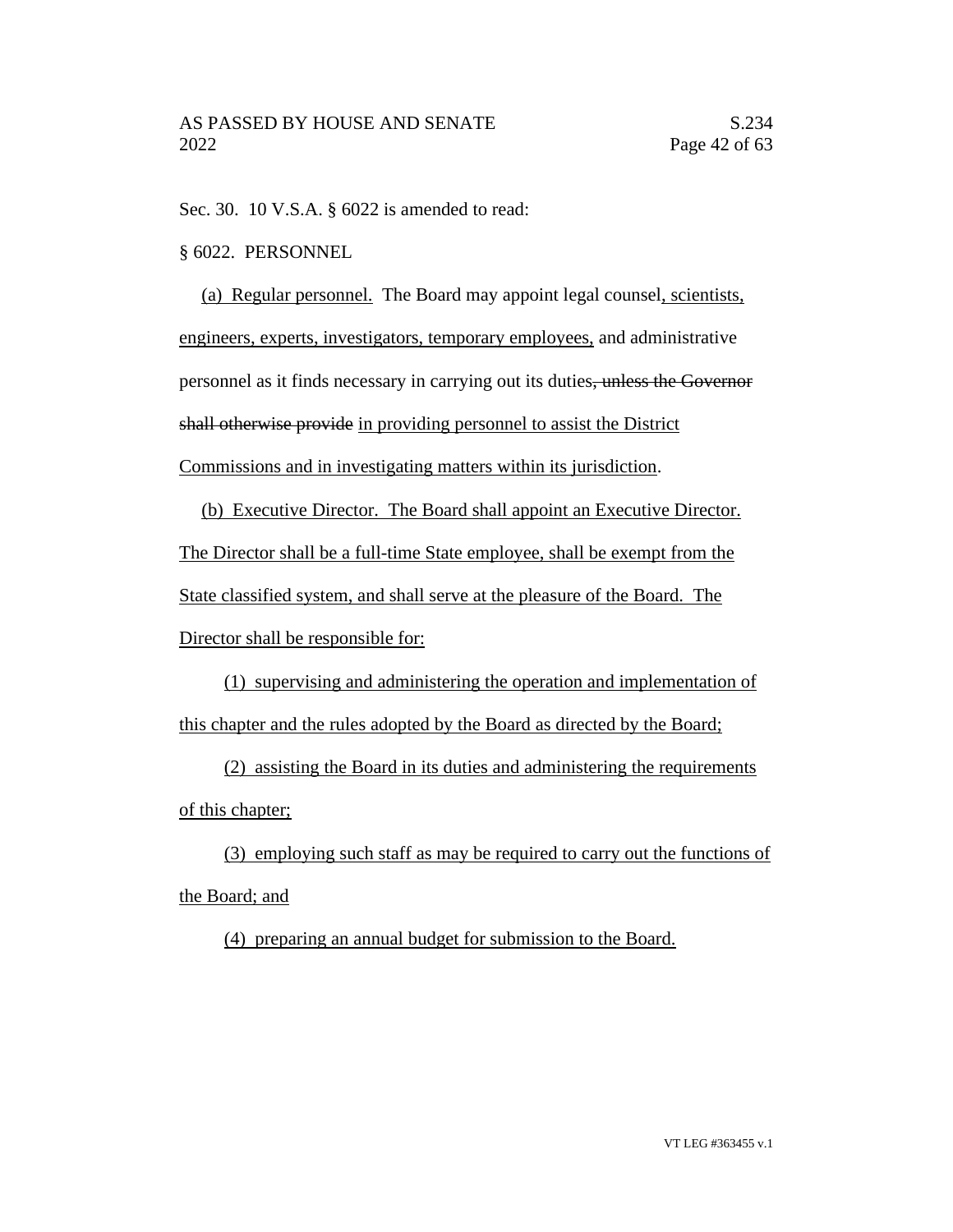Sec. 30. 10 V.S.A. § 6022 is amended to read:

§ 6022. PERSONNEL

(a) Regular personnel. The Board may appoint legal counsel, scientists, engineers, experts, investigators, temporary employees, and administrative personnel as it finds necessary in carrying out its duties~~, unless the Governor shall otherwise provide~~ in providing personnel to assist the District Commissions and in investigating matters within its jurisdiction.

(b) Executive Director. The Board shall appoint an Executive Director. The Director shall be a full-time State employee, shall be exempt from the State classified system, and shall serve at the pleasure of the Board. The Director shall be responsible for:

(1) supervising and administering the operation and implementation of this chapter and the rules adopted by the Board as directed by the Board;

(2) assisting the Board in its duties and administering the requirements of this chapter;

(3) employing such staff as may be required to carry out the functions of the Board; and

(4) preparing an annual budget for submission to the Board.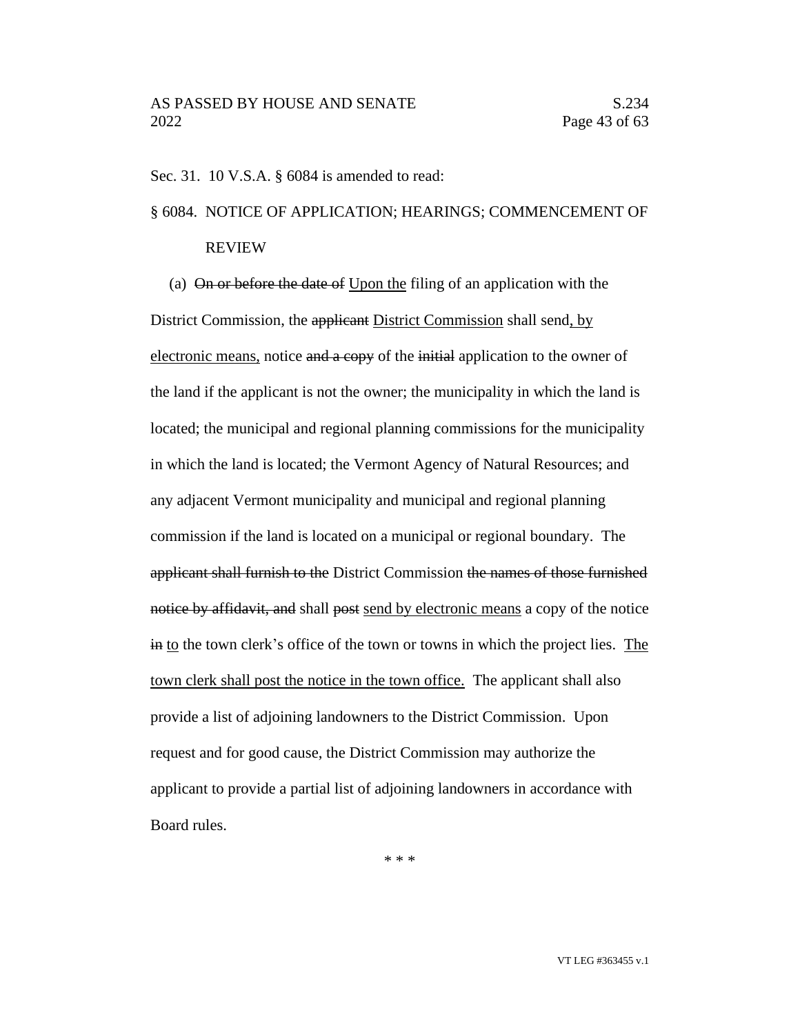Sec. 31. 10 V.S.A. § 6084 is amended to read:

§ 6084. NOTICE OF APPLICATION; HEARINGS; COMMENCEMENT OF REVIEW

(a) ~~On or before the date of~~ <u>Upon the</u> filing of an application with the District Commission, the ~~applicant~~ <u>District Commission</u> shall send<u>, by electronic means,</u> notice ~~and a copy~~ of the ~~initial~~ application to the owner of the land if the applicant is not the owner; the municipality in which the land is located; the municipal and regional planning commissions for the municipality in which the land is located; the Vermont Agency of Natural Resources; and any adjacent Vermont municipality and municipal and regional planning commission if the land is located on a municipal or regional boundary. The ~~applicant shall furnish to the~~ District Commission ~~the names of those furnished notice by affidavit, and~~ shall ~~post~~ <u>send by electronic means</u> a copy of the notice ~~in~~ <u>to</u> the town clerk's office of the town or towns in which the project lies. <u>The town clerk shall post the notice in the town office.</u> The applicant shall also provide a list of adjoining landowners to the District Commission. Upon request and for good cause, the District Commission may authorize the applicant to provide a partial list of adjoining landowners in accordance with Board rules.

\* \* \*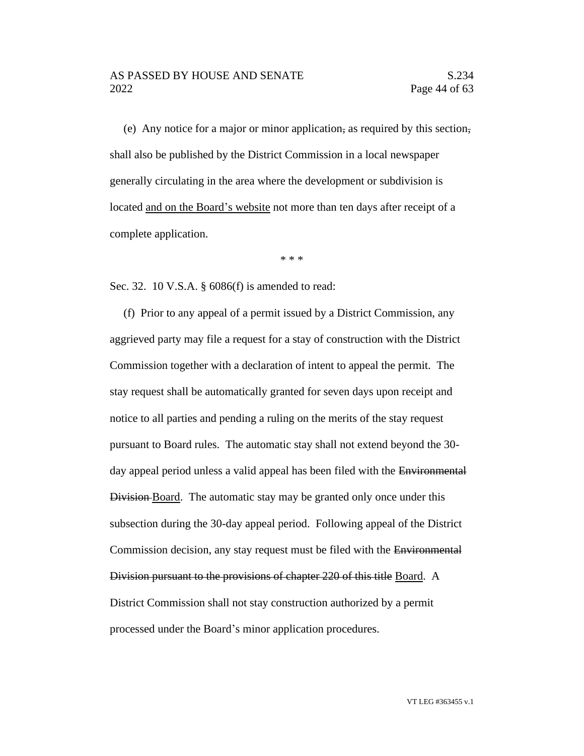(e) Any notice for a major or minor application~~,~~ as required by this section~~,~~ shall also be published by the District Commission in a local newspaper generally circulating in the area where the development or subdivision is located <u>and on the Board's website</u> not more than ten days after receipt of a complete application.

\* \* \*

Sec. 32. 10 V.S.A. § 6086(f) is amended to read:

(f) Prior to any appeal of a permit issued by a District Commission, any aggrieved party may file a request for a stay of construction with the District Commission together with a declaration of intent to appeal the permit. The stay request shall be automatically granted for seven days upon receipt and notice to all parties and pending a ruling on the merits of the stay request pursuant to Board rules. The automatic stay shall not extend beyond the 30-day appeal period unless a valid appeal has been filed with the ~~Environmental Division~~ <u>Board</u>. The automatic stay may be granted only once under this subsection during the 30-day appeal period. Following appeal of the District Commission decision, any stay request must be filed with the ~~Environmental Division pursuant to the provisions of chapter 220 of this title~~ <u>Board</u>. A District Commission shall not stay construction authorized by a permit processed under the Board's minor application procedures.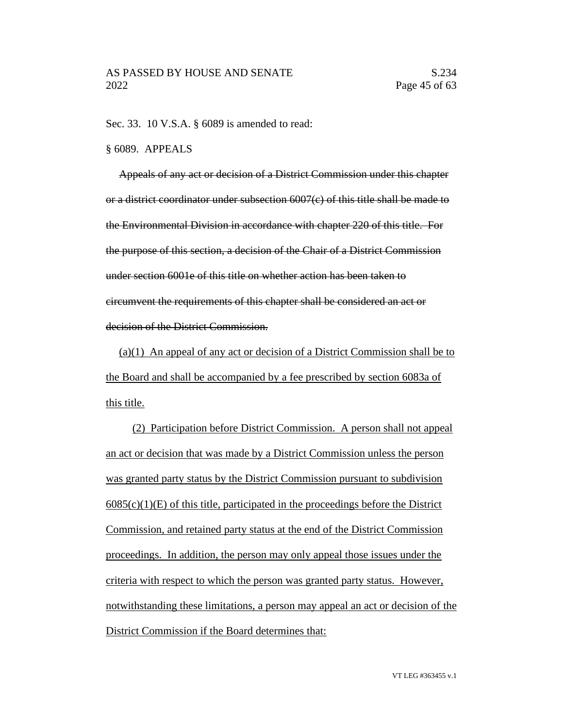Sec. 33. 10 V.S.A. § 6089 is amended to read:

§ 6089. APPEALS

~~Appeals of any act or decision of a District Commission under this chapter or a district coordinator under subsection 6007(c) of this title shall be made to the Environmental Division in accordance with chapter 220 of this title. For the purpose of this section, a decision of the Chair of a District Commission under section 6001e of this title on whether action has been taken to circumvent the requirements of this chapter shall be considered an act or decision of the District Commission.~~

<u>(a)(1) An appeal of any act or decision of a District Commission shall be to the Board and shall be accompanied by a fee prescribed by section 6083a of this title.</u>

<u>(2) Participation before District Commission. A person shall not appeal an act or decision that was made by a District Commission unless the person was granted party status by the District Commission pursuant to subdivision 6085(c)(1)(E) of this title, participated in the proceedings before the District Commission, and retained party status at the end of the District Commission proceedings. In addition, the person may only appeal those issues under the criteria with respect to which the person was granted party status. However, notwithstanding these limitations, a person may appeal an act or decision of the District Commission if the Board determines that:</u>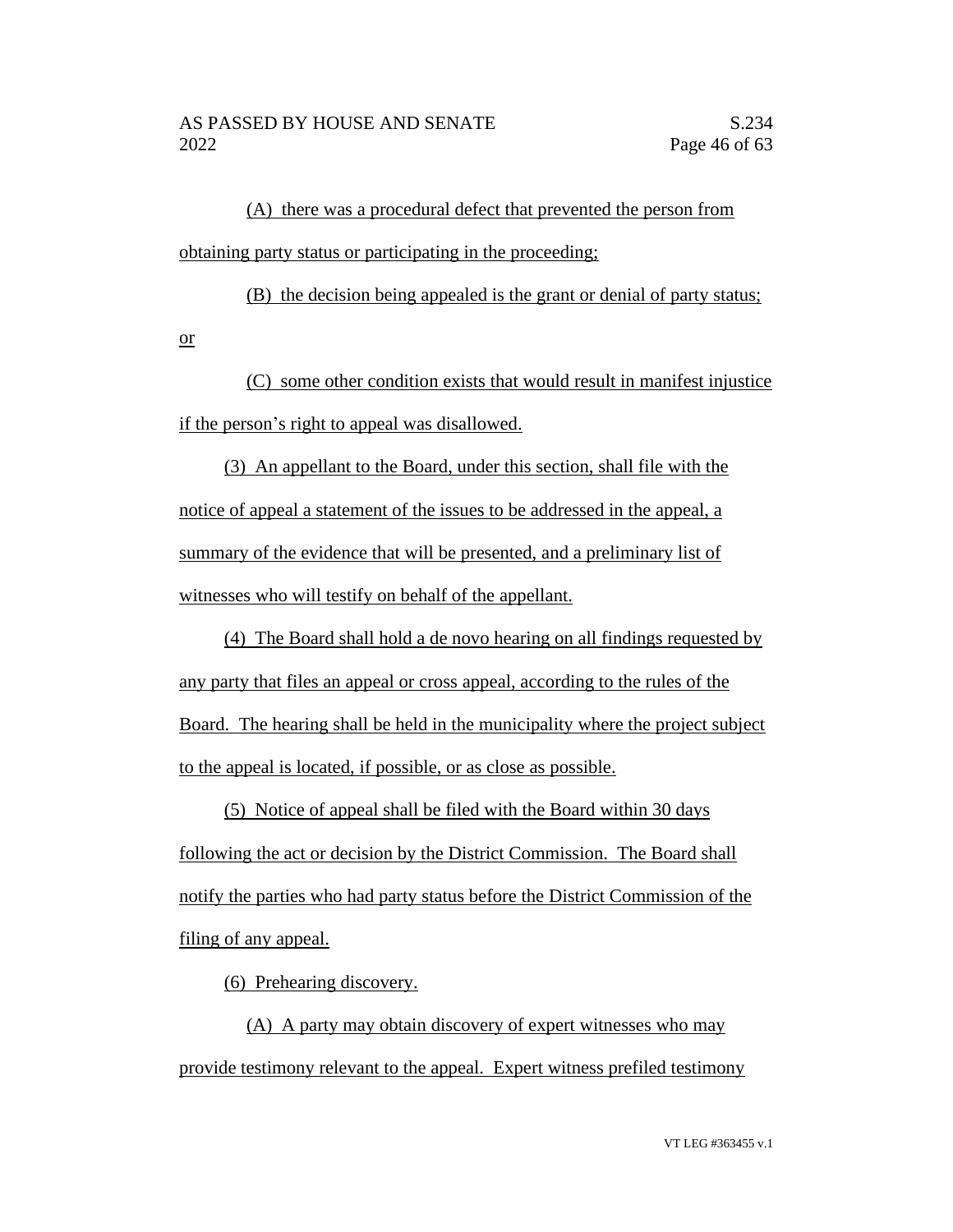(A) there was a procedural defect that prevented the person from obtaining party status or participating in the proceeding;

(B) the decision being appealed is the grant or denial of party status; or

(C) some other condition exists that would result in manifest injustice if the person's right to appeal was disallowed.

(3) An appellant to the Board, under this section, shall file with the notice of appeal a statement of the issues to be addressed in the appeal, a summary of the evidence that will be presented, and a preliminary list of witnesses who will testify on behalf of the appellant.

(4) The Board shall hold a de novo hearing on all findings requested by any party that files an appeal or cross appeal, according to the rules of the Board. The hearing shall be held in the municipality where the project subject to the appeal is located, if possible, or as close as possible.

(5) Notice of appeal shall be filed with the Board within 30 days following the act or decision by the District Commission. The Board shall notify the parties who had party status before the District Commission of the filing of any appeal.

(6) Prehearing discovery.

(A) A party may obtain discovery of expert witnesses who may provide testimony relevant to the appeal. Expert witness prefiled testimony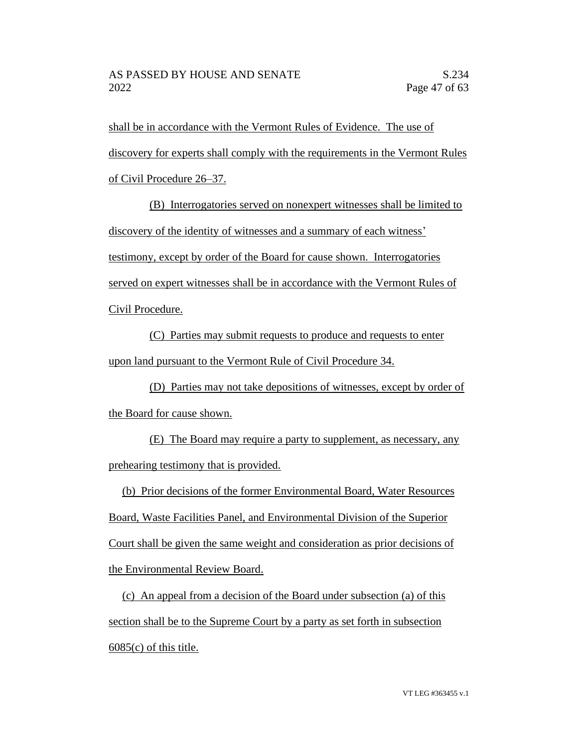shall be in accordance with the Vermont Rules of Evidence. The use of discovery for experts shall comply with the requirements in the Vermont Rules of Civil Procedure 26–37.

(B) Interrogatories served on nonexpert witnesses shall be limited to discovery of the identity of witnesses and a summary of each witness' testimony, except by order of the Board for cause shown. Interrogatories served on expert witnesses shall be in accordance with the Vermont Rules of Civil Procedure.

(C) Parties may submit requests to produce and requests to enter upon land pursuant to the Vermont Rule of Civil Procedure 34.

(D) Parties may not take depositions of witnesses, except by order of the Board for cause shown.

(E) The Board may require a party to supplement, as necessary, any prehearing testimony that is provided.

(b) Prior decisions of the former Environmental Board, Water Resources Board, Waste Facilities Panel, and Environmental Division of the Superior Court shall be given the same weight and consideration as prior decisions of the Environmental Review Board.

(c) An appeal from a decision of the Board under subsection (a) of this section shall be to the Supreme Court by a party as set forth in subsection 6085(c) of this title.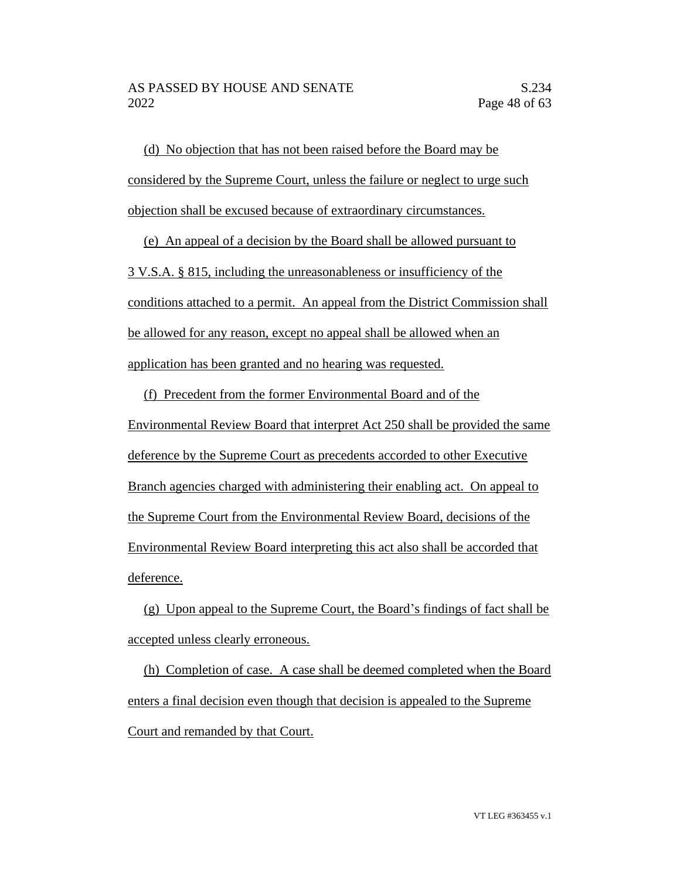(d) No objection that has not been raised before the Board may be considered by the Supreme Court, unless the failure or neglect to urge such objection shall be excused because of extraordinary circumstances.

(e) An appeal of a decision by the Board shall be allowed pursuant to 3 V.S.A. § 815, including the unreasonableness or insufficiency of the conditions attached to a permit. An appeal from the District Commission shall be allowed for any reason, except no appeal shall be allowed when an application has been granted and no hearing was requested.

(f) Precedent from the former Environmental Board and of the Environmental Review Board that interpret Act 250 shall be provided the same deference by the Supreme Court as precedents accorded to other Executive Branch agencies charged with administering their enabling act. On appeal to the Supreme Court from the Environmental Review Board, decisions of the Environmental Review Board interpreting this act also shall be accorded that deference.

(g) Upon appeal to the Supreme Court, the Board's findings of fact shall be accepted unless clearly erroneous.

(h) Completion of case. A case shall be deemed completed when the Board enters a final decision even though that decision is appealed to the Supreme Court and remanded by that Court.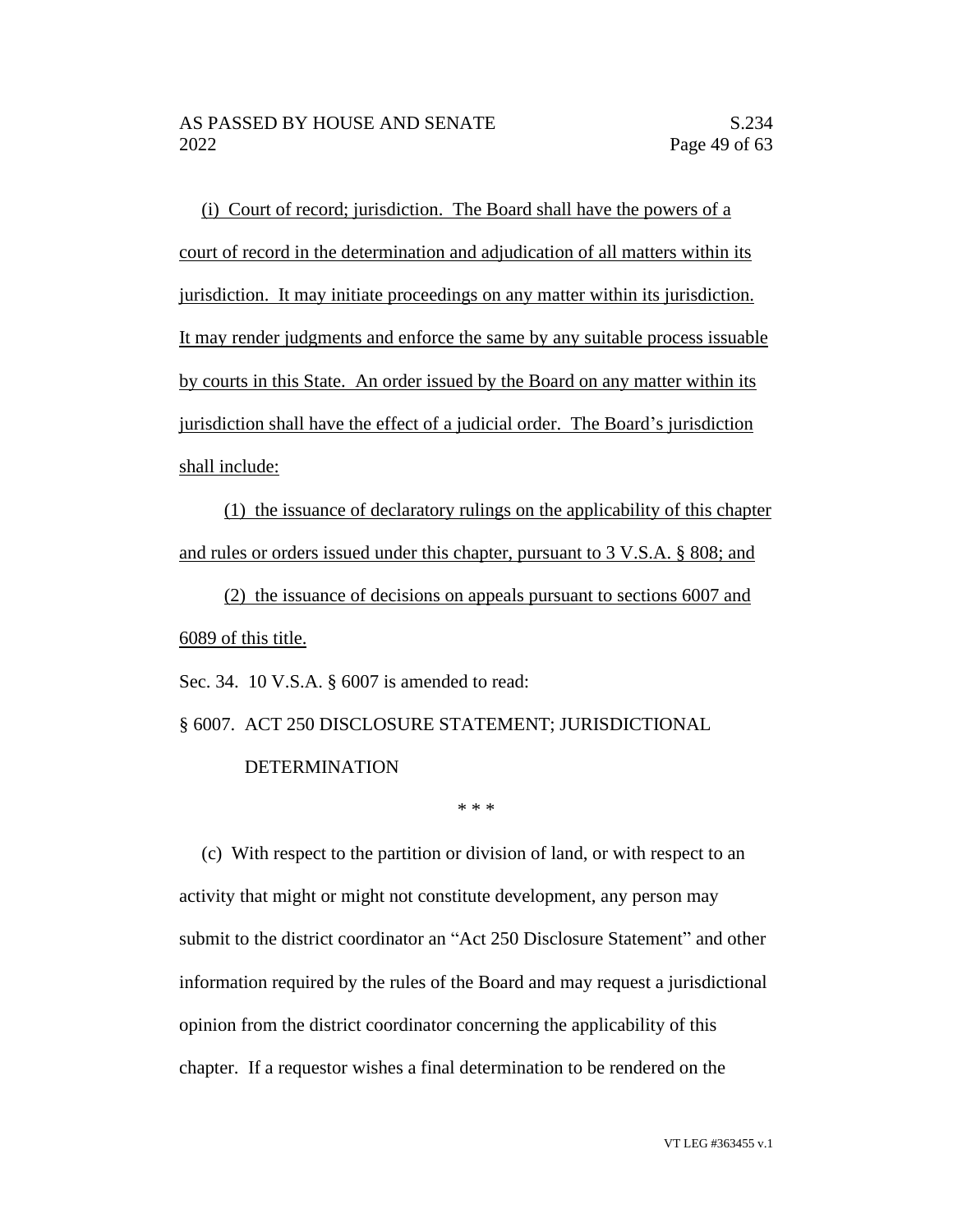(i) Court of record; jurisdiction. The Board shall have the powers of a court of record in the determination and adjudication of all matters within its jurisdiction. It may initiate proceedings on any matter within its jurisdiction. It may render judgments and enforce the same by any suitable process issuable by courts in this State. An order issued by the Board on any matter within its jurisdiction shall have the effect of a judicial order. The Board's jurisdiction shall include:

(1) the issuance of declaratory rulings on the applicability of this chapter and rules or orders issued under this chapter, pursuant to 3 V.S.A. § 808; and

(2) the issuance of decisions on appeals pursuant to sections 6007 and 6089 of this title.

Sec. 34. 10 V.S.A. § 6007 is amended to read:

§ 6007. ACT 250 DISCLOSURE STATEMENT; JURISDICTIONAL DETERMINATION

\* \* \*

(c) With respect to the partition or division of land, or with respect to an activity that might or might not constitute development, any person may submit to the district coordinator an "Act 250 Disclosure Statement" and other information required by the rules of the Board and may request a jurisdictional opinion from the district coordinator concerning the applicability of this chapter. If a requestor wishes a final determination to be rendered on the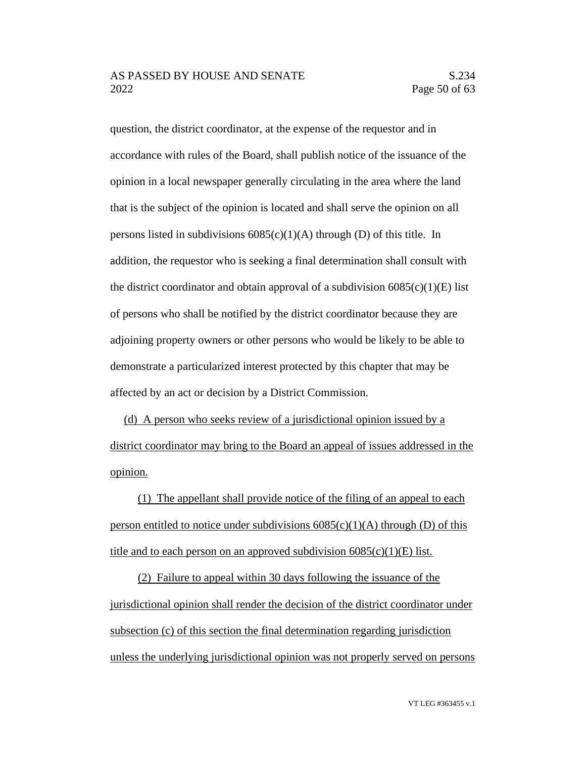question, the district coordinator, at the expense of the requestor and in accordance with rules of the Board, shall publish notice of the issuance of the opinion in a local newspaper generally circulating in the area where the land that is the subject of the opinion is located and shall serve the opinion on all persons listed in subdivisions 6085(c)(1)(A) through (D) of this title. In addition, the requestor who is seeking a final determination shall consult with the district coordinator and obtain approval of a subdivision 6085(c)(1)(E) list of persons who shall be notified by the district coordinator because they are adjoining property owners or other persons who would be likely to be able to demonstrate a particularized interest protected by this chapter that may be affected by an act or decision by a District Commission.

<u>(d) A person who seeks review of a jurisdictional opinion issued by a district coordinator may bring to the Board an appeal of issues addressed in the opinion.</u>

<u>(1) The appellant shall provide notice of the filing of an appeal to each person entitled to notice under subdivisions 6085(c)(1)(A) through (D) of this title and to each person on an approved subdivision 6085(c)(1)(E) list.</u>

<u>(2) Failure to appeal within 30 days following the issuance of the jurisdictional opinion shall render the decision of the district coordinator under subsection (c) of this section the final determination regarding jurisdiction unless the underlying jurisdictional opinion was not properly served on persons</u>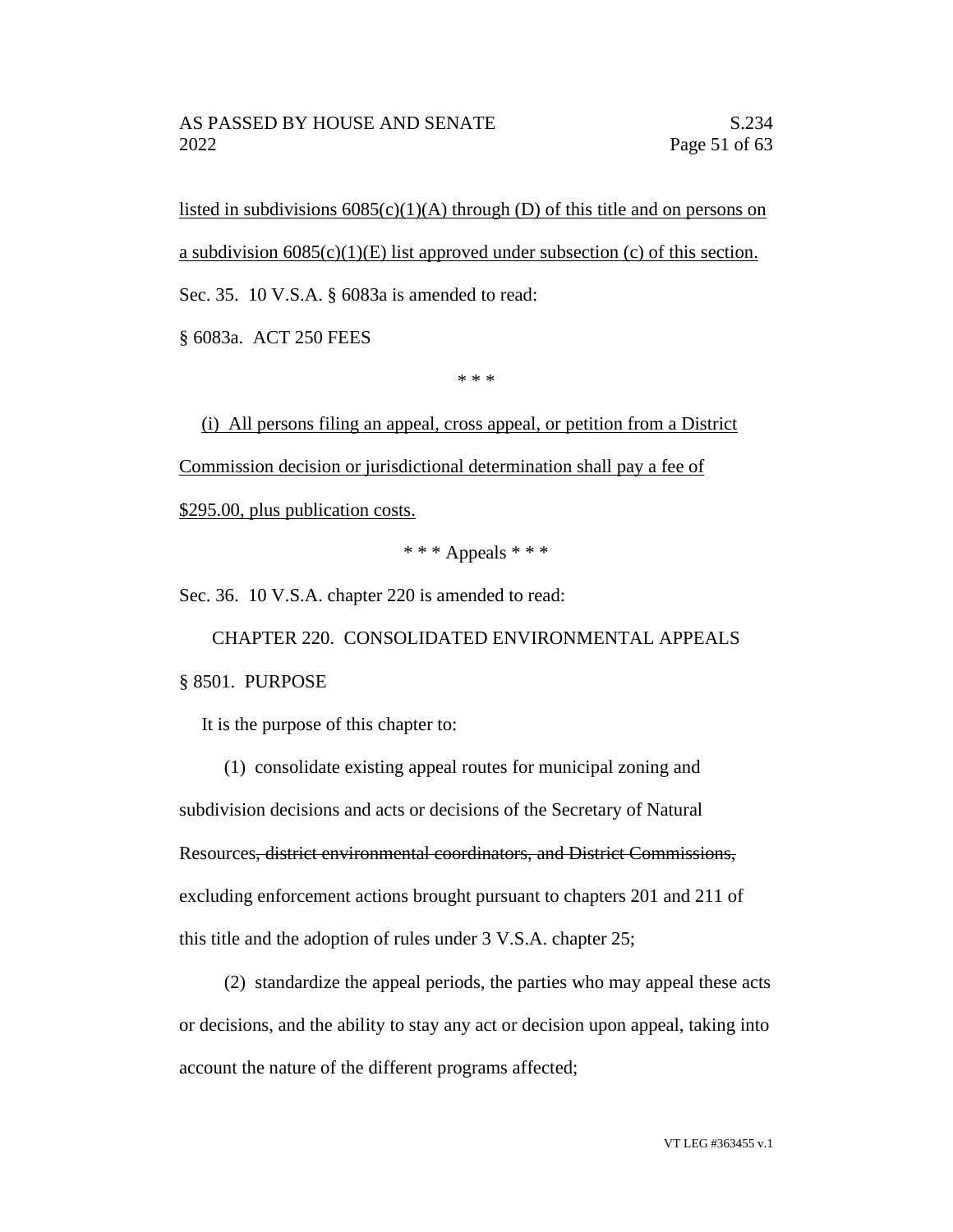listed in subdivisions 6085(c)(1)(A) through (D) of this title and on persons on a subdivision 6085(c)(1)(E) list approved under subsection (c) of this section.

Sec. 35. 10 V.S.A. § 6083a is amended to read:

§ 6083a. ACT 250 FEES

\* \* \*

(i) All persons filing an appeal, cross appeal, or petition from a District Commission decision or jurisdictional determination shall pay a fee of $295.00, plus publication costs.

\* \* \* Appeals \* \* \*

Sec. 36. 10 V.S.A. chapter 220 is amended to read:

CHAPTER 220. CONSOLIDATED ENVIRONMENTAL APPEALS

§ 8501. PURPOSE

It is the purpose of this chapter to:

(1) consolidate existing appeal routes for municipal zoning and subdivision decisions and acts or decisions of the Secretary of Natural Resources~~, district environmental coordinators, and District Commissions,~~ excluding enforcement actions brought pursuant to chapters 201 and 211 of this title and the adoption of rules under 3 V.S.A. chapter 25;

(2) standardize the appeal periods, the parties who may appeal these acts or decisions, and the ability to stay any act or decision upon appeal, taking into account the nature of the different programs affected;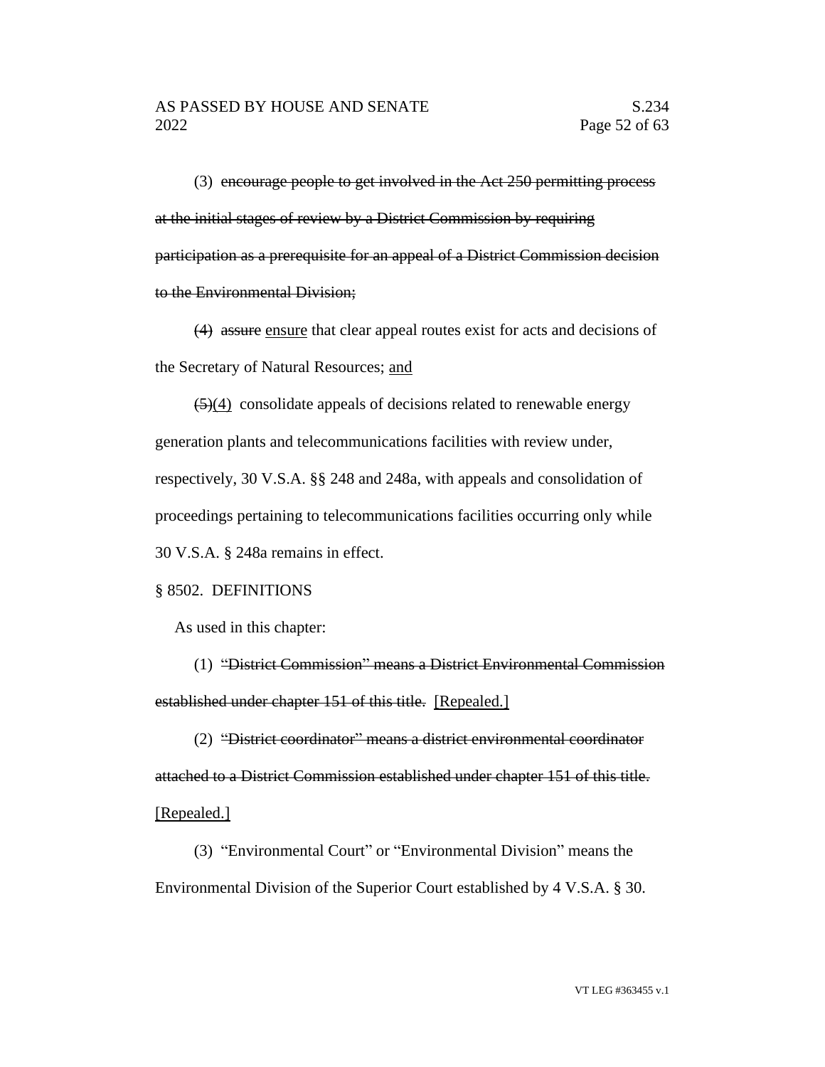(3) ~~encourage people to get involved in the Act 250 permitting process at the initial stages of review by a District Commission by requiring participation as a prerequisite for an appeal of a District Commission decision to the Environmental Division;~~

~~(4)~~ ~~assure~~ ensure that clear appeal routes exist for acts and decisions of the Secretary of Natural Resources; and

~~(5)~~(4) consolidate appeals of decisions related to renewable energy generation plants and telecommunications facilities with review under, respectively, 30 V.S.A. §§ 248 and 248a, with appeals and consolidation of proceedings pertaining to telecommunications facilities occurring only while 30 V.S.A. § 248a remains in effect.

§ 8502. DEFINITIONS

As used in this chapter:

(1) ~~"District Commission" means a District Environmental Commission established under chapter 151 of this title.~~ [Repealed.]

(2) ~~"District coordinator" means a district environmental coordinator attached to a District Commission established under chapter 151 of this title.~~ [Repealed.]

(3) "Environmental Court" or "Environmental Division" means the Environmental Division of the Superior Court established by 4 V.S.A. § 30.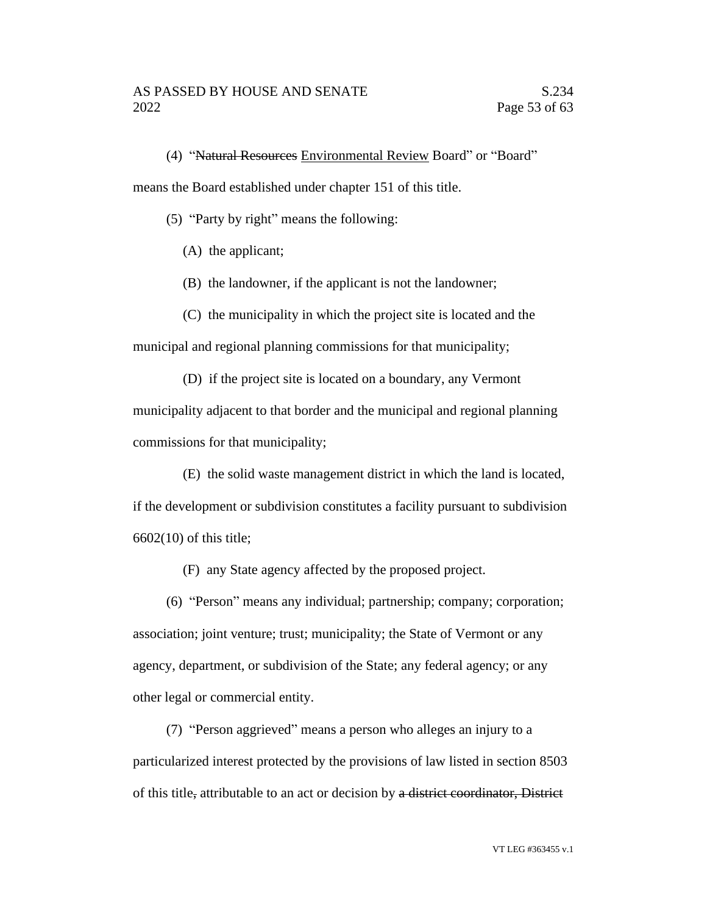(4) "~~Natural Resources~~ <u>Environmental Review</u> Board" or "Board" means the Board established under chapter 151 of this title.

(5) "Party by right" means the following:

(A) the applicant;

(B) the landowner, if the applicant is not the landowner;

(C) the municipality in which the project site is located and the municipal and regional planning commissions for that municipality;

(D) if the project site is located on a boundary, any Vermont municipality adjacent to that border and the municipal and regional planning commissions for that municipality;

(E) the solid waste management district in which the land is located, if the development or subdivision constitutes a facility pursuant to subdivision 6602(10) of this title;

(F) any State agency affected by the proposed project.

(6) "Person" means any individual; partnership; company; corporation; association; joint venture; trust; municipality; the State of Vermont or any agency, department, or subdivision of the State; any federal agency; or any other legal or commercial entity.

(7) "Person aggrieved" means a person who alleges an injury to a particularized interest protected by the provisions of law listed in section 8503 of this title~~,~~ attributable to an act or decision by ~~a district coordinator, District~~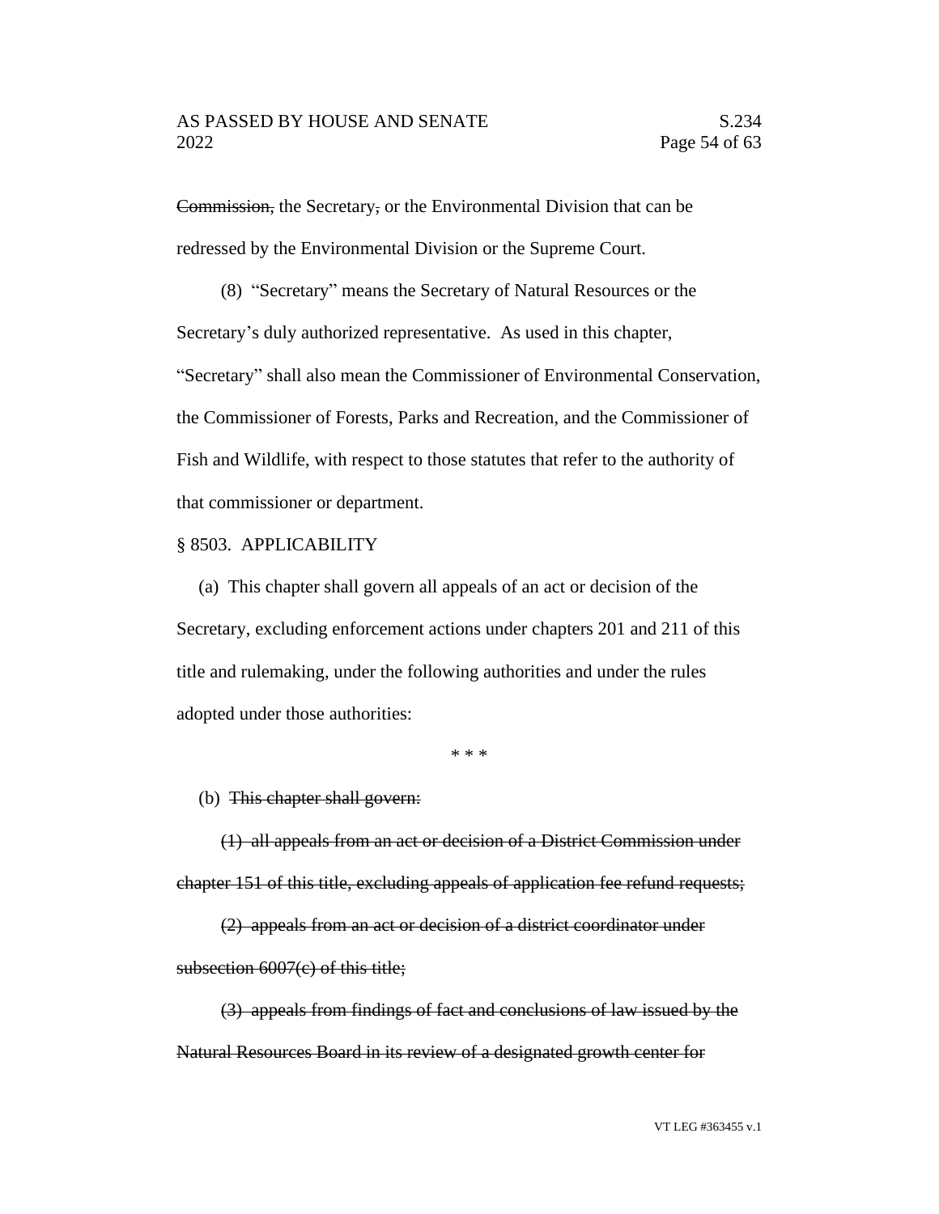~~Commission,~~ the Secretary~~,~~ or the Environmental Division that can be redressed by the Environmental Division or the Supreme Court.

(8) "Secretary" means the Secretary of Natural Resources or the Secretary's duly authorized representative. As used in this chapter, "Secretary" shall also mean the Commissioner of Environmental Conservation, the Commissioner of Forests, Parks and Recreation, and the Commissioner of Fish and Wildlife, with respect to those statutes that refer to the authority of that commissioner or department.

§ 8503. APPLICABILITY

(a) This chapter shall govern all appeals of an act or decision of the Secretary, excluding enforcement actions under chapters 201 and 211 of this title and rulemaking, under the following authorities and under the rules adopted under those authorities:

\* \* \*

(b) ~~This chapter shall govern:~~

~~(1) all appeals from an act or decision of a District Commission under chapter 151 of this title, excluding appeals of application fee refund requests;~~

~~(2) appeals from an act or decision of a district coordinator under subsection 6007(c) of this title;~~

~~(3) appeals from findings of fact and conclusions of law issued by the Natural Resources Board in its review of a designated growth center for~~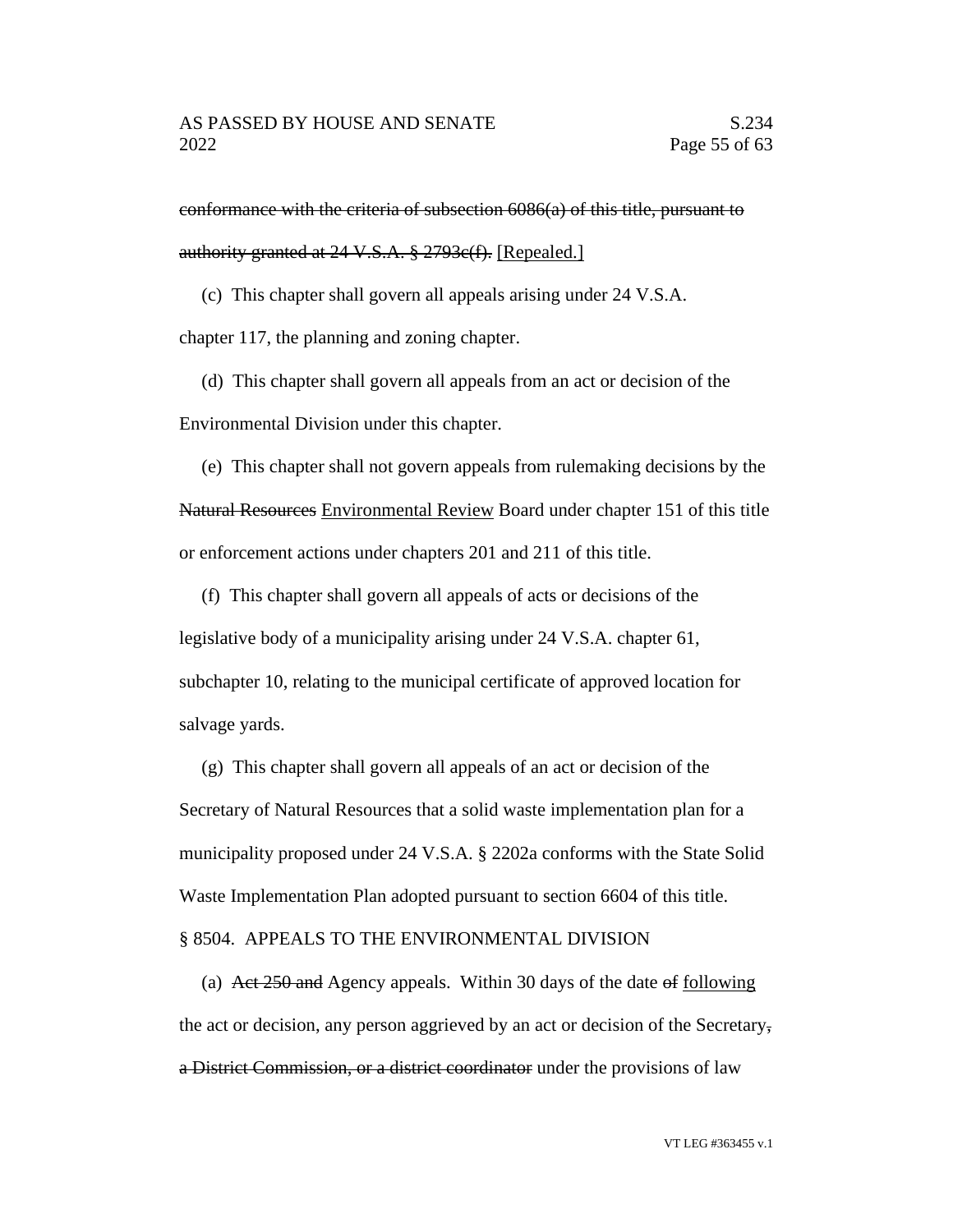~~conformance with the criteria of subsection 6086(a) of this title, pursuant to authority granted at 24 V.S.A. § 2793c(f).~~ <u>[Repealed.]</u>

(c) This chapter shall govern all appeals arising under 24 V.S.A. chapter 117, the planning and zoning chapter.

(d) This chapter shall govern all appeals from an act or decision of the Environmental Division under this chapter.

(e) This chapter shall not govern appeals from rulemaking decisions by the ~~Natural Resources~~ <u>Environmental Review</u> Board under chapter 151 of this title or enforcement actions under chapters 201 and 211 of this title.

(f) This chapter shall govern all appeals of acts or decisions of the legislative body of a municipality arising under 24 V.S.A. chapter 61, subchapter 10, relating to the municipal certificate of approved location for salvage yards.

(g) This chapter shall govern all appeals of an act or decision of the Secretary of Natural Resources that a solid waste implementation plan for a municipality proposed under 24 V.S.A. § 2202a conforms with the State Solid Waste Implementation Plan adopted pursuant to section 6604 of this title.

§ 8504. APPEALS TO THE ENVIRONMENTAL DIVISION

(a) ~~Act 250 and~~ Agency appeals. Within 30 days of the date ~~of~~ <u>following</u> the act or decision, any person aggrieved by an act or decision of the Secretary~~, a District Commission, or a district coordinator~~ under the provisions of law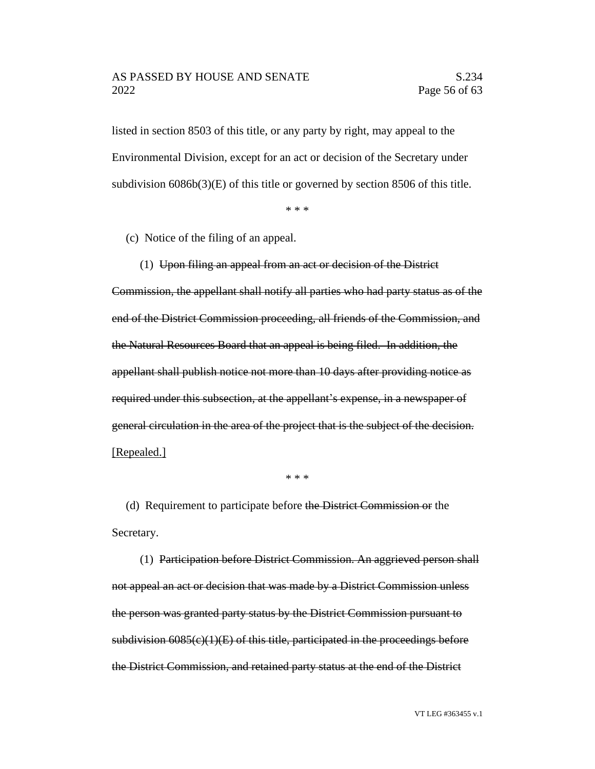listed in section 8503 of this title, or any party by right, may appeal to the Environmental Division, except for an act or decision of the Secretary under subdivision 6086b(3)(E) of this title or governed by section 8506 of this title.

\* \* \*

(c) Notice of the filing of an appeal.

(1) ~~Upon filing an appeal from an act or decision of the District Commission, the appellant shall notify all parties who had party status as of the end of the District Commission proceeding, all friends of the Commission, and the Natural Resources Board that an appeal is being filed. In addition, the appellant shall publish notice not more than 10 days after providing notice as required under this subsection, at the appellant's expense, in a newspaper of general circulation in the area of the project that is the subject of the decision.~~ <u>[Repealed.]</u>

\* \* \*

(d) Requirement to participate before ~~the District Commission or~~ the Secretary.

(1) ~~Participation before District Commission. An aggrieved person shall not appeal an act or decision that was made by a District Commission unless the person was granted party status by the District Commission pursuant to subdivision 6085(c)(1)(E) of this title, participated in the proceedings before the District Commission, and retained party status at the end of the District~~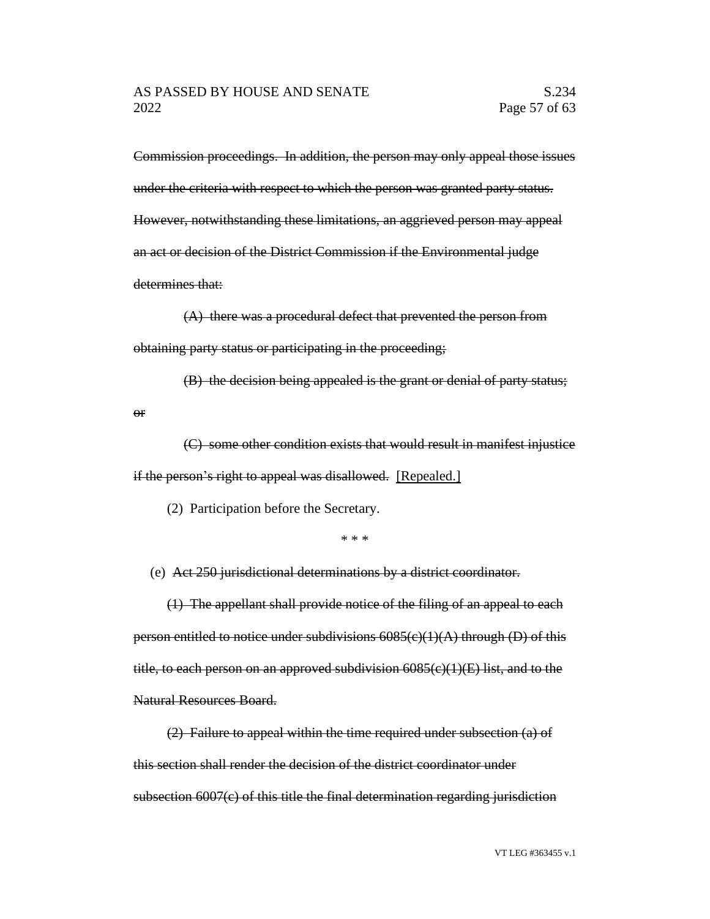~~Commission proceedings. In addition, the person may only appeal those issues under the criteria with respect to which the person was granted party status. However, notwithstanding these limitations, an aggrieved person may appeal an act or decision of the District Commission if the Environmental judge determines that:~~

~~(A) there was a procedural defect that prevented the person from obtaining party status or participating in the proceeding;~~

~~(B) the decision being appealed is the grant or denial of party status; or~~

~~(C) some other condition exists that would result in manifest injustice if the person's right to appeal was disallowed.~~ [Repealed.]

(2) Participation before the Secretary.

\* \* \*

(e) ~~Act 250 jurisdictional determinations by a district coordinator.~~

~~(1) The appellant shall provide notice of the filing of an appeal to each person entitled to notice under subdivisions 6085(c)(1)(A) through (D) of this title, to each person on an approved subdivision 6085(c)(1)(E) list, and to the Natural Resources Board.~~

~~(2) Failure to appeal within the time required under subsection (a) of this section shall render the decision of the district coordinator under subsection 6007(c) of this title the final determination regarding jurisdiction~~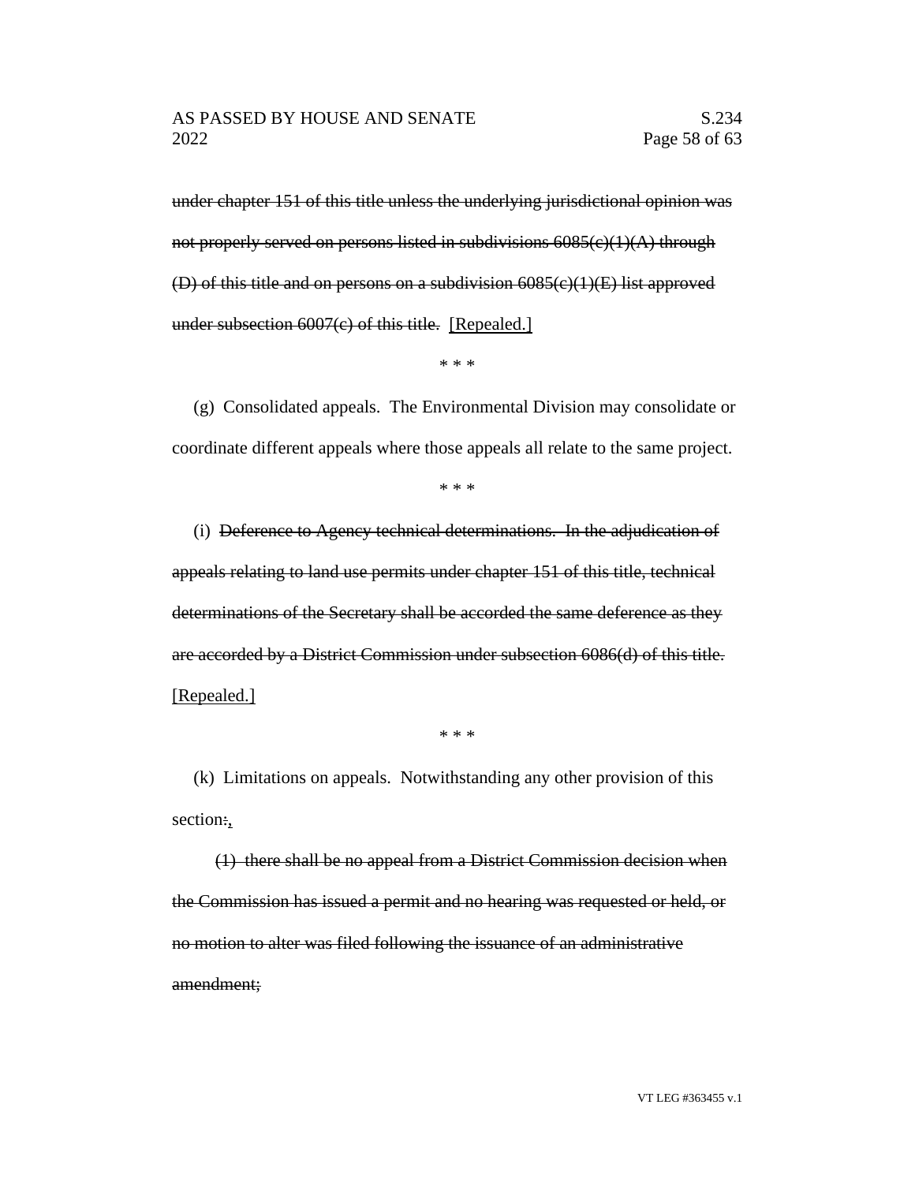~~under chapter 151 of this title unless the underlying jurisdictional opinion was not properly served on persons listed in subdivisions 6085(c)(1)(A) through (D) of this title and on persons on a subdivision 6085(c)(1)(E) list approved under subsection 6007(c) of this title.~~ [Repealed.]

\* \* \*

(g) Consolidated appeals. The Environmental Division may consolidate or coordinate different appeals where those appeals all relate to the same project.

\* \* \*

(i) ~~Deference to Agency technical determinations. In the adjudication of appeals relating to land use permits under chapter 151 of this title, technical determinations of the Secretary shall be accorded the same deference as they are accorded by a District Commission under subsection 6086(d) of this title.~~ [Repealed.]

\* \* \*

(k) Limitations on appeals. Notwithstanding any other provision of this section~~:~~,

~~(1) there shall be no appeal from a District Commission decision when the Commission has issued a permit and no hearing was requested or held, or no motion to alter was filed following the issuance of an administrative amendment;~~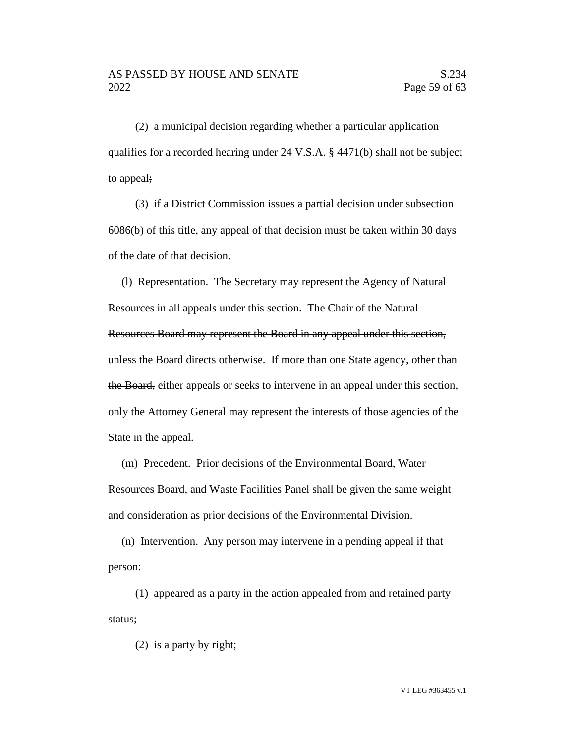~~(2)~~ a municipal decision regarding whether a particular application qualifies for a recorded hearing under 24 V.S.A. § 4471(b) shall not be subject to appeal~~;~~

~~(3) if a District Commission issues a partial decision under subsection 6086(b) of this title, any appeal of that decision must be taken within 30 days of the date of that decision~~.

(l) Representation. The Secretary may represent the Agency of Natural Resources in all appeals under this section. ~~The Chair of the Natural Resources Board may represent the Board in any appeal under this section, unless the Board directs otherwise.~~ If more than one State agency~~, other than the Board,~~ either appeals or seeks to intervene in an appeal under this section, only the Attorney General may represent the interests of those agencies of the State in the appeal.

(m) Precedent. Prior decisions of the Environmental Board, Water Resources Board, and Waste Facilities Panel shall be given the same weight and consideration as prior decisions of the Environmental Division.

(n) Intervention. Any person may intervene in a pending appeal if that person:

(1) appeared as a party in the action appealed from and retained party status;

(2) is a party by right;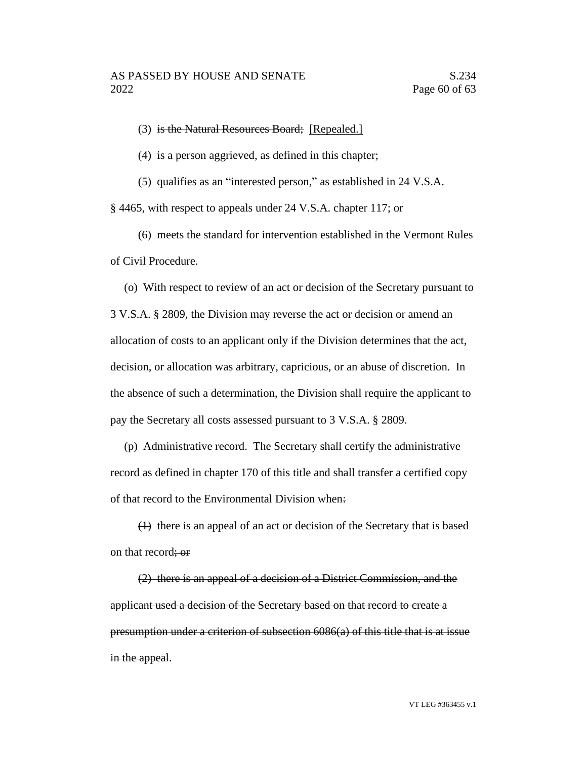(3) ~~is the Natural Resources Board;~~ [Repealed.]

(4) is a person aggrieved, as defined in this chapter;

(5) qualifies as an "interested person," as established in 24 V.S.A. § 4465, with respect to appeals under 24 V.S.A. chapter 117; or

(6) meets the standard for intervention established in the Vermont Rules of Civil Procedure.

(o) With respect to review of an act or decision of the Secretary pursuant to 3 V.S.A. § 2809, the Division may reverse the act or decision or amend an allocation of costs to an applicant only if the Division determines that the act, decision, or allocation was arbitrary, capricious, or an abuse of discretion. In the absence of such a determination, the Division shall require the applicant to pay the Secretary all costs assessed pursuant to 3 V.S.A. § 2809.

(p) Administrative record. The Secretary shall certify the administrative record as defined in chapter 170 of this title and shall transfer a certified copy of that record to the Environmental Division when~~:~~

~~(1)~~ there is an appeal of an act or decision of the Secretary that is based on that record~~; or~~

~~(2) there is an appeal of a decision of a District Commission, and the applicant used a decision of the Secretary based on that record to create a presumption under a criterion of subsection 6086(a) of this title that is at issue in the appeal~~.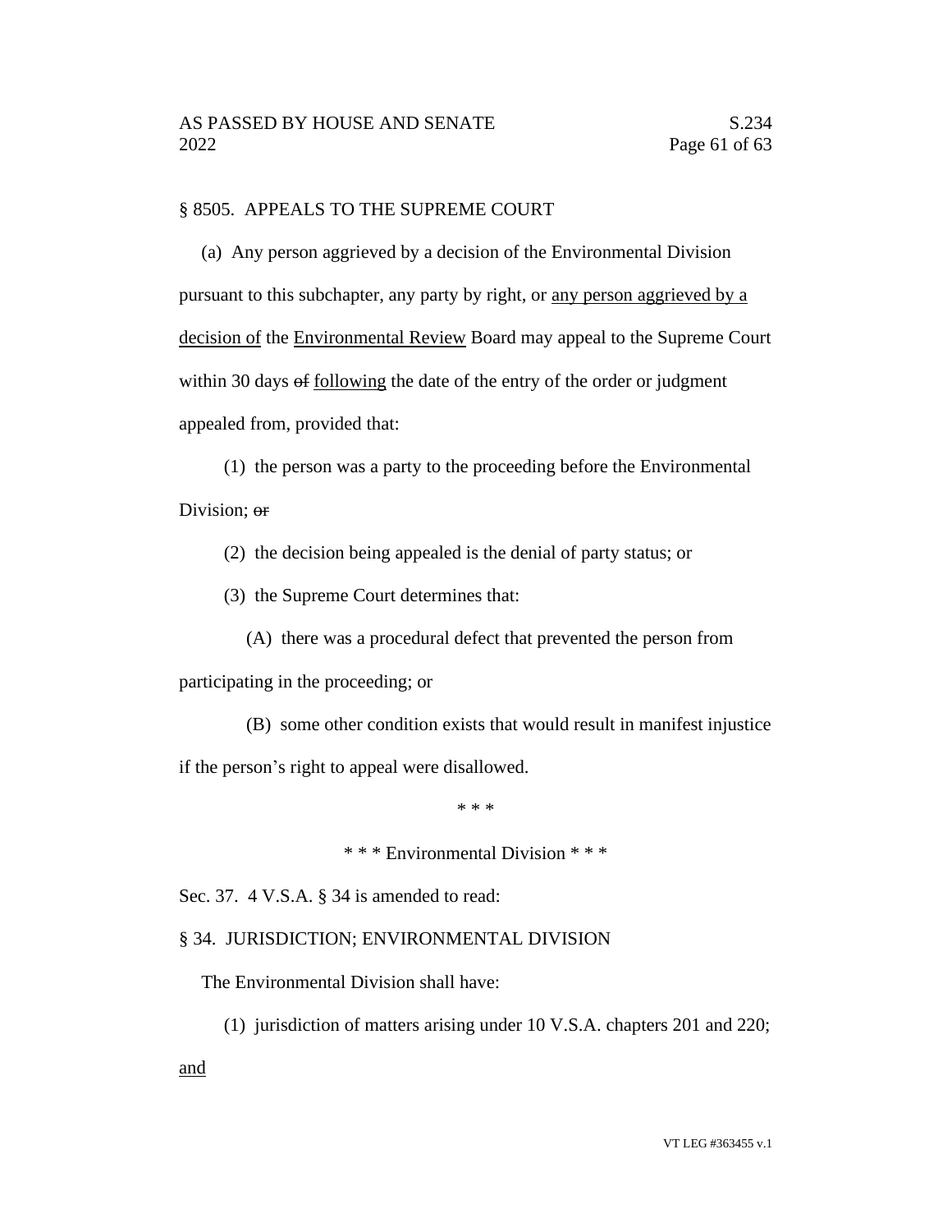§ 8505. APPEALS TO THE SUPREME COURT

(a) Any person aggrieved by a decision of the Environmental Division pursuant to this subchapter, any party by right, or <u>any person aggrieved by a decision of</u> the <u>Environmental Review</u> Board may appeal to the Supreme Court within 30 days ~~of~~ <u>following</u> the date of the entry of the order or judgment appealed from, provided that:

(1) the person was a party to the proceeding before the Environmental Division; ~~or~~

(2) the decision being appealed is the denial of party status; or

(3) the Supreme Court determines that:

(A) there was a procedural defect that prevented the person from participating in the proceeding; or

(B) some other condition exists that would result in manifest injustice if the person's right to appeal were disallowed.

\* \* \*

\* \* \* Environmental Division \* \* \*

Sec. 37. 4 V.S.A. § 34 is amended to read:

§ 34. JURISDICTION; ENVIRONMENTAL DIVISION

The Environmental Division shall have:

(1) jurisdiction of matters arising under 10 V.S.A. chapters 201 and 220; <u>and</u>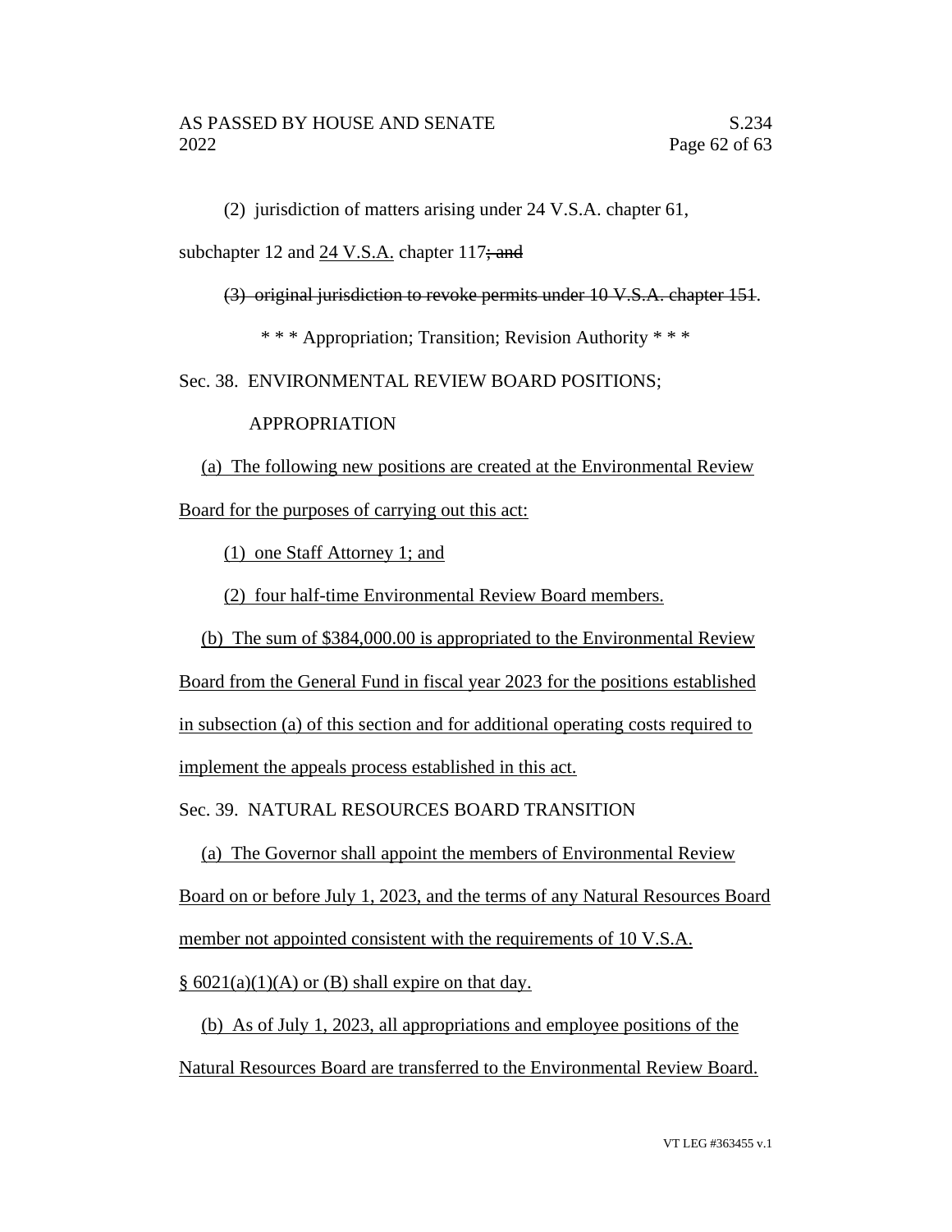(2) jurisdiction of matters arising under 24 V.S.A. chapter 61, subchapter 12 and <u>24 V.S.A.</u> chapter 117~~; and~~

~~(3) original jurisdiction to revoke permits under 10 V.S.A. chapter 151~~.

\* \* \* Appropriation; Transition; Revision Authority \* \* \*

Sec. 38. ENVIRONMENTAL REVIEW BOARD POSITIONS; APPROPRIATION

<u>(a) The following new positions are created at the Environmental Review Board for the purposes of carrying out this act:</u>

<u>(1) one Staff Attorney 1; and</u>

<u>(2) four half-time Environmental Review Board members.</u>

<u>(b) The sum of $384,000.00 is appropriated to the Environmental Review Board from the General Fund in fiscal year 2023 for the positions established in subsection (a) of this section and for additional operating costs required to implement the appeals process established in this act.</u>

Sec. 39. NATURAL RESOURCES BOARD TRANSITION

<u>(a) The Governor shall appoint the members of Environmental Review Board on or before July 1, 2023, and the terms of any Natural Resources Board member not appointed consistent with the requirements of 10 V.S.A. § 6021(a)(1)(A) or (B) shall expire on that day.</u>

<u>(b) As of July 1, 2023, all appropriations and employee positions of the Natural Resources Board are transferred to the Environmental Review Board.</u>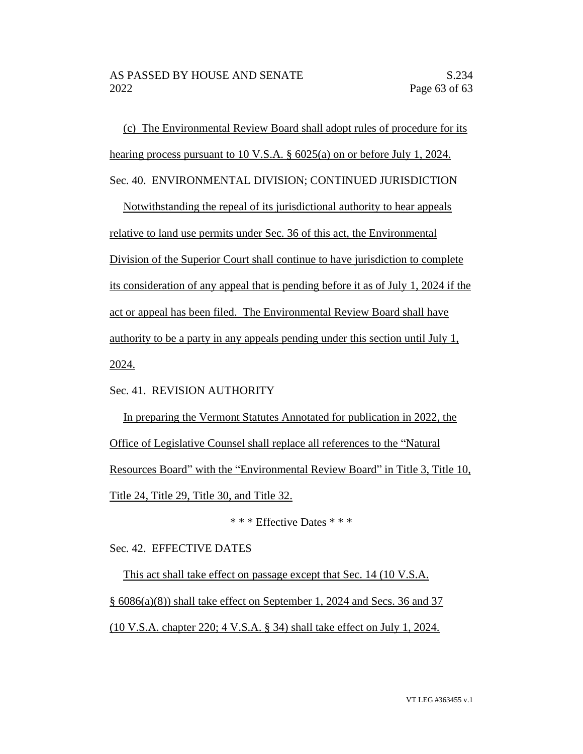(c) The Environmental Review Board shall adopt rules of procedure for its hearing process pursuant to 10 V.S.A. § 6025(a) on or before July 1, 2024.

Sec. 40. ENVIRONMENTAL DIVISION; CONTINUED JURISDICTION

Notwithstanding the repeal of its jurisdictional authority to hear appeals relative to land use permits under Sec. 36 of this act, the Environmental Division of the Superior Court shall continue to have jurisdiction to complete its consideration of any appeal that is pending before it as of July 1, 2024 if the act or appeal has been filed. The Environmental Review Board shall have authority to be a party in any appeals pending under this section until July 1, 2024.

Sec. 41. REVISION AUTHORITY

In preparing the Vermont Statutes Annotated for publication in 2022, the Office of Legislative Counsel shall replace all references to the "Natural Resources Board" with the "Environmental Review Board" in Title 3, Title 10, Title 24, Title 29, Title 30, and Title 32.

\* \* \* Effective Dates \* \* \*

Sec. 42. EFFECTIVE DATES

This act shall take effect on passage except that Sec. 14 (10 V.S.A. § 6086(a)(8)) shall take effect on September 1, 2024 and Secs. 36 and 37 (10 V.S.A. chapter 220; 4 V.S.A. § 34) shall take effect on July 1, 2024.